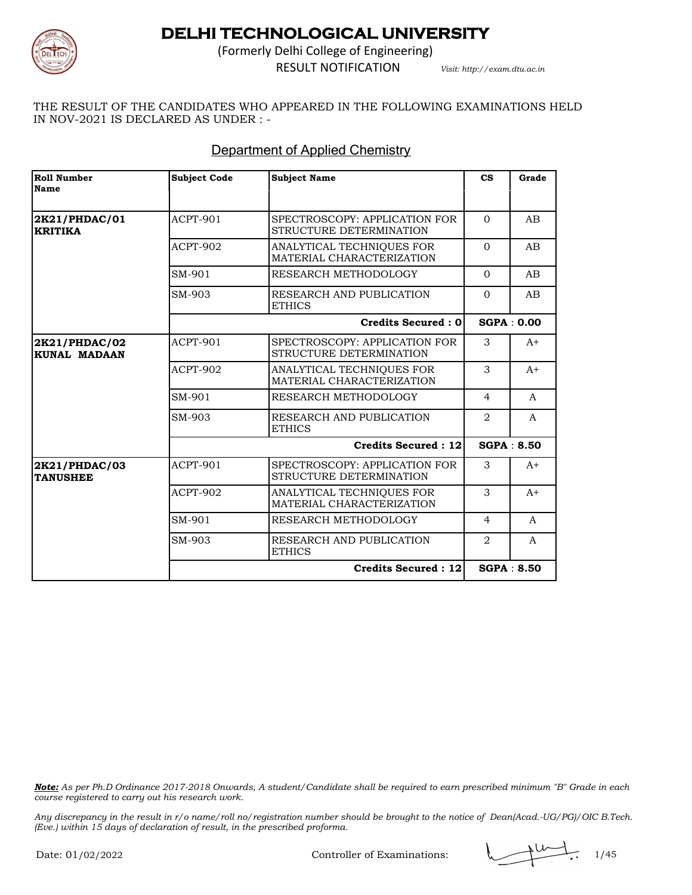# DELHI TECHNOLOGICAL UNIVERSITY

(Formerly Delhi College of Engineering)

RESULT NOTIFICATION *Visit: http://exam.dtu.ac.in*

THE RESULT OF THE CANDIDATES WHO APPEARED IN THE FOLLOWING EXAMINATIONS HELD IN NOV-2021 IS DECLARED AS UNDER : -

## Department of Applied Chemistry

| Roll Number<br>Name | Subject Code | Subject Name | CS | Grade |
|---|---|---|---|---|
| **2K21/PHDAC/01**<br>**KRITIKA** | ACPT-901 | SPECTROSCOPY: APPLICATION FOR STRUCTURE DETERMINATION | 0 | AB |
| | ACPT-902 | ANALYTICAL TECHNIQUES FOR MATERIAL CHARACTERIZATION | 0 | AB |
| | SM-901 | RESEARCH METHODOLOGY | 0 | AB |
| | SM-903 | RESEARCH AND PUBLICATION ETHICS | 0 | AB |
| | | **Credits Secured : 0** | **SGPA : 0.00** | |
| **2K21/PHDAC/02**<br>**KUNAL MADAAN** | ACPT-901 | SPECTROSCOPY: APPLICATION FOR STRUCTURE DETERMINATION | 3 | A+ |
| | ACPT-902 | ANALYTICAL TECHNIQUES FOR MATERIAL CHARACTERIZATION | 3 | A+ |
| | SM-901 | RESEARCH METHODOLOGY | 4 | A |
| | SM-903 | RESEARCH AND PUBLICATION ETHICS | 2 | A |
| | | **Credits Secured : 12** | **SGPA : 8.50** | |
| **2K21/PHDAC/03**<br>**TANUSHEE** | ACPT-901 | SPECTROSCOPY: APPLICATION FOR STRUCTURE DETERMINATION | 3 | A+ |
| | ACPT-902 | ANALYTICAL TECHNIQUES FOR MATERIAL CHARACTERIZATION | 3 | A+ |
| | SM-901 | RESEARCH METHODOLOGY | 4 | A |
| | SM-903 | RESEARCH AND PUBLICATION ETHICS | 2 | A |
| | | **Credits Secured : 12** | **SGPA : 8.50** | |

***Note:*** *As per Ph.D Ordinance 2017-2018 Onwards, A student/Candidate shall be required to earn prescribed minimum "B" Grade in each course registered to carry out his research work.*

*Any discrepancy in the result in r/o name/roll no/registration number should be brought to the notice of Dean(Acad.-UG/PG)/OIC B.Tech. (Eve.) within 15 days of declaration of result, in the prescribed proforma.*

Date: 01/02/2022 Controller of Examinations: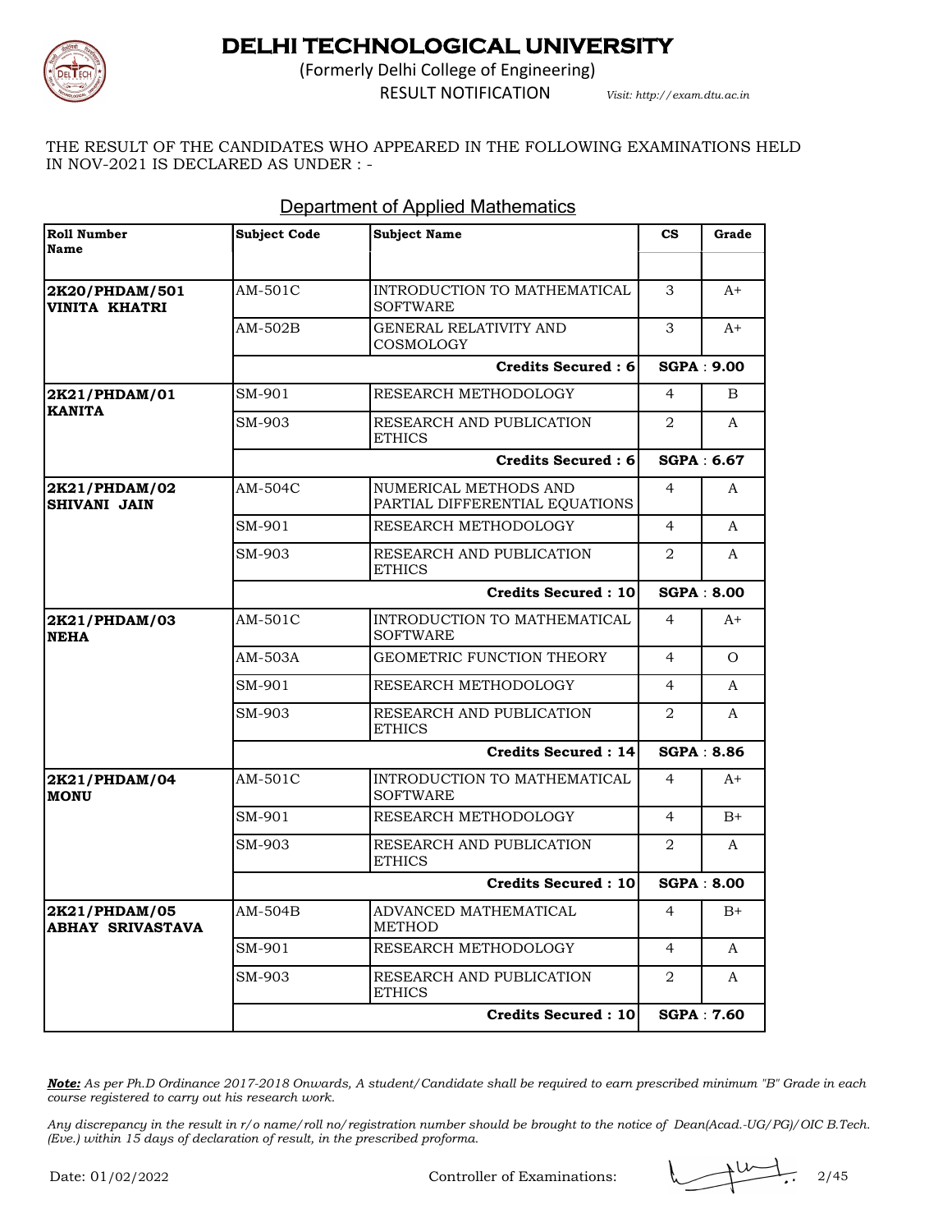# DELHI TECHNOLOGICAL UNIVERSITY

(Formerly Delhi College of Engineering)

RESULT NOTIFICATION *Visit: http://exam.dtu.ac.in*

THE RESULT OF THE CANDIDATES WHO APPEARED IN THE FOLLOWING EXAMINATIONS HELD IN NOV-2021 IS DECLARED AS UNDER : -

## Department of Applied Mathematics

| Roll Number Name | Subject Code | Subject Name | CS | Grade |
|---|---|---|---|---|
| **2K20/PHDAM/501 VINITA KHATRI** | AM-501C | INTRODUCTION TO MATHEMATICAL SOFTWARE | 3 | A+ |
| | AM-502B | GENERAL RELATIVITY AND COSMOLOGY | 3 | A+ |
| | | **Credits Secured : 6** | **SGPA : 9.00** | |
| **2K21/PHDAM/01 KANITA** | SM-901 | RESEARCH METHODOLOGY | 4 | B |
| | SM-903 | RESEARCH AND PUBLICATION ETHICS | 2 | A |
| | | **Credits Secured : 6** | **SGPA : 6.67** | |
| **2K21/PHDAM/02 SHIVANI JAIN** | AM-504C | NUMERICAL METHODS AND PARTIAL DIFFERENTIAL EQUATIONS | 4 | A |
| | SM-901 | RESEARCH METHODOLOGY | 4 | A |
| | SM-903 | RESEARCH AND PUBLICATION ETHICS | 2 | A |
| | | **Credits Secured : 10** | **SGPA : 8.00** | |
| **2K21/PHDAM/03 NEHA** | AM-501C | INTRODUCTION TO MATHEMATICAL SOFTWARE | 4 | A+ |
| | AM-503A | GEOMETRIC FUNCTION THEORY | 4 | O |
| | SM-901 | RESEARCH METHODOLOGY | 4 | A |
| | SM-903 | RESEARCH AND PUBLICATION ETHICS | 2 | A |
| | | **Credits Secured : 14** | **SGPA : 8.86** | |
| **2K21/PHDAM/04 MONU** | AM-501C | INTRODUCTION TO MATHEMATICAL SOFTWARE | 4 | A+ |
| | SM-901 | RESEARCH METHODOLOGY | 4 | B+ |
| | SM-903 | RESEARCH AND PUBLICATION ETHICS | 2 | A |
| | | **Credits Secured : 10** | **SGPA : 8.00** | |
| **2K21/PHDAM/05 ABHAY SRIVASTAVA** | AM-504B | ADVANCED MATHEMATICAL METHOD | 4 | B+ |
| | SM-901 | RESEARCH METHODOLOGY | 4 | A |
| | SM-903 | RESEARCH AND PUBLICATION ETHICS | 2 | A |
| | | **Credits Secured : 10** | **SGPA : 7.60** | |

***Note:*** *As per Ph.D Ordinance 2017-2018 Onwards, A student/Candidate shall be required to earn prescribed minimum "B" Grade in each course registered to carry out his research work.*

*Any discrepancy in the result in r/o name/roll no/registration number should be brought to the notice of Dean(Acad.-UG/PG)/OIC B.Tech. (Eve.) within 15 days of declaration of result, in the prescribed proforma.*

Date: 01/02/2022 Controller of Examinations: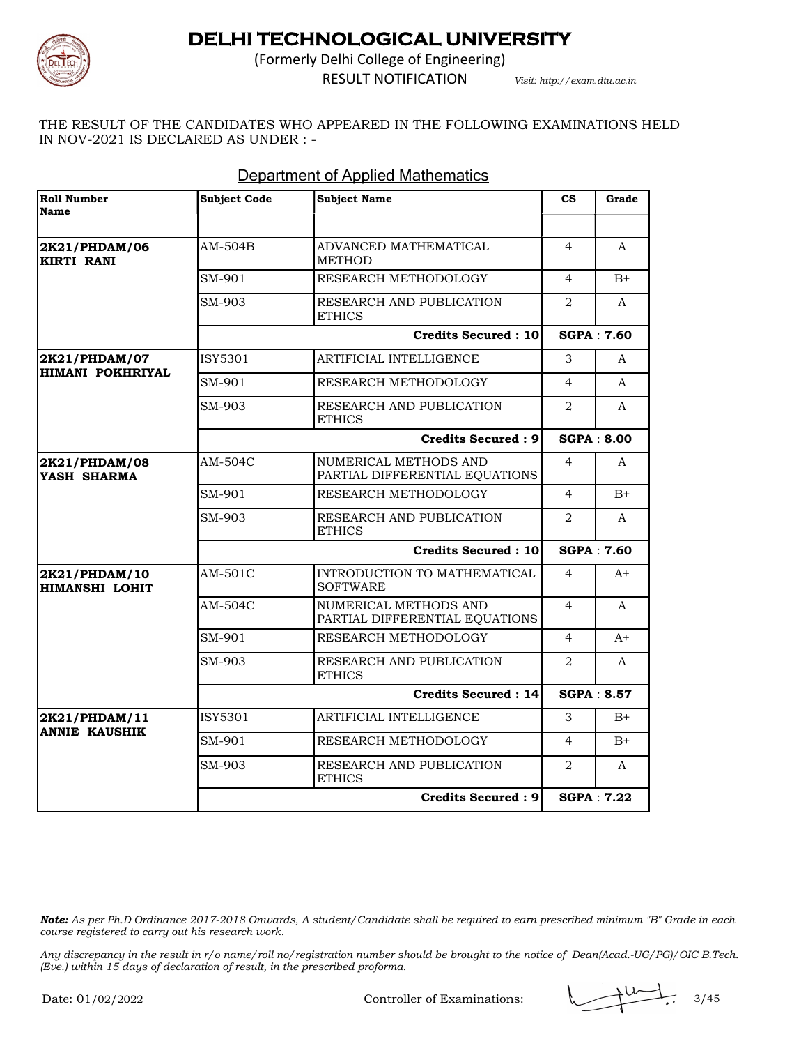# DELHI TECHNOLOGICAL UNIVERSITY

(Formerly Delhi College of Engineering)

RESULT NOTIFICATION *Visit: http://exam.dtu.ac.in*

THE RESULT OF THE CANDIDATES WHO APPEARED IN THE FOLLOWING EXAMINATIONS HELD IN NOV-2021 IS DECLARED AS UNDER : -

## Department of Applied Mathematics

| Roll Number Name | Subject Code | Subject Name | CS | Grade |
|---|---|---|---|---|
| **2K21/PHDAM/06 KIRTI RANI** | AM-504B | ADVANCED MATHEMATICAL METHOD | 4 | A |
| | SM-901 | RESEARCH METHODOLOGY | 4 | B+ |
| | SM-903 | RESEARCH AND PUBLICATION ETHICS | 2 | A |
| | | **Credits Secured : 10** | **SGPA : 7.60** | |
| **2K21/PHDAM/07 HIMANI POKHRIYAL** | ISY5301 | ARTIFICIAL INTELLIGENCE | 3 | A |
| | SM-901 | RESEARCH METHODOLOGY | 4 | A |
| | SM-903 | RESEARCH AND PUBLICATION ETHICS | 2 | A |
| | | **Credits Secured : 9** | **SGPA : 8.00** | |
| **2K21/PHDAM/08 YASH SHARMA** | AM-504C | NUMERICAL METHODS AND PARTIAL DIFFERENTIAL EQUATIONS | 4 | A |
| | SM-901 | RESEARCH METHODOLOGY | 4 | B+ |
| | SM-903 | RESEARCH AND PUBLICATION ETHICS | 2 | A |
| | | **Credits Secured : 10** | **SGPA : 7.60** | |
| **2K21/PHDAM/10 HIMANSHI LOHIT** | AM-501C | INTRODUCTION TO MATHEMATICAL SOFTWARE | 4 | A+ |
| | AM-504C | NUMERICAL METHODS AND PARTIAL DIFFERENTIAL EQUATIONS | 4 | A |
| | SM-901 | RESEARCH METHODOLOGY | 4 | A+ |
| | SM-903 | RESEARCH AND PUBLICATION ETHICS | 2 | A |
| | | **Credits Secured : 14** | **SGPA : 8.57** | |
| **2K21/PHDAM/11 ANNIE KAUSHIK** | ISY5301 | ARTIFICIAL INTELLIGENCE | 3 | B+ |
| | SM-901 | RESEARCH METHODOLOGY | 4 | B+ |
| | SM-903 | RESEARCH AND PUBLICATION ETHICS | 2 | A |
| | | **Credits Secured : 9** | **SGPA : 7.22** | |

***Note:*** *As per Ph.D Ordinance 2017-2018 Onwards, A student/Candidate shall be required to earn prescribed minimum "B" Grade in each course registered to carry out his research work.*

*Any discrepancy in the result in r/o name/roll no/registration number should be brought to the notice of Dean(Acad.-UG/PG)/OIC B.Tech. (Eve.) within 15 days of declaration of result, in the prescribed proforma.*

Date: 01/02/2022 Controller of Examinations: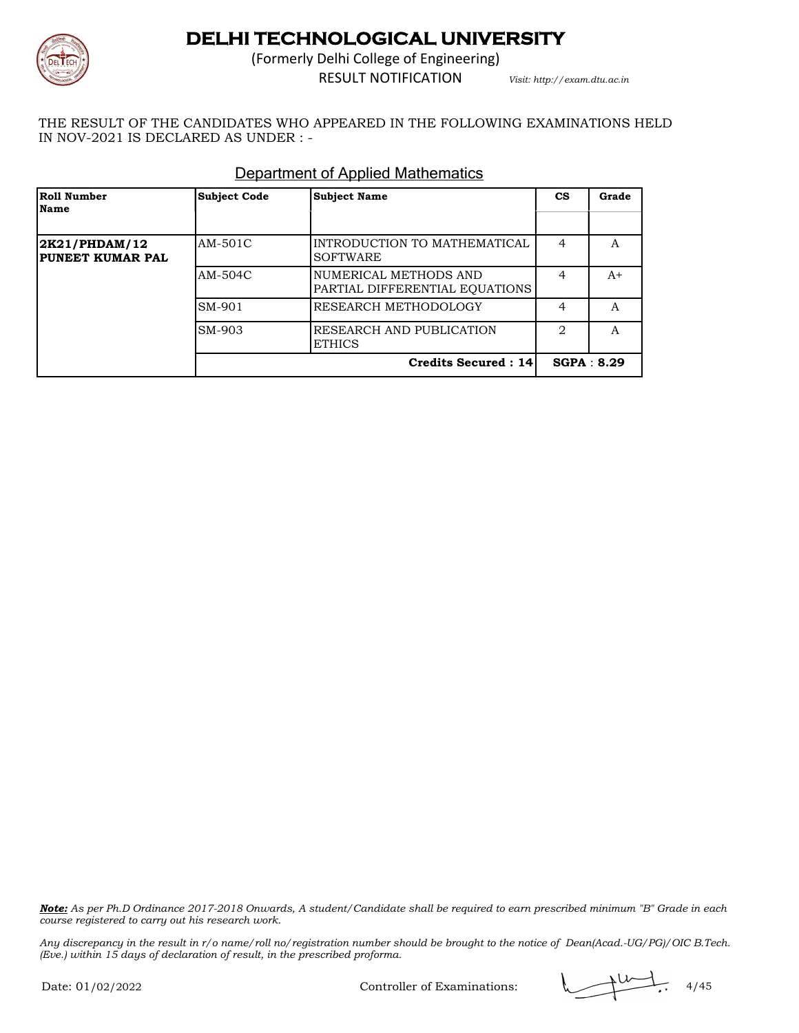# DELHI TECHNOLOGICAL UNIVERSITY

(Formerly Delhi College of Engineering)

RESULT NOTIFICATION *Visit: http://exam.dtu.ac.in*

THE RESULT OF THE CANDIDATES WHO APPEARED IN THE FOLLOWING EXAMINATIONS HELD IN NOV-2021 IS DECLARED AS UNDER : -

## Department of Applied Mathematics

| **Roll Number Name** | **Subject Code** | **Subject Name** | **CS** | **Grade** |
|---|---|---|---|---|
| **2K21/PHDAM/12 PUNEET KUMAR PAL** | AM-501C | INTRODUCTION TO MATHEMATICAL SOFTWARE | 4 | A |
| | AM-504C | NUMERICAL METHODS AND PARTIAL DIFFERENTIAL EQUATIONS | 4 | A+ |
| | SM-901 | RESEARCH METHODOLOGY | 4 | A |
| | SM-903 | RESEARCH AND PUBLICATION ETHICS | 2 | A |
| | | **Credits Secured : 14** | **SGPA : 8.29** | |

***Note:*** *As per Ph.D Ordinance 2017-2018 Onwards, A student/Candidate shall be required to earn prescribed minimum "B" Grade in each course registered to carry out his research work.*

*Any discrepancy in the result in r/o name/roll no/registration number should be brought to the notice of Dean(Acad.-UG/PG)/OIC B.Tech. (Eve.) within 15 days of declaration of result, in the prescribed proforma.*

Date: 01/02/2022 Controller of Examinations: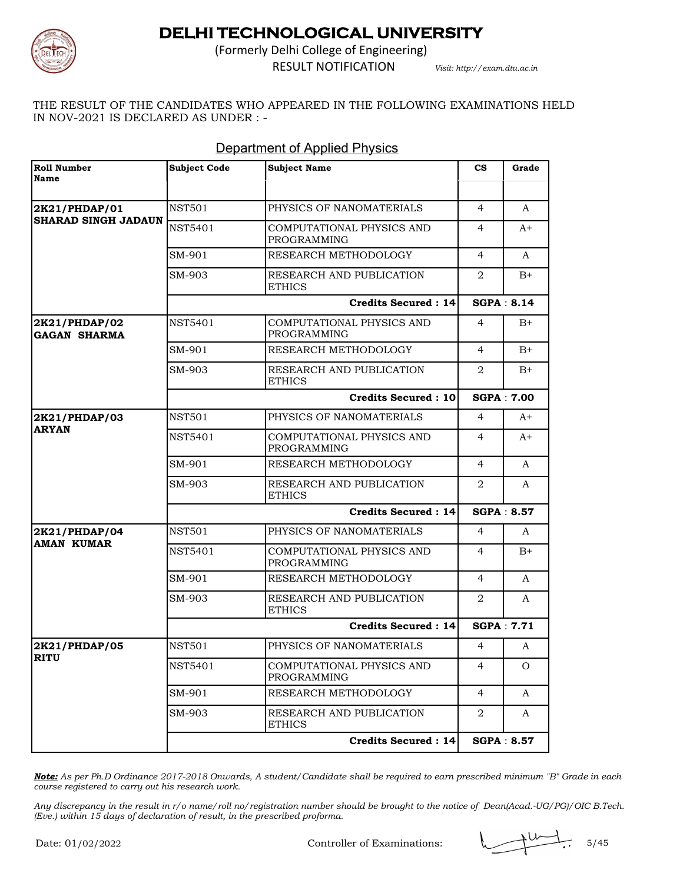# DELHI TECHNOLOGICAL UNIVERSITY

(Formerly Delhi College of Engineering)

RESULT NOTIFICATION

*Visit: http://exam.dtu.ac.in*

THE RESULT OF THE CANDIDATES WHO APPEARED IN THE FOLLOWING EXAMINATIONS HELD IN NOV-2021 IS DECLARED AS UNDER : -

## Department of Applied Physics

| Roll Number Name | Subject Code | Subject Name | CS | Grade |
|---|---|---|---|---|
| **2K21/PHDAP/01 SHARAD SINGH JADAUN** | NST501 | PHYSICS OF NANOMATERIALS | 4 | A |
| | NST5401 | COMPUTATIONAL PHYSICS AND PROGRAMMING | 4 | A+ |
| | SM-901 | RESEARCH METHODOLOGY | 4 | A |
| | SM-903 | RESEARCH AND PUBLICATION ETHICS | 2 | B+ |
| | | **Credits Secured : 14** | **SGPA : 8.14** | |
| **2K21/PHDAP/02 GAGAN SHARMA** | NST5401 | COMPUTATIONAL PHYSICS AND PROGRAMMING | 4 | B+ |
| | SM-901 | RESEARCH METHODOLOGY | 4 | B+ |
| | SM-903 | RESEARCH AND PUBLICATION ETHICS | 2 | B+ |
| | | **Credits Secured : 10** | **SGPA : 7.00** | |
| **2K21/PHDAP/03 ARYAN** | NST501 | PHYSICS OF NANOMATERIALS | 4 | A+ |
| | NST5401 | COMPUTATIONAL PHYSICS AND PROGRAMMING | 4 | A+ |
| | SM-901 | RESEARCH METHODOLOGY | 4 | A |
| | SM-903 | RESEARCH AND PUBLICATION ETHICS | 2 | A |
| | | **Credits Secured : 14** | **SGPA : 8.57** | |
| **2K21/PHDAP/04 AMAN KUMAR** | NST501 | PHYSICS OF NANOMATERIALS | 4 | A |
| | NST5401 | COMPUTATIONAL PHYSICS AND PROGRAMMING | 4 | B+ |
| | SM-901 | RESEARCH METHODOLOGY | 4 | A |
| | SM-903 | RESEARCH AND PUBLICATION ETHICS | 2 | A |
| | | **Credits Secured : 14** | **SGPA : 7.71** | |
| **2K21/PHDAP/05 RITU** | NST501 | PHYSICS OF NANOMATERIALS | 4 | A |
| | NST5401 | COMPUTATIONAL PHYSICS AND PROGRAMMING | 4 | O |
| | SM-901 | RESEARCH METHODOLOGY | 4 | A |
| | SM-903 | RESEARCH AND PUBLICATION ETHICS | 2 | A |
| | | **Credits Secured : 14** | **SGPA : 8.57** | |

***Note:*** *As per Ph.D Ordinance 2017-2018 Onwards, A student/Candidate shall be required to earn prescribed minimum "B" Grade in each course registered to carry out his research work.*

*Any discrepancy in the result in r/o name/roll no/registration number should be brought to the notice of Dean(Acad.-UG/PG)/OIC B.Tech. (Eve.) within 15 days of declaration of result, in the prescribed proforma.*

Date: 01/02/2022

Controller of Examinations: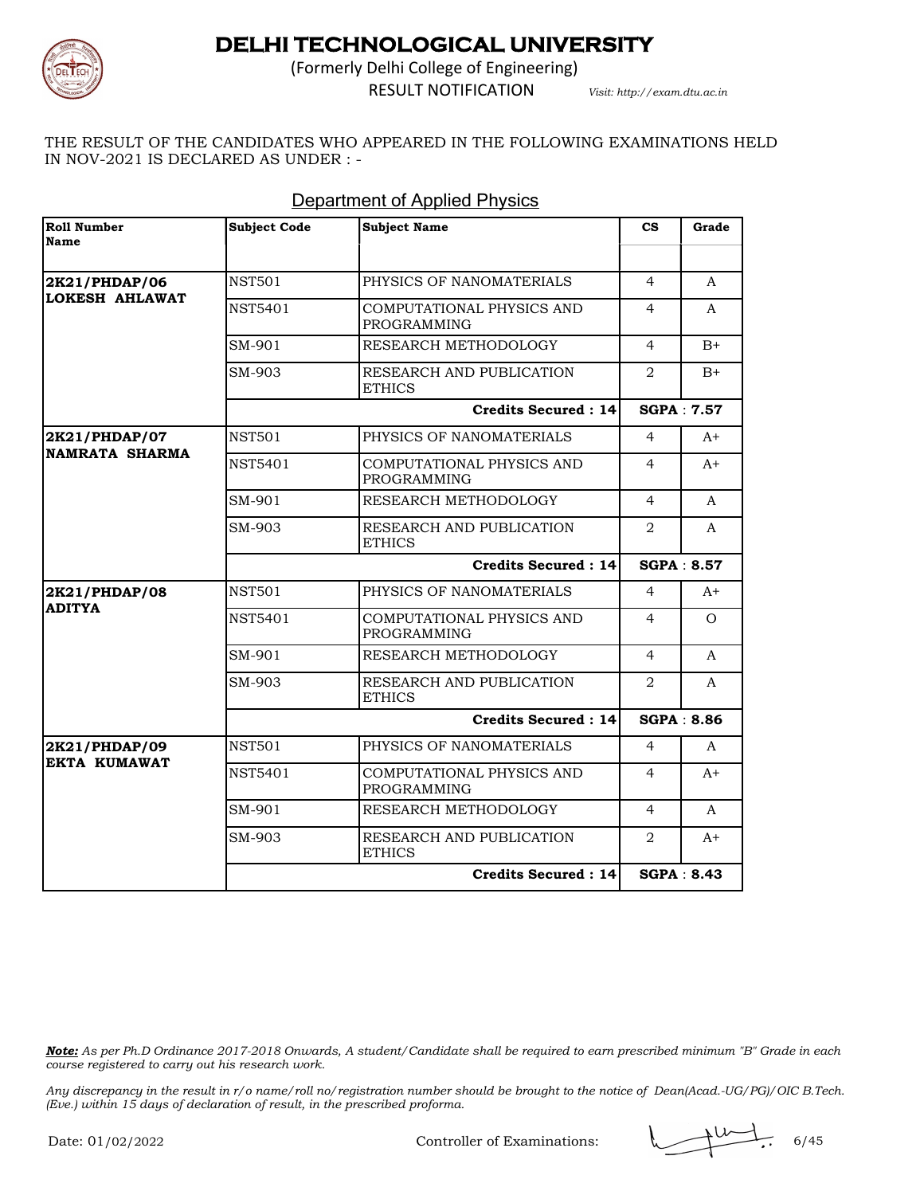# DELHI TECHNOLOGICAL UNIVERSITY

(Formerly Delhi College of Engineering)

RESULT NOTIFICATION

*Visit: http://exam.dtu.ac.in*

THE RESULT OF THE CANDIDATES WHO APPEARED IN THE FOLLOWING EXAMINATIONS HELD IN NOV-2021 IS DECLARED AS UNDER : -

## Department of Applied Physics

| Roll Number Name | Subject Code | Subject Name | CS | Grade |
|---|---|---|---|---|
| **2K21/PHDAP/06 LOKESH AHLAWAT** | NST501 | PHYSICS OF NANOMATERIALS | 4 | A |
| | NST5401 | COMPUTATIONAL PHYSICS AND PROGRAMMING | 4 | A |
| | SM-901 | RESEARCH METHODOLOGY | 4 | B+ |
| | SM-903 | RESEARCH AND PUBLICATION ETHICS | 2 | B+ |
| | | **Credits Secured : 14** | **SGPA : 7.57** | |
| **2K21/PHDAP/07 NAMRATA SHARMA** | NST501 | PHYSICS OF NANOMATERIALS | 4 | A+ |
| | NST5401 | COMPUTATIONAL PHYSICS AND PROGRAMMING | 4 | A+ |
| | SM-901 | RESEARCH METHODOLOGY | 4 | A |
| | SM-903 | RESEARCH AND PUBLICATION ETHICS | 2 | A |
| | | **Credits Secured : 14** | **SGPA : 8.57** | |
| **2K21/PHDAP/08 ADITYA** | NST501 | PHYSICS OF NANOMATERIALS | 4 | A+ |
| | NST5401 | COMPUTATIONAL PHYSICS AND PROGRAMMING | 4 | O |
| | SM-901 | RESEARCH METHODOLOGY | 4 | A |
| | SM-903 | RESEARCH AND PUBLICATION ETHICS | 2 | A |
| | | **Credits Secured : 14** | **SGPA : 8.86** | |
| **2K21/PHDAP/09 EKTA KUMAWAT** | NST501 | PHYSICS OF NANOMATERIALS | 4 | A |
| | NST5401 | COMPUTATIONAL PHYSICS AND PROGRAMMING | 4 | A+ |
| | SM-901 | RESEARCH METHODOLOGY | 4 | A |
| | SM-903 | RESEARCH AND PUBLICATION ETHICS | 2 | A+ |
| | | **Credits Secured : 14** | **SGPA : 8.43** | |

***Note:*** *As per Ph.D Ordinance 2017-2018 Onwards, A student/Candidate shall be required to earn prescribed minimum "B" Grade in each course registered to carry out his research work.*

*Any discrepancy in the result in r/o name/roll no/registration number should be brought to the notice of Dean(Acad.-UG/PG)/OIC B.Tech. (Eve.) within 15 days of declaration of result, in the prescribed proforma.*

Date: 01/02/2022

Controller of Examinations: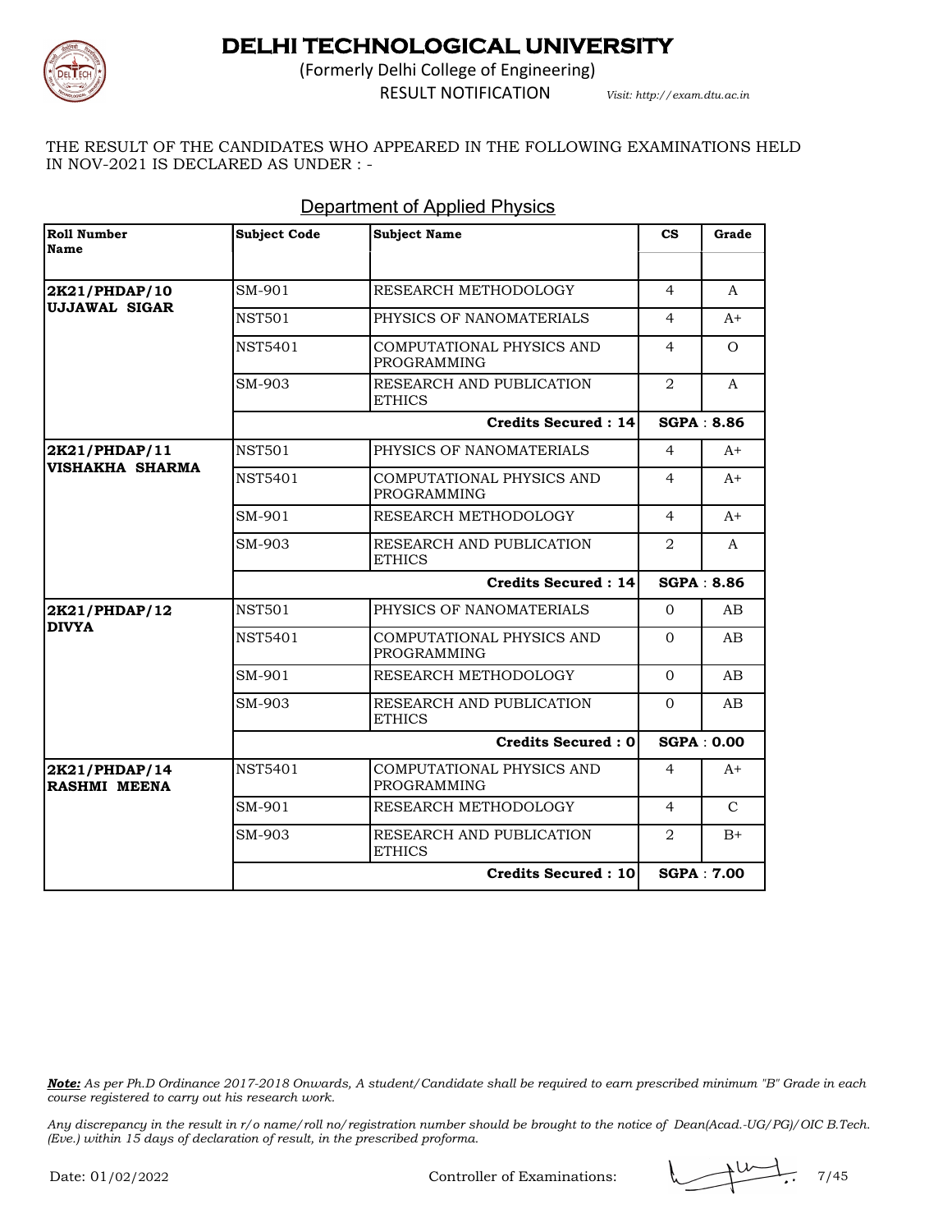# DELHI TECHNOLOGICAL UNIVERSITY

(Formerly Delhi College of Engineering)

RESULT NOTIFICATION *Visit: http://exam.dtu.ac.in*

THE RESULT OF THE CANDIDATES WHO APPEARED IN THE FOLLOWING EXAMINATIONS HELD IN NOV-2021 IS DECLARED AS UNDER : -

## Department of Applied Physics

| Roll Number Name | Subject Code | Subject Name | CS | Grade |
|---|---|---|---|---|
| **2K21/PHDAP/10 UJJAWAL SIGAR** | SM-901 | RESEARCH METHODOLOGY | 4 | A |
| | NST501 | PHYSICS OF NANOMATERIALS | 4 | A+ |
| | NST5401 | COMPUTATIONAL PHYSICS AND PROGRAMMING | 4 | O |
| | SM-903 | RESEARCH AND PUBLICATION ETHICS | 2 | A |
| | | **Credits Secured : 14** | **SGPA : 8.86** | |
| **2K21/PHDAP/11 VISHAKHA SHARMA** | NST501 | PHYSICS OF NANOMATERIALS | 4 | A+ |
| | NST5401 | COMPUTATIONAL PHYSICS AND PROGRAMMING | 4 | A+ |
| | SM-901 | RESEARCH METHODOLOGY | 4 | A+ |
| | SM-903 | RESEARCH AND PUBLICATION ETHICS | 2 | A |
| | | **Credits Secured : 14** | **SGPA : 8.86** | |
| **2K21/PHDAP/12 DIVYA** | NST501 | PHYSICS OF NANOMATERIALS | 0 | AB |
| | NST5401 | COMPUTATIONAL PHYSICS AND PROGRAMMING | 0 | AB |
| | SM-901 | RESEARCH METHODOLOGY | 0 | AB |
| | SM-903 | RESEARCH AND PUBLICATION ETHICS | 0 | AB |
| | | **Credits Secured : 0** | **SGPA : 0.00** | |
| **2K21/PHDAP/14 RASHMI MEENA** | NST5401 | COMPUTATIONAL PHYSICS AND PROGRAMMING | 4 | A+ |
| | SM-901 | RESEARCH METHODOLOGY | 4 | C |
| | SM-903 | RESEARCH AND PUBLICATION ETHICS | 2 | B+ |
| | | **Credits Secured : 10** | **SGPA : 7.00** | |

***Note:*** *As per Ph.D Ordinance 2017-2018 Onwards, A student/Candidate shall be required to earn prescribed minimum "B" Grade in each course registered to carry out his research work.*

*Any discrepancy in the result in r/o name/roll no/registration number should be brought to the notice of Dean(Acad.-UG/PG)/OIC B.Tech. (Eve.) within 15 days of declaration of result, in the prescribed proforma.*

Date: 01/02/2022 Controller of Examinations: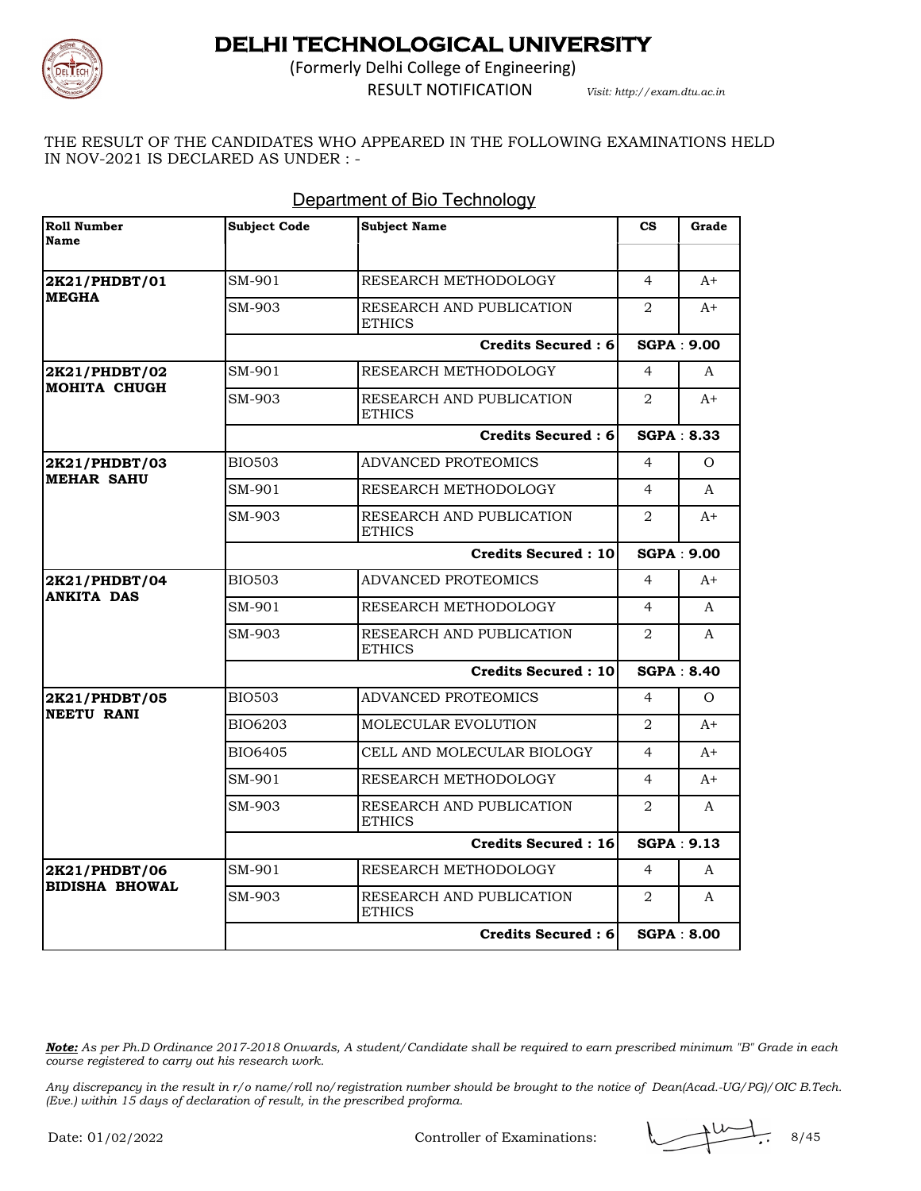# DELHI TECHNOLOGICAL UNIVERSITY

(Formerly Delhi College of Engineering)

RESULT NOTIFICATION

*Visit: http://exam.dtu.ac.in*

THE RESULT OF THE CANDIDATES WHO APPEARED IN THE FOLLOWING EXAMINATIONS HELD IN NOV-2021 IS DECLARED AS UNDER : -

## Department of Bio Technology

| Roll Number Name | Subject Code | Subject Name | CS | Grade |
|---|---|---|---|---|
| **2K21/PHDBT/01 MEGHA** | SM-901 | RESEARCH METHODOLOGY | 4 | A+ |
| | SM-903 | RESEARCH AND PUBLICATION ETHICS | 2 | A+ |
| | | **Credits Secured : 6** | **SGPA : 9.00** | |
| **2K21/PHDBT/02 MOHITA CHUGH** | SM-901 | RESEARCH METHODOLOGY | 4 | A |
| | SM-903 | RESEARCH AND PUBLICATION ETHICS | 2 | A+ |
| | | **Credits Secured : 6** | **SGPA : 8.33** | |
| **2K21/PHDBT/03 MEHAR SAHU** | BIO503 | ADVANCED PROTEOMICS | 4 | O |
| | SM-901 | RESEARCH METHODOLOGY | 4 | A |
| | SM-903 | RESEARCH AND PUBLICATION ETHICS | 2 | A+ |
| | | **Credits Secured : 10** | **SGPA : 9.00** | |
| **2K21/PHDBT/04 ANKITA DAS** | BIO503 | ADVANCED PROTEOMICS | 4 | A+ |
| | SM-901 | RESEARCH METHODOLOGY | 4 | A |
| | SM-903 | RESEARCH AND PUBLICATION ETHICS | 2 | A |
| | | **Credits Secured : 10** | **SGPA : 8.40** | |
| **2K21/PHDBT/05 NEETU RANI** | BIO503 | ADVANCED PROTEOMICS | 4 | O |
| | BIO6203 | MOLECULAR EVOLUTION | 2 | A+ |
| | BIO6405 | CELL AND MOLECULAR BIOLOGY | 4 | A+ |
| | SM-901 | RESEARCH METHODOLOGY | 4 | A+ |
| | SM-903 | RESEARCH AND PUBLICATION ETHICS | 2 | A |
| | | **Credits Secured : 16** | **SGPA : 9.13** | |
| **2K21/PHDBT/06 BIDISHA BHOWAL** | SM-901 | RESEARCH METHODOLOGY | 4 | A |
| | SM-903 | RESEARCH AND PUBLICATION ETHICS | 2 | A |
| | | **Credits Secured : 6** | **SGPA : 8.00** | |

***Note:** As per Ph.D Ordinance 2017-2018 Onwards, A student/Candidate shall be required to earn prescribed minimum "B" Grade in each course registered to carry out his research work.*

*Any discrepancy in the result in r/o name/roll no/registration number should be brought to the notice of Dean(Acad.-UG/PG)/OIC B.Tech. (Eve.) within 15 days of declaration of result, in the prescribed proforma.*

Date: 01/02/2022

Controller of Examinations: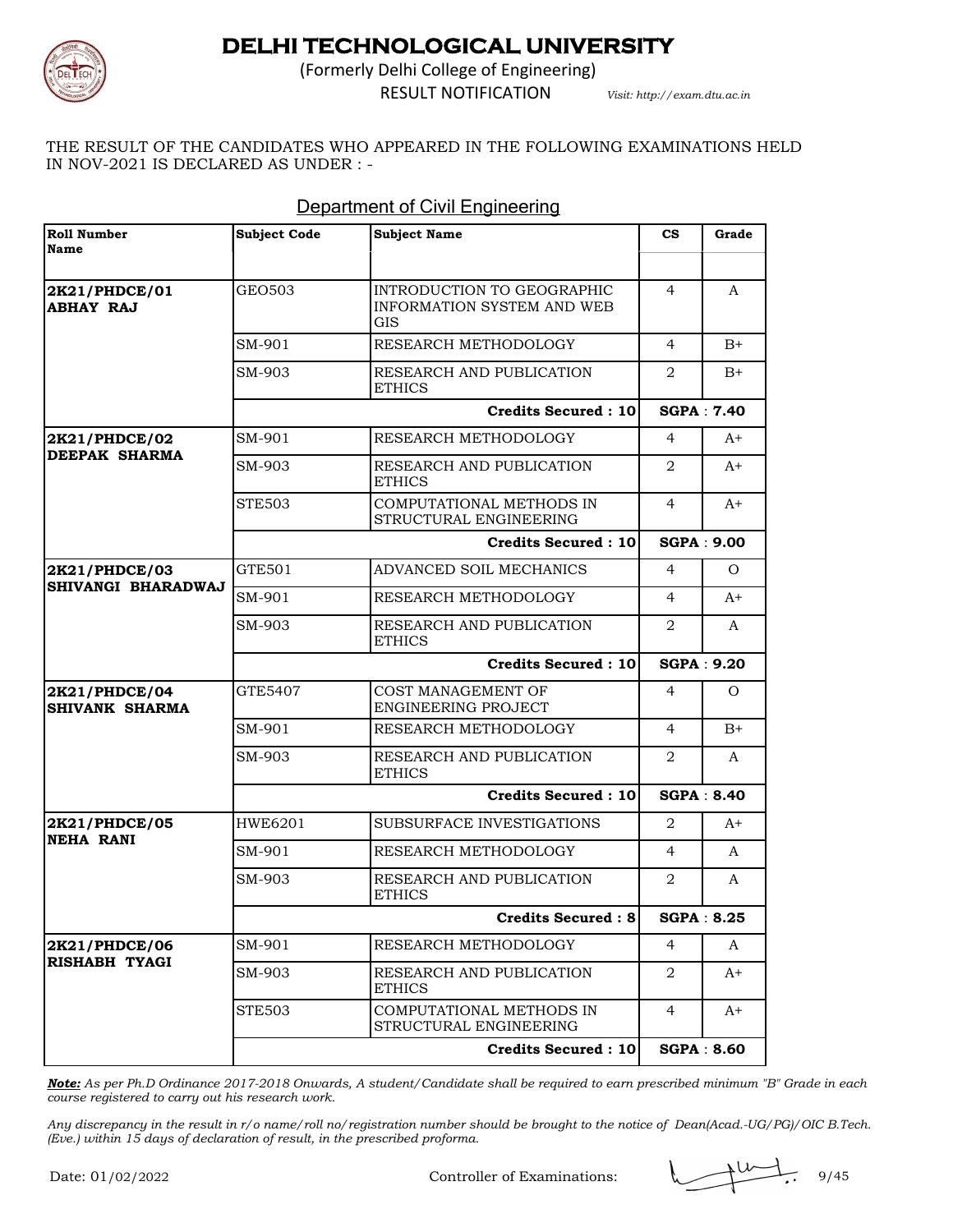# DELHI TECHNOLOGICAL UNIVERSITY

(Formerly Delhi College of Engineering)

RESULT NOTIFICATION *Visit: http://exam.dtu.ac.in*

THE RESULT OF THE CANDIDATES WHO APPEARED IN THE FOLLOWING EXAMINATIONS HELD IN NOV-2021 IS DECLARED AS UNDER : -

## Department of Civil Engineering

| Roll Number Name | Subject Code | Subject Name | CS | Grade |
|---|---|---|---|---|
| **2K21/PHDCE/01 ABHAY RAJ** | GEO503 | INTRODUCTION TO GEOGRAPHIC INFORMATION SYSTEM AND WEB GIS | 4 | A |
| | SM-901 | RESEARCH METHODOLOGY | 4 | B+ |
| | SM-903 | RESEARCH AND PUBLICATION ETHICS | 2 | B+ |
| | | **Credits Secured : 10** | **SGPA : 7.40** | |
| **2K21/PHDCE/02 DEEPAK SHARMA** | SM-901 | RESEARCH METHODOLOGY | 4 | A+ |
| | SM-903 | RESEARCH AND PUBLICATION ETHICS | 2 | A+ |
| | STE503 | COMPUTATIONAL METHODS IN STRUCTURAL ENGINEERING | 4 | A+ |
| | | **Credits Secured : 10** | **SGPA : 9.00** | |
| **2K21/PHDCE/03 SHIVANGI BHARADWAJ** | GTE501 | ADVANCED SOIL MECHANICS | 4 | O |
| | SM-901 | RESEARCH METHODOLOGY | 4 | A+ |
| | SM-903 | RESEARCH AND PUBLICATION ETHICS | 2 | A |
| | | **Credits Secured : 10** | **SGPA : 9.20** | |
| **2K21/PHDCE/04 SHIVANK SHARMA** | GTE5407 | COST MANAGEMENT OF ENGINEERING PROJECT | 4 | O |
| | SM-901 | RESEARCH METHODOLOGY | 4 | B+ |
| | SM-903 | RESEARCH AND PUBLICATION ETHICS | 2 | A |
| | | **Credits Secured : 10** | **SGPA : 8.40** | |
| **2K21/PHDCE/05 NEHA RANI** | HWE6201 | SUBSURFACE INVESTIGATIONS | 2 | A+ |
| | SM-901 | RESEARCH METHODOLOGY | 4 | A |
| | SM-903 | RESEARCH AND PUBLICATION ETHICS | 2 | A |
| | | **Credits Secured : 8** | **SGPA : 8.25** | |
| **2K21/PHDCE/06 RISHABH TYAGI** | SM-901 | RESEARCH METHODOLOGY | 4 | A |
| | SM-903 | RESEARCH AND PUBLICATION ETHICS | 2 | A+ |
| | STE503 | COMPUTATIONAL METHODS IN STRUCTURAL ENGINEERING | 4 | A+ |
| | | **Credits Secured : 10** | **SGPA : 8.60** | |

***Note:*** *As per Ph.D Ordinance 2017-2018 Onwards, A student/Candidate shall be required to earn prescribed minimum "B" Grade in each course registered to carry out his research work.*

*Any discrepancy in the result in r/o name/roll no/registration number should be brought to the notice of Dean(Acad.-UG/PG)/OIC B.Tech. (Eve.) within 15 days of declaration of result, in the prescribed proforma.*

Date: 01/02/2022 Controller of Examinations: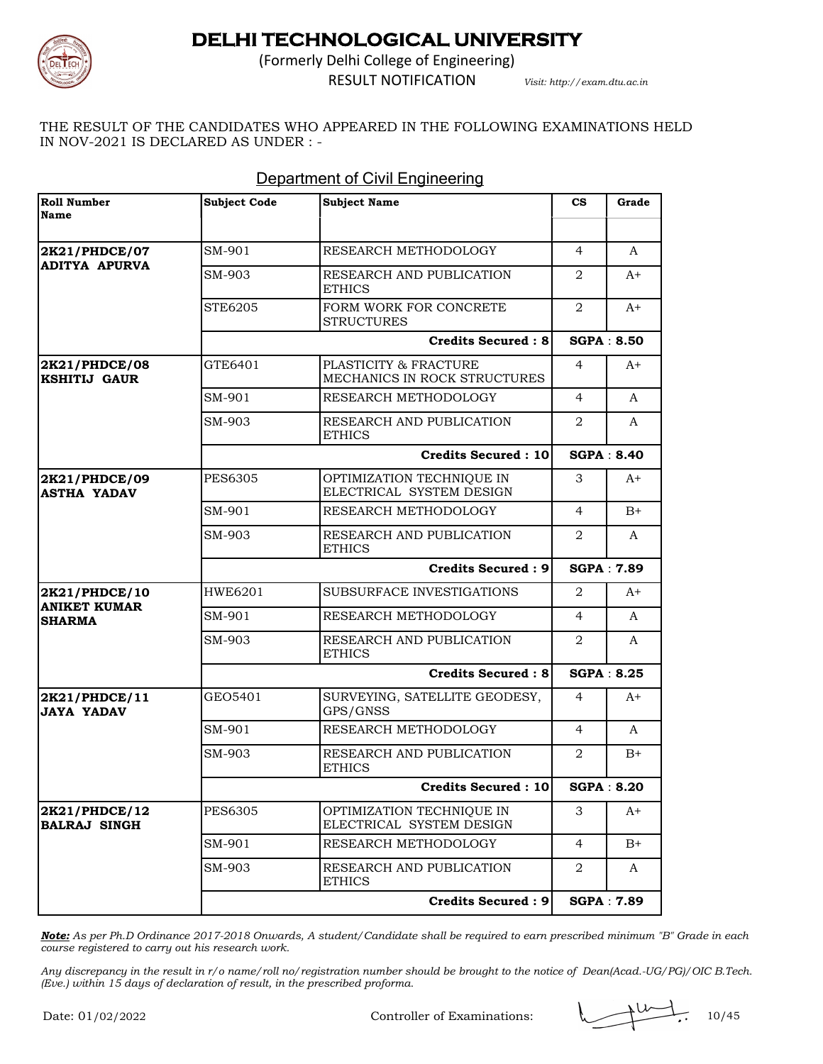# DELHI TECHNOLOGICAL UNIVERSITY

(Formerly Delhi College of Engineering)

RESULT NOTIFICATION *Visit: http://exam.dtu.ac.in*

THE RESULT OF THE CANDIDATES WHO APPEARED IN THE FOLLOWING EXAMINATIONS HELD IN NOV-2021 IS DECLARED AS UNDER : -

## Department of Civil Engineering

| Roll Number Name | Subject Code | Subject Name | CS | Grade |
|---|---|---|---|---|
| **2K21/PHDCE/07 ADITYA APURVA** | SM-901 | RESEARCH METHODOLOGY | 4 | A |
| | SM-903 | RESEARCH AND PUBLICATION ETHICS | 2 | A+ |
| | STE6205 | FORM WORK FOR CONCRETE STRUCTURES | 2 | A+ |
| | | **Credits Secured : 8** | **SGPA : 8.50** | |
| **2K21/PHDCE/08 KSHITIJ GAUR** | GTE6401 | PLASTICITY & FRACTURE MECHANICS IN ROCK STRUCTURES | 4 | A+ |
| | SM-901 | RESEARCH METHODOLOGY | 4 | A |
| | SM-903 | RESEARCH AND PUBLICATION ETHICS | 2 | A |
| | | **Credits Secured : 10** | **SGPA : 8.40** | |
| **2K21/PHDCE/09 ASTHA YADAV** | PES6305 | OPTIMIZATION TECHNIQUE IN ELECTRICAL SYSTEM DESIGN | 3 | A+ |
| | SM-901 | RESEARCH METHODOLOGY | 4 | B+ |
| | SM-903 | RESEARCH AND PUBLICATION ETHICS | 2 | A |
| | | **Credits Secured : 9** | **SGPA : 7.89** | |
| **2K21/PHDCE/10 ANIKET KUMAR SHARMA** | HWE6201 | SUBSURFACE INVESTIGATIONS | 2 | A+ |
| | SM-901 | RESEARCH METHODOLOGY | 4 | A |
| | SM-903 | RESEARCH AND PUBLICATION ETHICS | 2 | A |
| | | **Credits Secured : 8** | **SGPA : 8.25** | |
| **2K21/PHDCE/11 JAYA YADAV** | GEO5401 | SURVEYING, SATELLITE GEODESY, GPS/GNSS | 4 | A+ |
| | SM-901 | RESEARCH METHODOLOGY | 4 | A |
| | SM-903 | RESEARCH AND PUBLICATION ETHICS | 2 | B+ |
| | | **Credits Secured : 10** | **SGPA : 8.20** | |
| **2K21/PHDCE/12 BALRAJ SINGH** | PES6305 | OPTIMIZATION TECHNIQUE IN ELECTRICAL SYSTEM DESIGN | 3 | A+ |
| | SM-901 | RESEARCH METHODOLOGY | 4 | B+ |
| | SM-903 | RESEARCH AND PUBLICATION ETHICS | 2 | A |
| | | **Credits Secured : 9** | **SGPA : 7.89** | |

***Note:*** *As per Ph.D Ordinance 2017-2018 Onwards, A student/Candidate shall be required to earn prescribed minimum "B" Grade in each course registered to carry out his research work.*

*Any discrepancy in the result in r/o name/roll no/registration number should be brought to the notice of Dean(Acad.-UG/PG)/OIC B.Tech. (Eve.) within 15 days of declaration of result, in the prescribed proforma.*

Date: 01/02/2022 Controller of Examinations: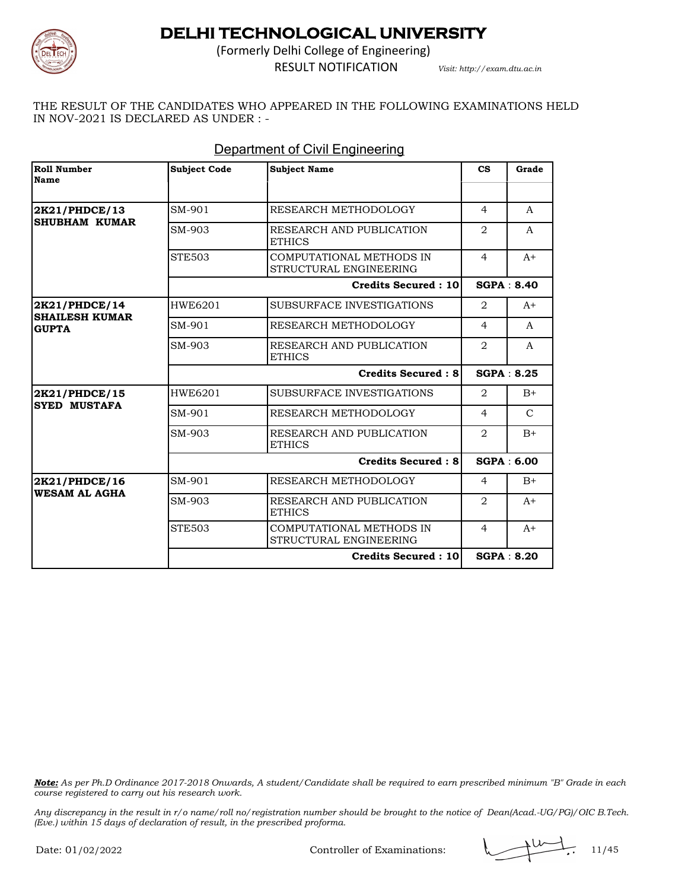# DELHI TECHNOLOGICAL UNIVERSITY

(Formerly Delhi College of Engineering)

RESULT NOTIFICATION

*Visit: http://exam.dtu.ac.in*

THE RESULT OF THE CANDIDATES WHO APPEARED IN THE FOLLOWING EXAMINATIONS HELD IN NOV-2021 IS DECLARED AS UNDER : -

## Department of Civil Engineering

| Roll Number Name | Subject Code | Subject Name | CS | Grade |
|---|---|---|---|---|
| **2K21/PHDCE/13 SHUBHAM KUMAR** | SM-901 | RESEARCH METHODOLOGY | 4 | A |
| | SM-903 | RESEARCH AND PUBLICATION ETHICS | 2 | A |
| | STE503 | COMPUTATIONAL METHODS IN STRUCTURAL ENGINEERING | 4 | A+ |
| | | **Credits Secured : 10** | **SGPA : 8.40** | |
| **2K21/PHDCE/14 SHAILESH KUMAR GUPTA** | HWE6201 | SUBSURFACE INVESTIGATIONS | 2 | A+ |
| | SM-901 | RESEARCH METHODOLOGY | 4 | A |
| | SM-903 | RESEARCH AND PUBLICATION ETHICS | 2 | A |
| | | **Credits Secured : 8** | **SGPA : 8.25** | |
| **2K21/PHDCE/15 SYED MUSTAFA** | HWE6201 | SUBSURFACE INVESTIGATIONS | 2 | B+ |
| | SM-901 | RESEARCH METHODOLOGY | 4 | C |
| | SM-903 | RESEARCH AND PUBLICATION ETHICS | 2 | B+ |
| | | **Credits Secured : 8** | **SGPA : 6.00** | |
| **2K21/PHDCE/16 WESAM AL AGHA** | SM-901 | RESEARCH METHODOLOGY | 4 | B+ |
| | SM-903 | RESEARCH AND PUBLICATION ETHICS | 2 | A+ |
| | STE503 | COMPUTATIONAL METHODS IN STRUCTURAL ENGINEERING | 4 | A+ |
| | | **Credits Secured : 10** | **SGPA : 8.20** | |

***Note:*** *As per Ph.D Ordinance 2017-2018 Onwards, A student/Candidate shall be required to earn prescribed minimum "B" Grade in each course registered to carry out his research work.*

*Any discrepancy in the result in r/o name/roll no/registration number should be brought to the notice of Dean(Acad.-UG/PG)/OIC B.Tech. (Eve.) within 15 days of declaration of result, in the prescribed proforma.*

Date: 01/02/2022

Controller of Examinations: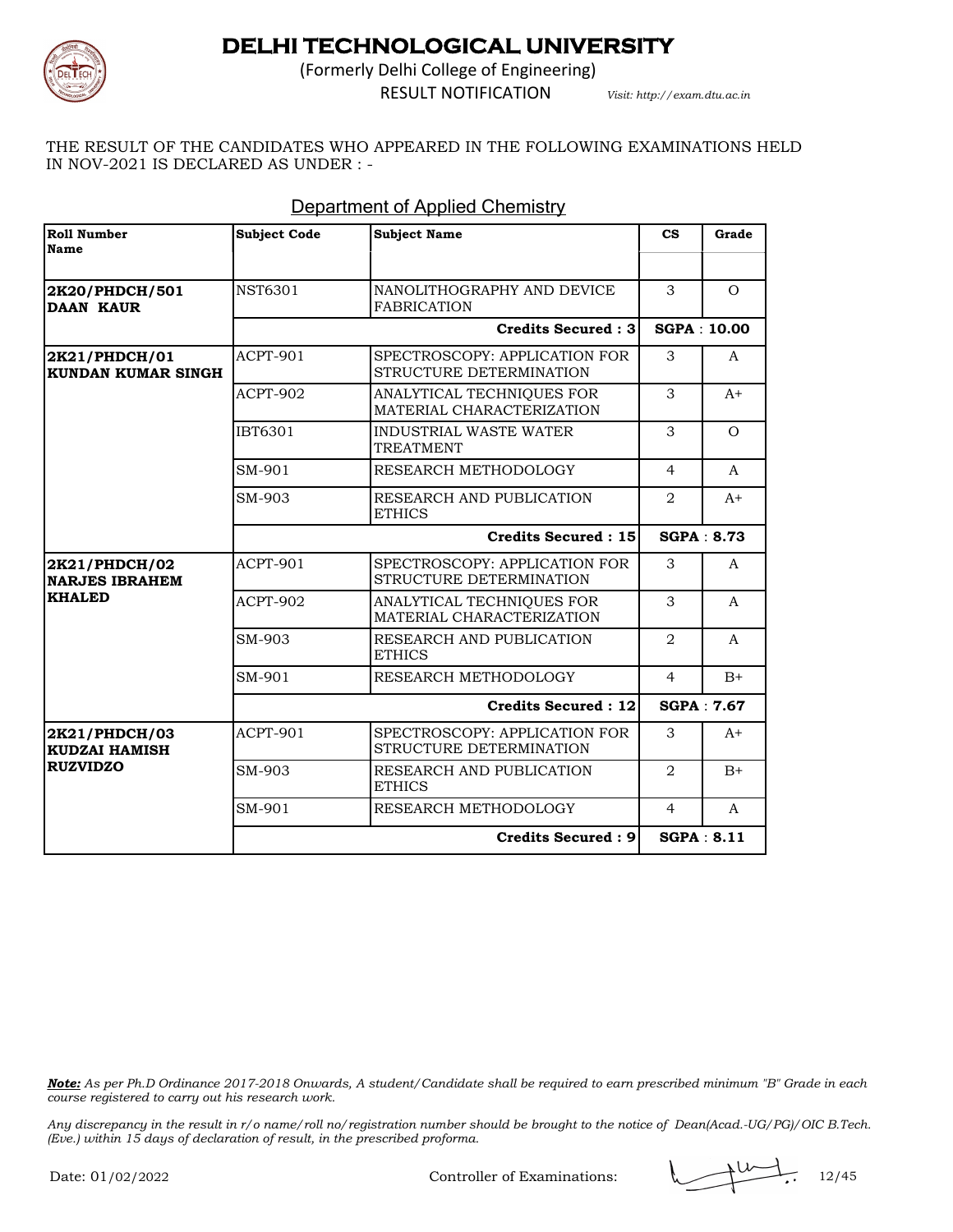# DELHI TECHNOLOGICAL UNIVERSITY

(Formerly Delhi College of Engineering)

RESULT NOTIFICATION

*Visit: http://exam.dtu.ac.in*

THE RESULT OF THE CANDIDATES WHO APPEARED IN THE FOLLOWING EXAMINATIONS HELD IN NOV-2021 IS DECLARED AS UNDER : -

## Department of Applied Chemistry

| Roll Number Name | Subject Code | Subject Name | CS | Grade |
|---|---|---|---|---|
| **2K20/PHDCH/501 DAAN KAUR** | NST6301 | NANOLITHOGRAPHY AND DEVICE FABRICATION | 3 | O |
| | | **Credits Secured : 3** | **SGPA : 10.00** | |
| **2K21/PHDCH/01 KUNDAN KUMAR SINGH** | ACPT-901 | SPECTROSCOPY: APPLICATION FOR STRUCTURE DETERMINATION | 3 | A |
| | ACPT-902 | ANALYTICAL TECHNIQUES FOR MATERIAL CHARACTERIZATION | 3 | A+ |
| | IBT6301 | INDUSTRIAL WASTE WATER TREATMENT | 3 | O |
| | SM-901 | RESEARCH METHODOLOGY | 4 | A |
| | SM-903 | RESEARCH AND PUBLICATION ETHICS | 2 | A+ |
| | | **Credits Secured : 15** | **SGPA : 8.73** | |
| **2K21/PHDCH/02 NARJES IBRAHEM KHALED** | ACPT-901 | SPECTROSCOPY: APPLICATION FOR STRUCTURE DETERMINATION | 3 | A |
| | ACPT-902 | ANALYTICAL TECHNIQUES FOR MATERIAL CHARACTERIZATION | 3 | A |
| | SM-903 | RESEARCH AND PUBLICATION ETHICS | 2 | A |
| | SM-901 | RESEARCH METHODOLOGY | 4 | B+ |
| | | **Credits Secured : 12** | **SGPA : 7.67** | |
| **2K21/PHDCH/03 KUDZAI HAMISH RUZVIDZO** | ACPT-901 | SPECTROSCOPY: APPLICATION FOR STRUCTURE DETERMINATION | 3 | A+ |
| | SM-903 | RESEARCH AND PUBLICATION ETHICS | 2 | B+ |
| | SM-901 | RESEARCH METHODOLOGY | 4 | A |
| | | **Credits Secured : 9** | **SGPA : 8.11** | |

***Note:*** *As per Ph.D Ordinance 2017-2018 Onwards, A student/Candidate shall be required to earn prescribed minimum "B" Grade in each course registered to carry out his research work.*

*Any discrepancy in the result in r/o name/roll no/registration number should be brought to the notice of Dean(Acad.-UG/PG)/OIC B.Tech. (Eve.) within 15 days of declaration of result, in the prescribed proforma.*

Date: 01/02/2022

Controller of Examinations: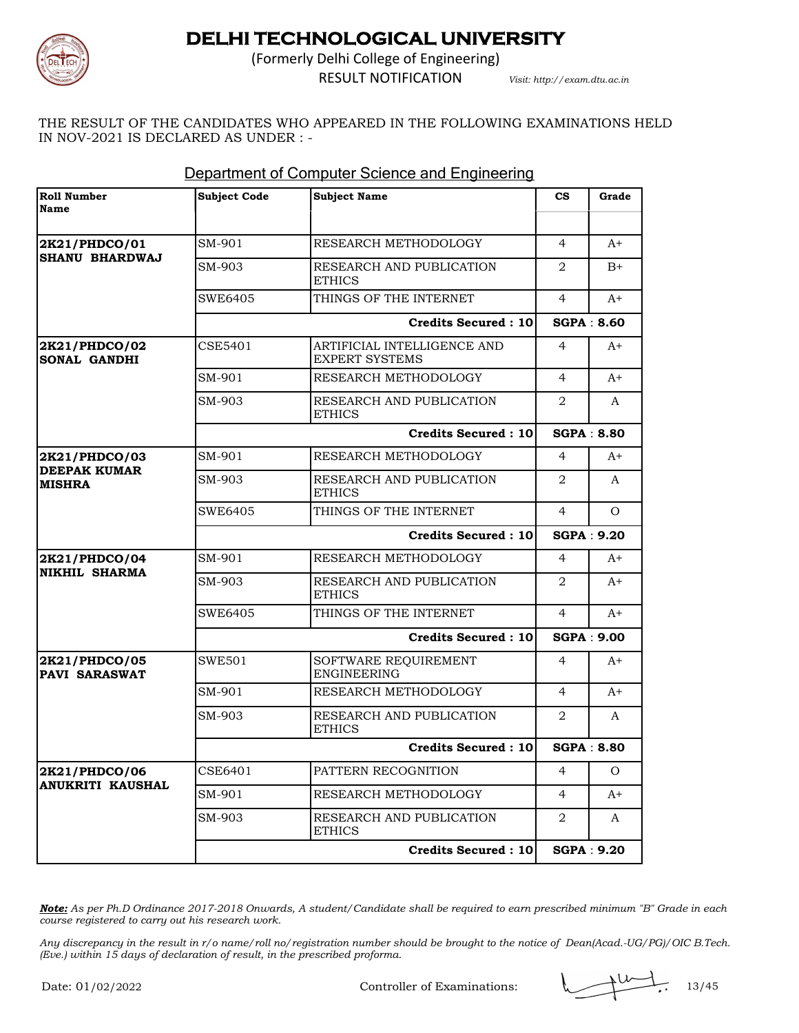# DELHI TECHNOLOGICAL UNIVERSITY

(Formerly Delhi College of Engineering)

RESULT NOTIFICATION *Visit: http://exam.dtu.ac.in*

THE RESULT OF THE CANDIDATES WHO APPEARED IN THE FOLLOWING EXAMINATIONS HELD IN NOV-2021 IS DECLARED AS UNDER : -

## Department of Computer Science and Engineering

| Roll Number Name | Subject Code | Subject Name | CS | Grade |
|---|---|---|---|---|
| **2K21/PHDCO/01 SHANU BHARDWAJ** | SM-901 | RESEARCH METHODOLOGY | 4 | A+ |
| | SM-903 | RESEARCH AND PUBLICATION ETHICS | 2 | B+ |
| | SWE6405 | THINGS OF THE INTERNET | 4 | A+ |
| | | **Credits Secured : 10** | **SGPA : 8.60** | |
| **2K21/PHDCO/02 SONAL GANDHI** | CSE5401 | ARTIFICIAL INTELLIGENCE AND EXPERT SYSTEMS | 4 | A+ |
| | SM-901 | RESEARCH METHODOLOGY | 4 | A+ |
| | SM-903 | RESEARCH AND PUBLICATION ETHICS | 2 | A |
| | | **Credits Secured : 10** | **SGPA : 8.80** | |
| **2K21/PHDCO/03 DEEPAK KUMAR MISHRA** | SM-901 | RESEARCH METHODOLOGY | 4 | A+ |
| | SM-903 | RESEARCH AND PUBLICATION ETHICS | 2 | A |
| | SWE6405 | THINGS OF THE INTERNET | 4 | O |
| | | **Credits Secured : 10** | **SGPA : 9.20** | |
| **2K21/PHDCO/04 NIKHIL SHARMA** | SM-901 | RESEARCH METHODOLOGY | 4 | A+ |
| | SM-903 | RESEARCH AND PUBLICATION ETHICS | 2 | A+ |
| | SWE6405 | THINGS OF THE INTERNET | 4 | A+ |
| | | **Credits Secured : 10** | **SGPA : 9.00** | |
| **2K21/PHDCO/05 PAVI SARASWAT** | SWE501 | SOFTWARE REQUIREMENT ENGINEERING | 4 | A+ |
| | SM-901 | RESEARCH METHODOLOGY | 4 | A+ |
| | SM-903 | RESEARCH AND PUBLICATION ETHICS | 2 | A |
| | | **Credits Secured : 10** | **SGPA : 8.80** | |
| **2K21/PHDCO/06 ANUKRITI KAUSHAL** | CSE6401 | PATTERN RECOGNITION | 4 | O |
| | SM-901 | RESEARCH METHODOLOGY | 4 | A+ |
| | SM-903 | RESEARCH AND PUBLICATION ETHICS | 2 | A |
| | | **Credits Secured : 10** | **SGPA : 9.20** | |

***Note:*** *As per Ph.D Ordinance 2017-2018 Onwards, A student/Candidate shall be required to earn prescribed minimum "B" Grade in each course registered to carry out his research work.*

*Any discrepancy in the result in r/o name/roll no/registration number should be brought to the notice of Dean(Acad.-UG/PG)/OIC B.Tech.(Eve.) within 15 days of declaration of result, in the prescribed proforma.*

Date: 01/02/2022 Controller of Examinations: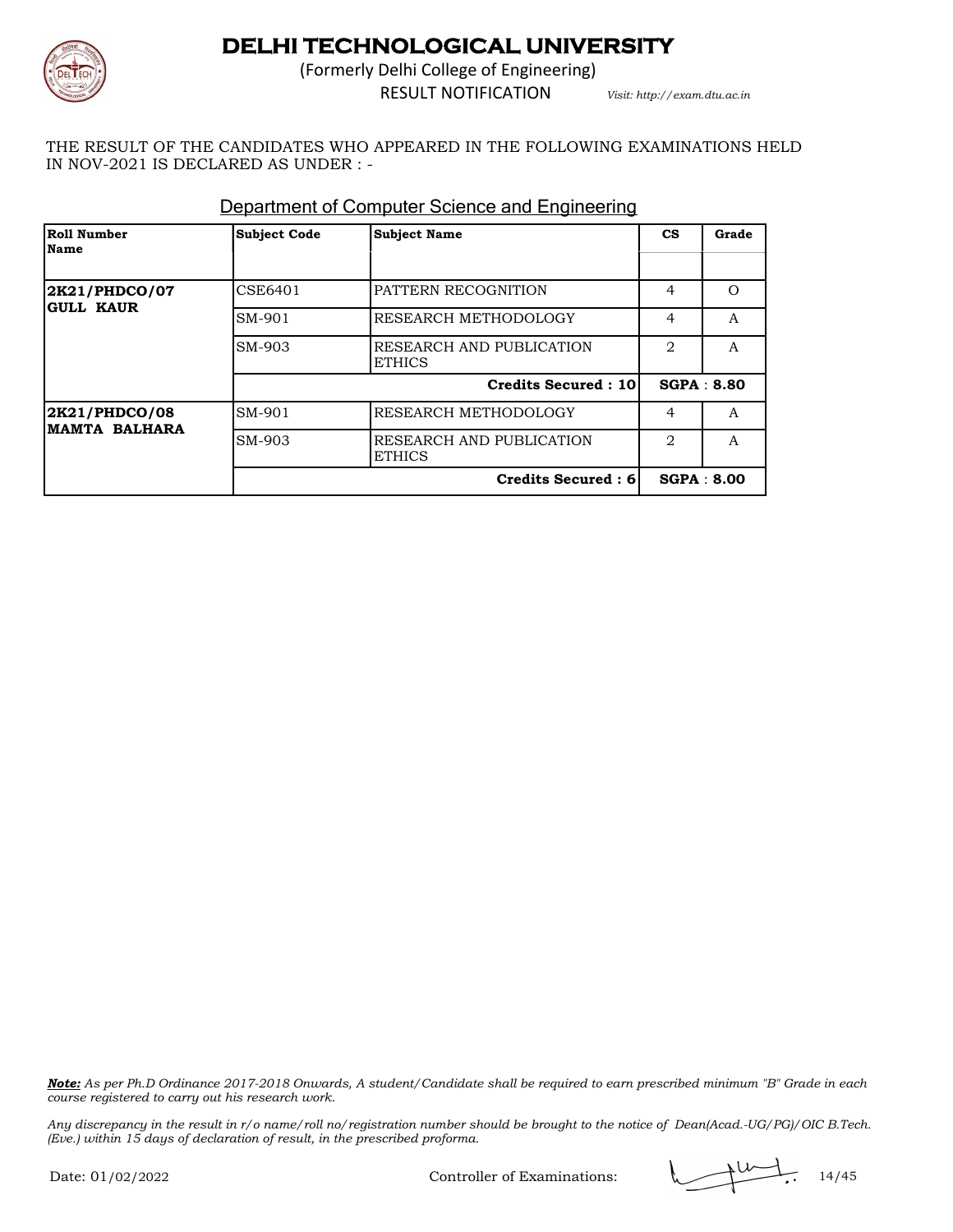# DELHI TECHNOLOGICAL UNIVERSITY

(Formerly Delhi College of Engineering)

RESULT NOTIFICATION *Visit: http://exam.dtu.ac.in*

THE RESULT OF THE CANDIDATES WHO APPEARED IN THE FOLLOWING EXAMINATIONS HELD IN NOV-2021 IS DECLARED AS UNDER : -

## Department of Computer Science and Engineering

| Roll Number Name | Subject Code | Subject Name | CS | Grade |
|---|---|---|---|---|
| **2K21/PHDCO/07 GULL KAUR** | CSE6401 | PATTERN RECOGNITION | 4 | O |
| | SM-901 | RESEARCH METHODOLOGY | 4 | A |
| | SM-903 | RESEARCH AND PUBLICATION ETHICS | 2 | A |
| | | **Credits Secured : 10** | **SGPA : 8.80** | |
| **2K21/PHDCO/08 MAMTA BALHARA** | SM-901 | RESEARCH METHODOLOGY | 4 | A |
| | SM-903 | RESEARCH AND PUBLICATION ETHICS | 2 | A |
| | | **Credits Secured : 6** | **SGPA : 8.00** | |

***Note:*** *As per Ph.D Ordinance 2017-2018 Onwards, A student/Candidate shall be required to earn prescribed minimum "B" Grade in each course registered to carry out his research work.*

*Any discrepancy in the result in r/o name/roll no/registration number should be brought to the notice of Dean(Acad.-UG/PG)/OIC B.Tech. (Eve.) within 15 days of declaration of result, in the prescribed proforma.*

Date: 01/02/2022 Controller of Examinations: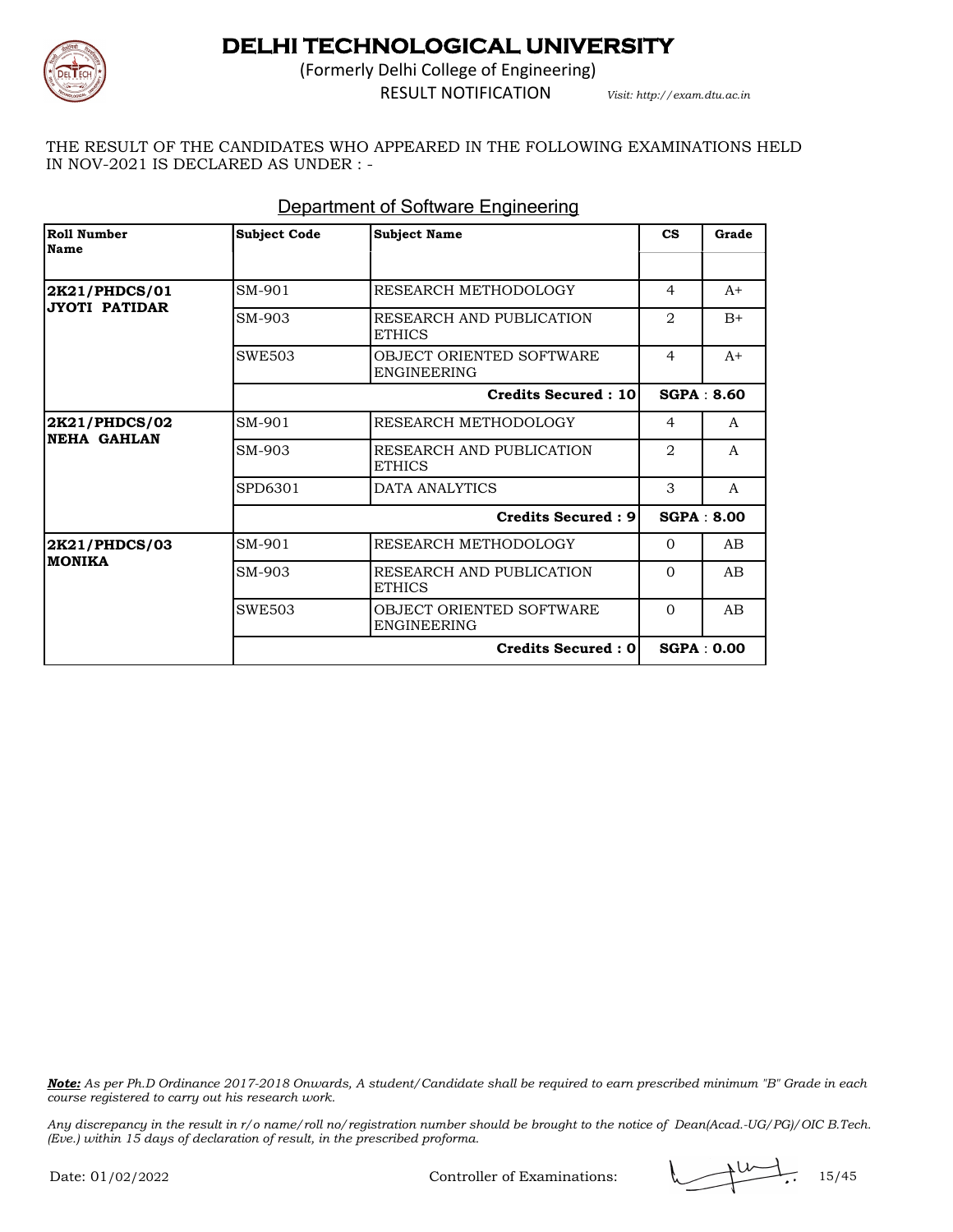# DELHI TECHNOLOGICAL UNIVERSITY

(Formerly Delhi College of Engineering)

RESULT NOTIFICATION

*Visit: http://exam.dtu.ac.in*

THE RESULT OF THE CANDIDATES WHO APPEARED IN THE FOLLOWING EXAMINATIONS HELD IN NOV-2021 IS DECLARED AS UNDER : -

## Department of Software Engineering

| Roll Number<br>Name | Subject Code | Subject Name | CS | Grade |
|---|---|---|---|---|
| **2K21/PHDCS/01**<br>**JYOTI PATIDAR** | SM-901 | RESEARCH METHODOLOGY | 4 | A+ |
| | SM-903 | RESEARCH AND PUBLICATION ETHICS | 2 | B+ |
| | SWE503 | OBJECT ORIENTED SOFTWARE ENGINEERING | 4 | A+ |
| | | **Credits Secured : 10** | **SGPA : 8.60** | |
| **2K21/PHDCS/02**<br>**NEHA GAHLAN** | SM-901 | RESEARCH METHODOLOGY | 4 | A |
| | SM-903 | RESEARCH AND PUBLICATION ETHICS | 2 | A |
| | SPD6301 | DATA ANALYTICS | 3 | A |
| | | **Credits Secured : 9** | **SGPA : 8.00** | |
| **2K21/PHDCS/03**<br>**MONIKA** | SM-901 | RESEARCH METHODOLOGY | 0 | AB |
| | SM-903 | RESEARCH AND PUBLICATION ETHICS | 0 | AB |
| | SWE503 | OBJECT ORIENTED SOFTWARE ENGINEERING | 0 | AB |
| | | **Credits Secured : 0** | **SGPA : 0.00** | |

***Note:*** *As per Ph.D Ordinance 2017-2018 Onwards, A student/Candidate shall be required to earn prescribed minimum "B" Grade in each course registered to carry out his research work.*

*Any discrepancy in the result in r/o name/roll no/registration number should be brought to the notice of Dean(Acad.-UG/PG)/OIC B.Tech. (Eve.) within 15 days of declaration of result, in the prescribed proforma.*

Date: 01/02/2022

Controller of Examinations: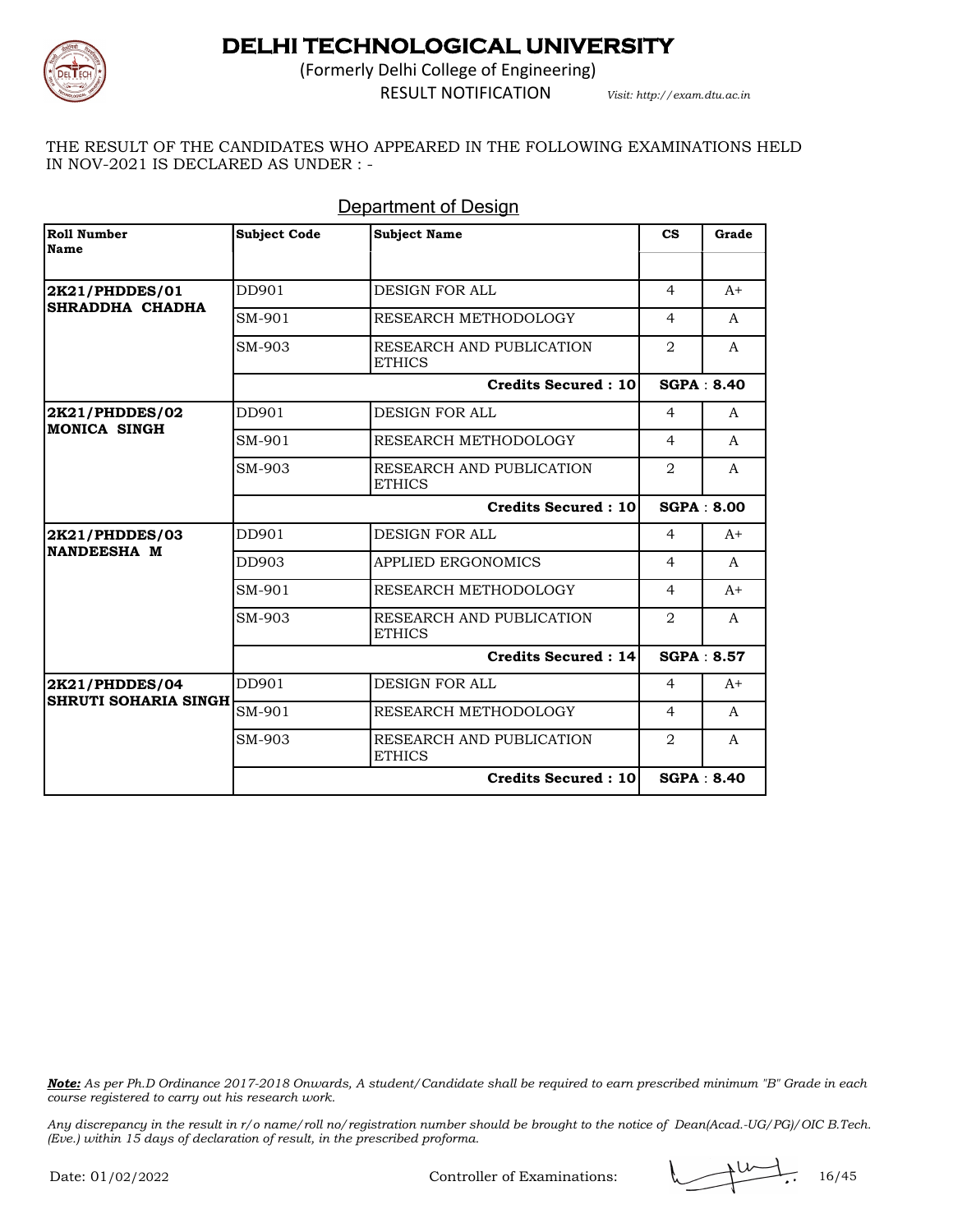# DELHI TECHNOLOGICAL UNIVERSITY

(Formerly Delhi College of Engineering)

RESULT NOTIFICATION

*Visit: http://exam.dtu.ac.in*

THE RESULT OF THE CANDIDATES WHO APPEARED IN THE FOLLOWING EXAMINATIONS HELD IN NOV-2021 IS DECLARED AS UNDER : -

## Department of Design

| Roll Number Name | Subject Code | Subject Name | CS | Grade |
|---|---|---|---|---|
| **2K21/PHDDES/01 SHRADDHA CHADHA** | DD901 | DESIGN FOR ALL | 4 | A+ |
| | SM-901 | RESEARCH METHODOLOGY | 4 | A |
| | SM-903 | RESEARCH AND PUBLICATION ETHICS | 2 | A |
| | | **Credits Secured : 10** | **SGPA : 8.40** | |
| **2K21/PHDDES/02 MONICA SINGH** | DD901 | DESIGN FOR ALL | 4 | A |
| | SM-901 | RESEARCH METHODOLOGY | 4 | A |
| | SM-903 | RESEARCH AND PUBLICATION ETHICS | 2 | A |
| | | **Credits Secured : 10** | **SGPA : 8.00** | |
| **2K21/PHDDES/03 NANDEESHA M** | DD901 | DESIGN FOR ALL | 4 | A+ |
| | DD903 | APPLIED ERGONOMICS | 4 | A |
| | SM-901 | RESEARCH METHODOLOGY | 4 | A+ |
| | SM-903 | RESEARCH AND PUBLICATION ETHICS | 2 | A |
| | | **Credits Secured : 14** | **SGPA : 8.57** | |
| **2K21/PHDDES/04 SHRUTI SOHARIA SINGH** | DD901 | DESIGN FOR ALL | 4 | A+ |
| | SM-901 | RESEARCH METHODOLOGY | 4 | A |
| | SM-903 | RESEARCH AND PUBLICATION ETHICS | 2 | A |
| | | **Credits Secured : 10** | **SGPA : 8.40** | |

***Note:*** *As per Ph.D Ordinance 2017-2018 Onwards, A student/Candidate shall be required to earn prescribed minimum "B" Grade in each course registered to carry out his research work.*

*Any discrepancy in the result in r/o name/roll no/registration number should be brought to the notice of Dean(Acad.-UG/PG)/OIC B.Tech. (Eve.) within 15 days of declaration of result, in the prescribed proforma.*

Date: 01/02/2022

Controller of Examinations: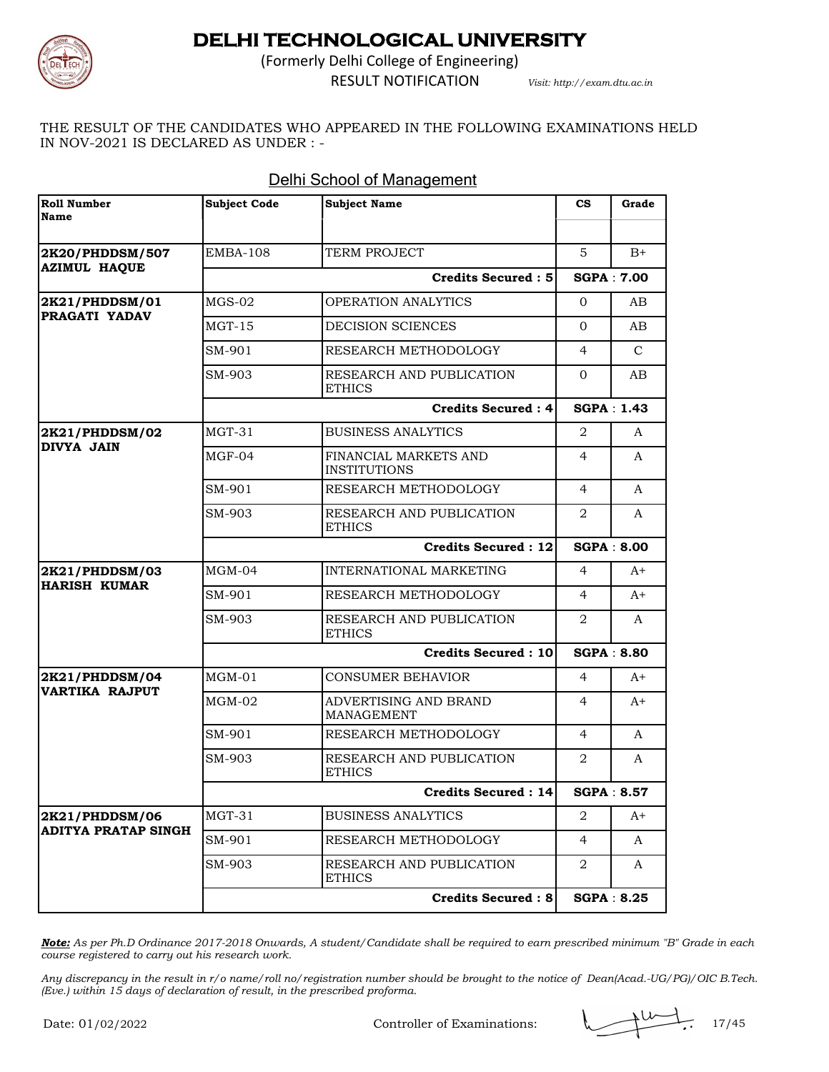# DELHI TECHNOLOGICAL UNIVERSITY

(Formerly Delhi College of Engineering)

RESULT NOTIFICATION

*Visit: http://exam.dtu.ac.in*

THE RESULT OF THE CANDIDATES WHO APPEARED IN THE FOLLOWING EXAMINATIONS HELD IN NOV-2021 IS DECLARED AS UNDER : -

## Delhi School of Management

| Roll Number Name | Subject Code | Subject Name | CS | Grade |
|---|---|---|---|---|
| **2K20/PHDDSM/507 AZIMUL HAQUE** | EMBA-108 | TERM PROJECT | 5 | B+ |
| | | **Credits Secured : 5** | **SGPA : 7.00** | |
| **2K21/PHDDSM/01 PRAGATI YADAV** | MGS-02 | OPERATION ANALYTICS | 0 | AB |
| | MGT-15 | DECISION SCIENCES | 0 | AB |
| | SM-901 | RESEARCH METHODOLOGY | 4 | C |
| | SM-903 | RESEARCH AND PUBLICATION ETHICS | 0 | AB |
| | | **Credits Secured : 4** | **SGPA : 1.43** | |
| **2K21/PHDDSM/02 DIVYA JAIN** | MGT-31 | BUSINESS ANALYTICS | 2 | A |
| | MGF-04 | FINANCIAL MARKETS AND INSTITUTIONS | 4 | A |
| | SM-901 | RESEARCH METHODOLOGY | 4 | A |
| | SM-903 | RESEARCH AND PUBLICATION ETHICS | 2 | A |
| | | **Credits Secured : 12** | **SGPA : 8.00** | |
| **2K21/PHDDSM/03 HARISH KUMAR** | MGM-04 | INTERNATIONAL MARKETING | 4 | A+ |
| | SM-901 | RESEARCH METHODOLOGY | 4 | A+ |
| | SM-903 | RESEARCH AND PUBLICATION ETHICS | 2 | A |
| | | **Credits Secured : 10** | **SGPA : 8.80** | |
| **2K21/PHDDSM/04 VARTIKA RAJPUT** | MGM-01 | CONSUMER BEHAVIOR | 4 | A+ |
| | MGM-02 | ADVERTISING AND BRAND MANAGEMENT | 4 | A+ |
| | SM-901 | RESEARCH METHODOLOGY | 4 | A |
| | SM-903 | RESEARCH AND PUBLICATION ETHICS | 2 | A |
| | | **Credits Secured : 14** | **SGPA : 8.57** | |
| **2K21/PHDDSM/06 ADITYA PRATAP SINGH** | MGT-31 | BUSINESS ANALYTICS | 2 | A+ |
| | SM-901 | RESEARCH METHODOLOGY | 4 | A |
| | SM-903 | RESEARCH AND PUBLICATION ETHICS | 2 | A |
| | | **Credits Secured : 8** | **SGPA : 8.25** | |

***Note:*** *As per Ph.D Ordinance 2017-2018 Onwards, A student/Candidate shall be required to earn prescribed minimum "B" Grade in each course registered to carry out his research work.*

*Any discrepancy in the result in r/o name/roll no/registration number should be brought to the notice of Dean(Acad.-UG/PG)/OIC B.Tech. (Eve.) within 15 days of declaration of result, in the prescribed proforma.*

Date: 01/02/2022

Controller of Examinations: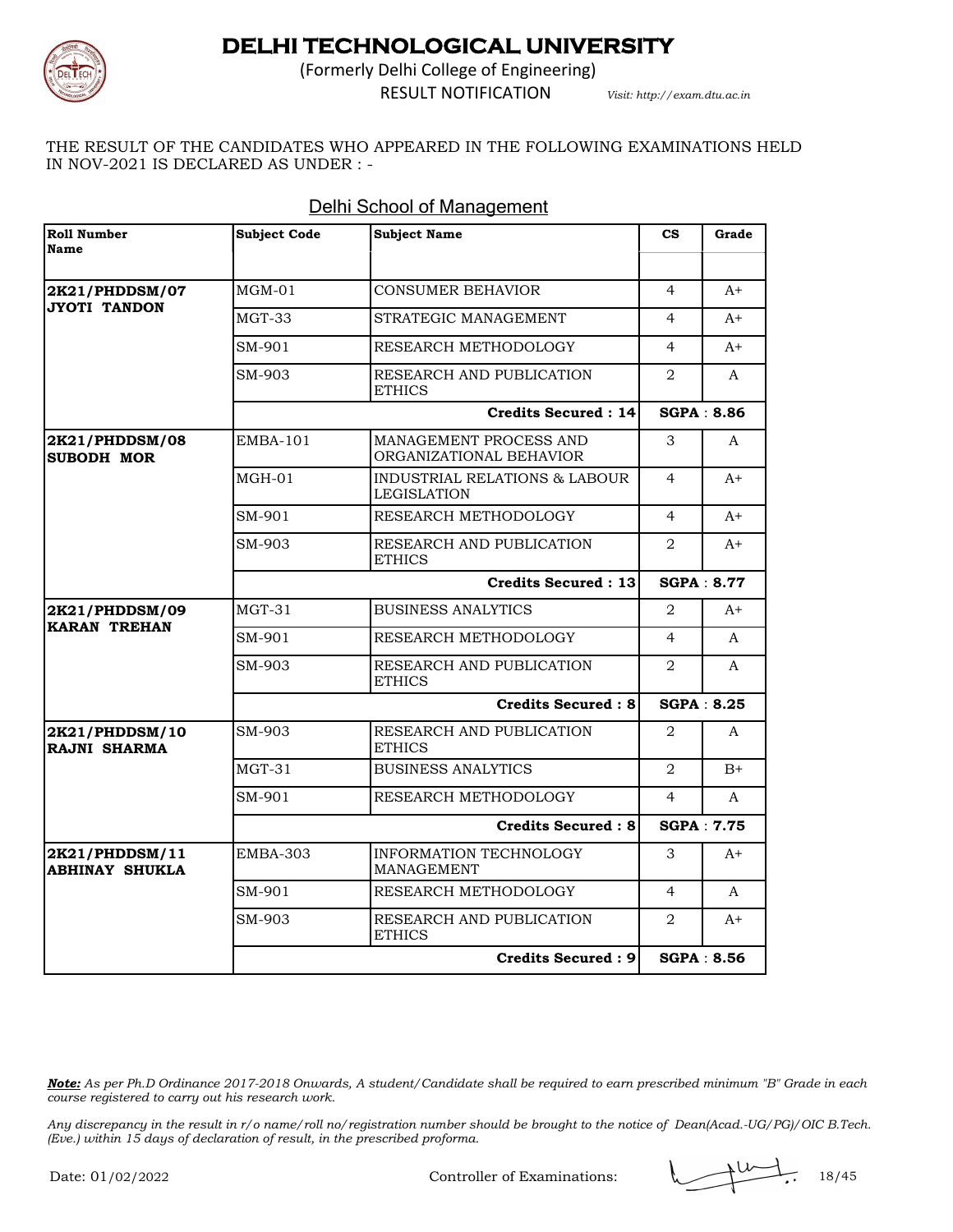# DELHI TECHNOLOGICAL UNIVERSITY

(Formerly Delhi College of Engineering)

RESULT NOTIFICATION *Visit: http://exam.dtu.ac.in*

THE RESULT OF THE CANDIDATES WHO APPEARED IN THE FOLLOWING EXAMINATIONS HELD IN NOV-2021 IS DECLARED AS UNDER : -

## Delhi School of Management

| Roll Number Name | Subject Code | Subject Name | CS | Grade |
|---|---|---|---|---|
| **2K21/PHDDSM/07 JYOTI TANDON** | MGM-01 | CONSUMER BEHAVIOR | 4 | A+ |
| | MGT-33 | STRATEGIC MANAGEMENT | 4 | A+ |
| | SM-901 | RESEARCH METHODOLOGY | 4 | A+ |
| | SM-903 | RESEARCH AND PUBLICATION ETHICS | 2 | A |
| | | **Credits Secured : 14** | **SGPA : 8.86** | |
| **2K21/PHDDSM/08 SUBODH MOR** | EMBA-101 | MANAGEMENT PROCESS AND ORGANIZATIONAL BEHAVIOR | 3 | A |
| | MGH-01 | INDUSTRIAL RELATIONS & LABOUR LEGISLATION | 4 | A+ |
| | SM-901 | RESEARCH METHODOLOGY | 4 | A+ |
| | SM-903 | RESEARCH AND PUBLICATION ETHICS | 2 | A+ |
| | | **Credits Secured : 13** | **SGPA : 8.77** | |
| **2K21/PHDDSM/09 KARAN TREHAN** | MGT-31 | BUSINESS ANALYTICS | 2 | A+ |
| | SM-901 | RESEARCH METHODOLOGY | 4 | A |
| | SM-903 | RESEARCH AND PUBLICATION ETHICS | 2 | A |
| | | **Credits Secured : 8** | **SGPA : 8.25** | |
| **2K21/PHDDSM/10 RAJNI SHARMA** | SM-903 | RESEARCH AND PUBLICATION ETHICS | 2 | A |
| | MGT-31 | BUSINESS ANALYTICS | 2 | B+ |
| | SM-901 | RESEARCH METHODOLOGY | 4 | A |
| | | **Credits Secured : 8** | **SGPA : 7.75** | |
| **2K21/PHDDSM/11 ABHINAY SHUKLA** | EMBA-303 | INFORMATION TECHNOLOGY MANAGEMENT | 3 | A+ |
| | SM-901 | RESEARCH METHODOLOGY | 4 | A |
| | SM-903 | RESEARCH AND PUBLICATION ETHICS | 2 | A+ |
| | | **Credits Secured : 9** | **SGPA : 8.56** | |

***Note:*** *As per Ph.D Ordinance 2017-2018 Onwards, A student/Candidate shall be required to earn prescribed minimum "B" Grade in each course registered to carry out his research work.*

*Any discrepancy in the result in r/o name/roll no/registration number should be brought to the notice of Dean(Acad.-UG/PG)/OIC B.Tech. (Eve.) within 15 days of declaration of result, in the prescribed proforma.*

Date: 01/02/2022 Controller of Examinations: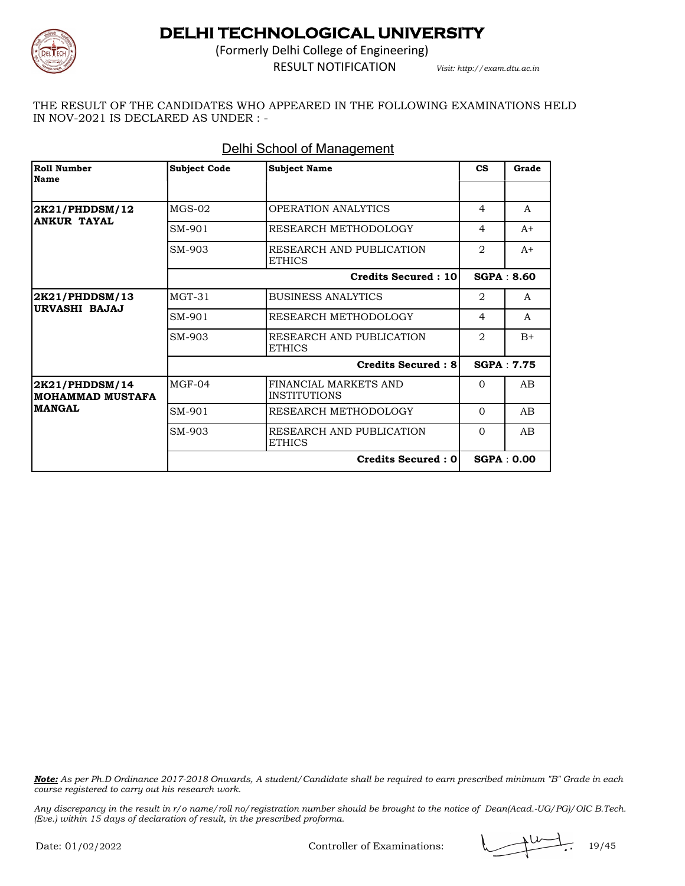# DELHI TECHNOLOGICAL UNIVERSITY

(Formerly Delhi College of Engineering)

RESULT NOTIFICATION *Visit: http://exam.dtu.ac.in*

THE RESULT OF THE CANDIDATES WHO APPEARED IN THE FOLLOWING EXAMINATIONS HELD IN NOV-2021 IS DECLARED AS UNDER : -

## Delhi School of Management

| Roll Number<br>Name | Subject Code | Subject Name | CS | Grade |
|---|---|---|---|---|
| **2K21/PHDDSM/12**<br>**ANKUR TAYAL** | MGS-02 | OPERATION ANALYTICS | 4 | A |
| | SM-901 | RESEARCH METHODOLOGY | 4 | A+ |
| | SM-903 | RESEARCH AND PUBLICATION ETHICS | 2 | A+ |
| | | **Credits Secured : 10** | **SGPA : 8.60** | |
| **2K21/PHDDSM/13**<br>**URVASHI BAJAJ** | MGT-31 | BUSINESS ANALYTICS | 2 | A |
| | SM-901 | RESEARCH METHODOLOGY | 4 | A |
| | SM-903 | RESEARCH AND PUBLICATION ETHICS | 2 | B+ |
| | | **Credits Secured : 8** | **SGPA : 7.75** | |
| **2K21/PHDDSM/14**<br>**MOHAMMAD MUSTAFA MANGAL** | MGF-04 | FINANCIAL MARKETS AND INSTITUTIONS | 0 | AB |
| | SM-901 | RESEARCH METHODOLOGY | 0 | AB |
| | SM-903 | RESEARCH AND PUBLICATION ETHICS | 0 | AB |
| | | **Credits Secured : 0** | **SGPA : 0.00** | |

***Note:*** *As per Ph.D Ordinance 2017-2018 Onwards, A student/Candidate shall be required to earn prescribed minimum "B" Grade in each course registered to carry out his research work.*

*Any discrepancy in the result in r/o name/roll no/registration number should be brought to the notice of Dean(Acad.-UG/PG)/OIC B.Tech. (Eve.) within 15 days of declaration of result, in the prescribed proforma.*

Date: 01/02/2022 Controller of Examinations: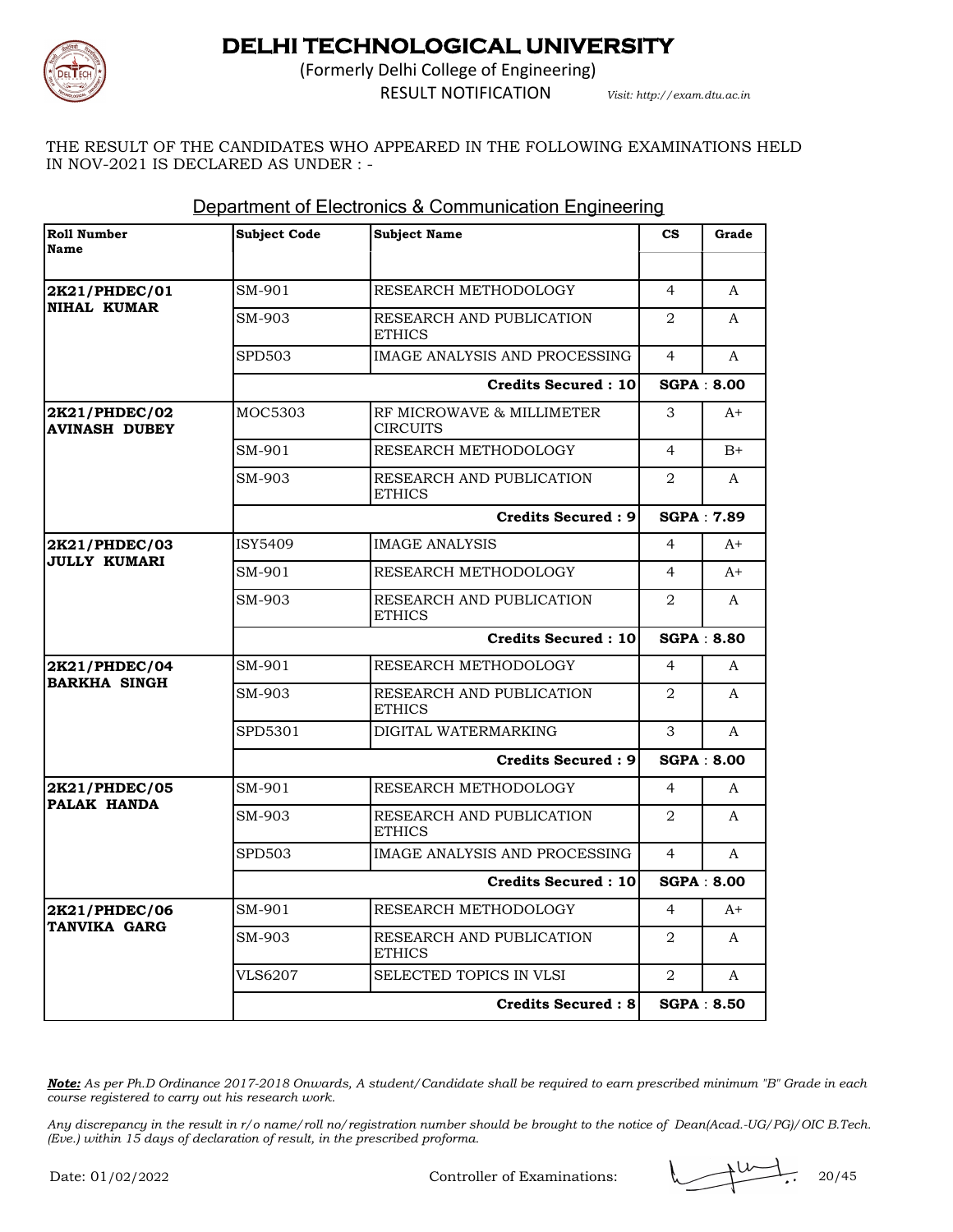# DELHI TECHNOLOGICAL UNIVERSITY

(Formerly Delhi College of Engineering)

RESULT NOTIFICATION

*Visit: http://exam.dtu.ac.in*

THE RESULT OF THE CANDIDATES WHO APPEARED IN THE FOLLOWING EXAMINATIONS HELD IN NOV-2021 IS DECLARED AS UNDER : -

## Department of Electronics & Communication Engineering

| Roll Number Name | Subject Code | Subject Name | CS | Grade |
|---|---|---|---|---|
| **2K21/PHDEC/01 NIHAL KUMAR** | SM-901 | RESEARCH METHODOLOGY | 4 | A |
| | SM-903 | RESEARCH AND PUBLICATION ETHICS | 2 | A |
| | SPD503 | IMAGE ANALYSIS AND PROCESSING | 4 | A |
| | | **Credits Secured : 10** | **SGPA : 8.00** | |
| **2K21/PHDEC/02 AVINASH DUBEY** | MOC5303 | RF MICROWAVE & MILLIMETER CIRCUITS | 3 | A+ |
| | SM-901 | RESEARCH METHODOLOGY | 4 | B+ |
| | SM-903 | RESEARCH AND PUBLICATION ETHICS | 2 | A |
| | | **Credits Secured : 9** | **SGPA : 7.89** | |
| **2K21/PHDEC/03 JULLY KUMARI** | ISY5409 | IMAGE ANALYSIS | 4 | A+ |
| | SM-901 | RESEARCH METHODOLOGY | 4 | A+ |
| | SM-903 | RESEARCH AND PUBLICATION ETHICS | 2 | A |
| | | **Credits Secured : 10** | **SGPA : 8.80** | |
| **2K21/PHDEC/04 BARKHA SINGH** | SM-901 | RESEARCH METHODOLOGY | 4 | A |
| | SM-903 | RESEARCH AND PUBLICATION ETHICS | 2 | A |
| | SPD5301 | DIGITAL WATERMARKING | 3 | A |
| | | **Credits Secured : 9** | **SGPA : 8.00** | |
| **2K21/PHDEC/05 PALAK HANDA** | SM-901 | RESEARCH METHODOLOGY | 4 | A |
| | SM-903 | RESEARCH AND PUBLICATION ETHICS | 2 | A |
| | SPD503 | IMAGE ANALYSIS AND PROCESSING | 4 | A |
| | | **Credits Secured : 10** | **SGPA : 8.00** | |
| **2K21/PHDEC/06 TANVIKA GARG** | SM-901 | RESEARCH METHODOLOGY | 4 | A+ |
| | SM-903 | RESEARCH AND PUBLICATION ETHICS | 2 | A |
| | VLS6207 | SELECTED TOPICS IN VLSI | 2 | A |
| | | **Credits Secured : 8** | **SGPA : 8.50** | |

***Note:*** *As per Ph.D Ordinance 2017-2018 Onwards, A student/Candidate shall be required to earn prescribed minimum "B" Grade in each course registered to carry out his research work.*

*Any discrepancy in the result in r/o name/roll no/registration number should be brought to the notice of Dean(Acad.-UG/PG)/OIC B.Tech. (Eve.) within 15 days of declaration of result, in the prescribed proforma.*

Date: 01/02/2022

Controller of Examinations: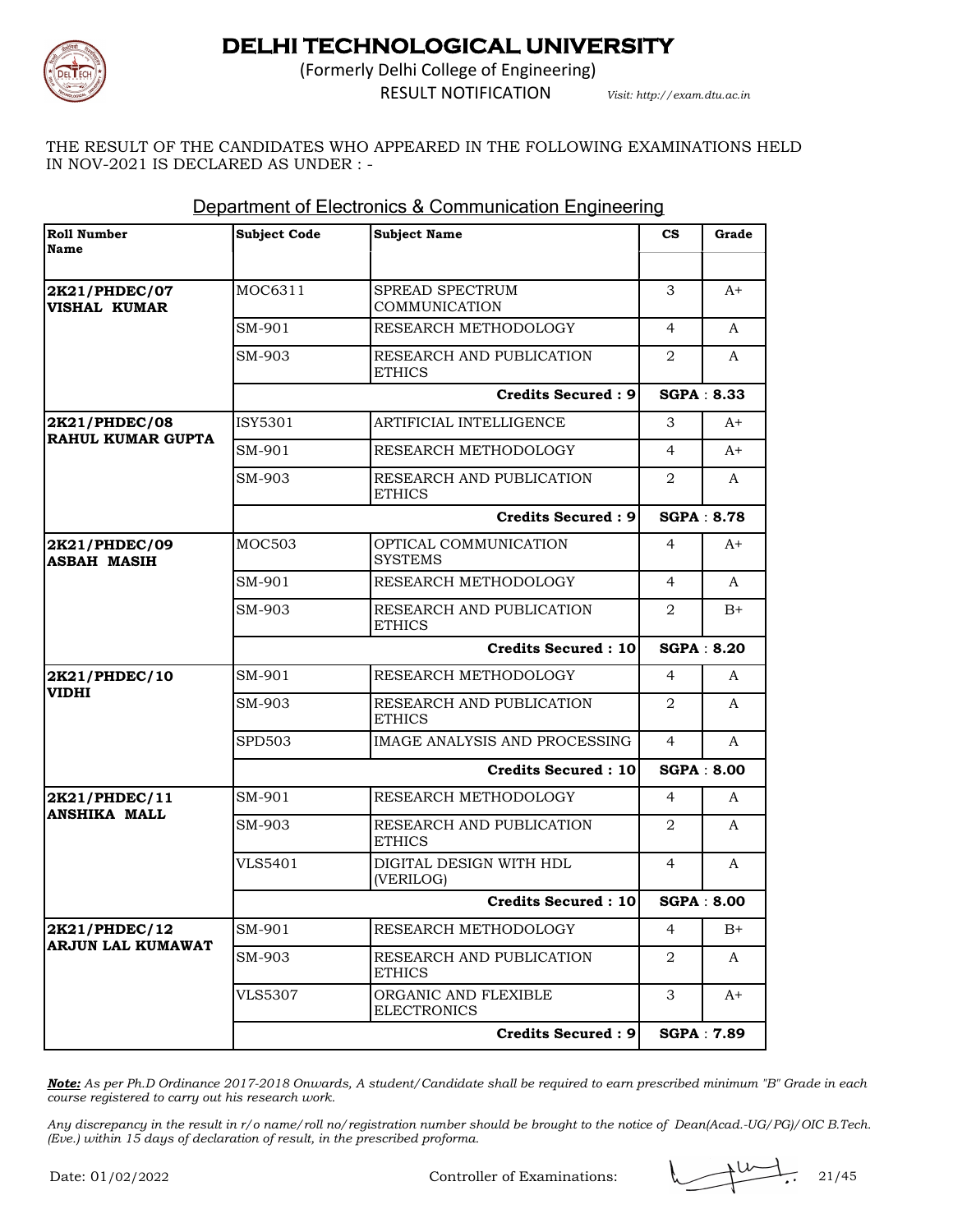# DELHI TECHNOLOGICAL UNIVERSITY

(Formerly Delhi College of Engineering)

RESULT NOTIFICATION *Visit: http://exam.dtu.ac.in*

THE RESULT OF THE CANDIDATES WHO APPEARED IN THE FOLLOWING EXAMINATIONS HELD IN NOV-2021 IS DECLARED AS UNDER : -

## Department of Electronics & Communication Engineering

| Roll Number Name | Subject Code | Subject Name | CS | Grade |
|---|---|---|---|---|
| **2K21/PHDEC/07 VISHAL KUMAR** | MOC6311 | SPREAD SPECTRUM COMMUNICATION | 3 | A+ |
| | SM-901 | RESEARCH METHODOLOGY | 4 | A |
| | SM-903 | RESEARCH AND PUBLICATION ETHICS | 2 | A |
| | | **Credits Secured : 9** | **SGPA : 8.33** | |
| **2K21/PHDEC/08 RAHUL KUMAR GUPTA** | ISY5301 | ARTIFICIAL INTELLIGENCE | 3 | A+ |
| | SM-901 | RESEARCH METHODOLOGY | 4 | A+ |
| | SM-903 | RESEARCH AND PUBLICATION ETHICS | 2 | A |
| | | **Credits Secured : 9** | **SGPA : 8.78** | |
| **2K21/PHDEC/09 ASBAH MASIH** | MOC503 | OPTICAL COMMUNICATION SYSTEMS | 4 | A+ |
| | SM-901 | RESEARCH METHODOLOGY | 4 | A |
| | SM-903 | RESEARCH AND PUBLICATION ETHICS | 2 | B+ |
| | | **Credits Secured : 10** | **SGPA : 8.20** | |
| **2K21/PHDEC/10 VIDHI** | SM-901 | RESEARCH METHODOLOGY | 4 | A |
| | SM-903 | RESEARCH AND PUBLICATION ETHICS | 2 | A |
| | SPD503 | IMAGE ANALYSIS AND PROCESSING | 4 | A |
| | | **Credits Secured : 10** | **SGPA : 8.00** | |
| **2K21/PHDEC/11 ANSHIKA MALL** | SM-901 | RESEARCH METHODOLOGY | 4 | A |
| | SM-903 | RESEARCH AND PUBLICATION ETHICS | 2 | A |
| | VLS5401 | DIGITAL DESIGN WITH HDL (VERILOG) | 4 | A |
| | | **Credits Secured : 10** | **SGPA : 8.00** | |
| **2K21/PHDEC/12 ARJUN LAL KUMAWAT** | SM-901 | RESEARCH METHODOLOGY | 4 | B+ |
| | SM-903 | RESEARCH AND PUBLICATION ETHICS | 2 | A |
| | VLS5307 | ORGANIC AND FLEXIBLE ELECTRONICS | 3 | A+ |
| | | **Credits Secured : 9** | **SGPA : 7.89** | |

***Note:*** *As per Ph.D Ordinance 2017-2018 Onwards, A student/Candidate shall be required to earn prescribed minimum "B" Grade in each course registered to carry out his research work.*

*Any discrepancy in the result in r/o name/roll no/registration number should be brought to the notice of Dean(Acad.-UG/PG)/OIC B.Tech. (Eve.) within 15 days of declaration of result, in the prescribed proforma.*

Date: 01/02/2022

Controller of Examinations: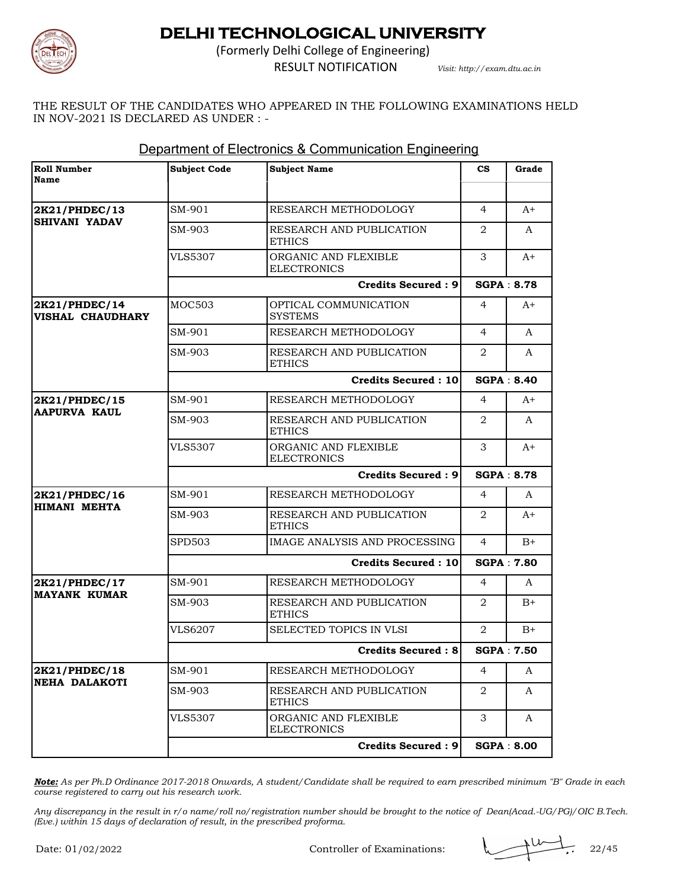# DELHI TECHNOLOGICAL UNIVERSITY

(Formerly Delhi College of Engineering)

RESULT NOTIFICATION *Visit: http://exam.dtu.ac.in*

THE RESULT OF THE CANDIDATES WHO APPEARED IN THE FOLLOWING EXAMINATIONS HELD IN NOV-2021 IS DECLARED AS UNDER : -

## Department of Electronics & Communication Engineering

| Roll Number Name | Subject Code | Subject Name | CS | Grade |
|---|---|---|---|---|
| **2K21/PHDEC/13 SHIVANI YADAV** | SM-901 | RESEARCH METHODOLOGY | 4 | A+ |
| | SM-903 | RESEARCH AND PUBLICATION ETHICS | 2 | A |
| | VLS5307 | ORGANIC AND FLEXIBLE ELECTRONICS | 3 | A+ |
| | | **Credits Secured : 9** | **SGPA : 8.78** | |
| **2K21/PHDEC/14 VISHAL CHAUDHARY** | MOC503 | OPTICAL COMMUNICATION SYSTEMS | 4 | A+ |
| | SM-901 | RESEARCH METHODOLOGY | 4 | A |
| | SM-903 | RESEARCH AND PUBLICATION ETHICS | 2 | A |
| | | **Credits Secured : 10** | **SGPA : 8.40** | |
| **2K21/PHDEC/15 AAPURVA KAUL** | SM-901 | RESEARCH METHODOLOGY | 4 | A+ |
| | SM-903 | RESEARCH AND PUBLICATION ETHICS | 2 | A |
| | VLS5307 | ORGANIC AND FLEXIBLE ELECTRONICS | 3 | A+ |
| | | **Credits Secured : 9** | **SGPA : 8.78** | |
| **2K21/PHDEC/16 HIMANI MEHTA** | SM-901 | RESEARCH METHODOLOGY | 4 | A |
| | SM-903 | RESEARCH AND PUBLICATION ETHICS | 2 | A+ |
| | SPD503 | IMAGE ANALYSIS AND PROCESSING | 4 | B+ |
| | | **Credits Secured : 10** | **SGPA : 7.80** | |
| **2K21/PHDEC/17 MAYANK KUMAR** | SM-901 | RESEARCH METHODOLOGY | 4 | A |
| | SM-903 | RESEARCH AND PUBLICATION ETHICS | 2 | B+ |
| | VLS6207 | SELECTED TOPICS IN VLSI | 2 | B+ |
| | | **Credits Secured : 8** | **SGPA : 7.50** | |
| **2K21/PHDEC/18 NEHA DALAKOTI** | SM-901 | RESEARCH METHODOLOGY | 4 | A |
| | SM-903 | RESEARCH AND PUBLICATION ETHICS | 2 | A |
| | VLS5307 | ORGANIC AND FLEXIBLE ELECTRONICS | 3 | A |
| | | **Credits Secured : 9** | **SGPA : 8.00** | |

***Note:*** *As per Ph.D Ordinance 2017-2018 Onwards, A student/Candidate shall be required to earn prescribed minimum "B" Grade in each course registered to carry out his research work.*

*Any discrepancy in the result in r/o name/roll no/registration number should be brought to the notice of Dean(Acad.-UG/PG)/OIC B.Tech. (Eve.) within 15 days of declaration of result, in the prescribed proforma.*

Date: 01/02/2022 Controller of Examinations: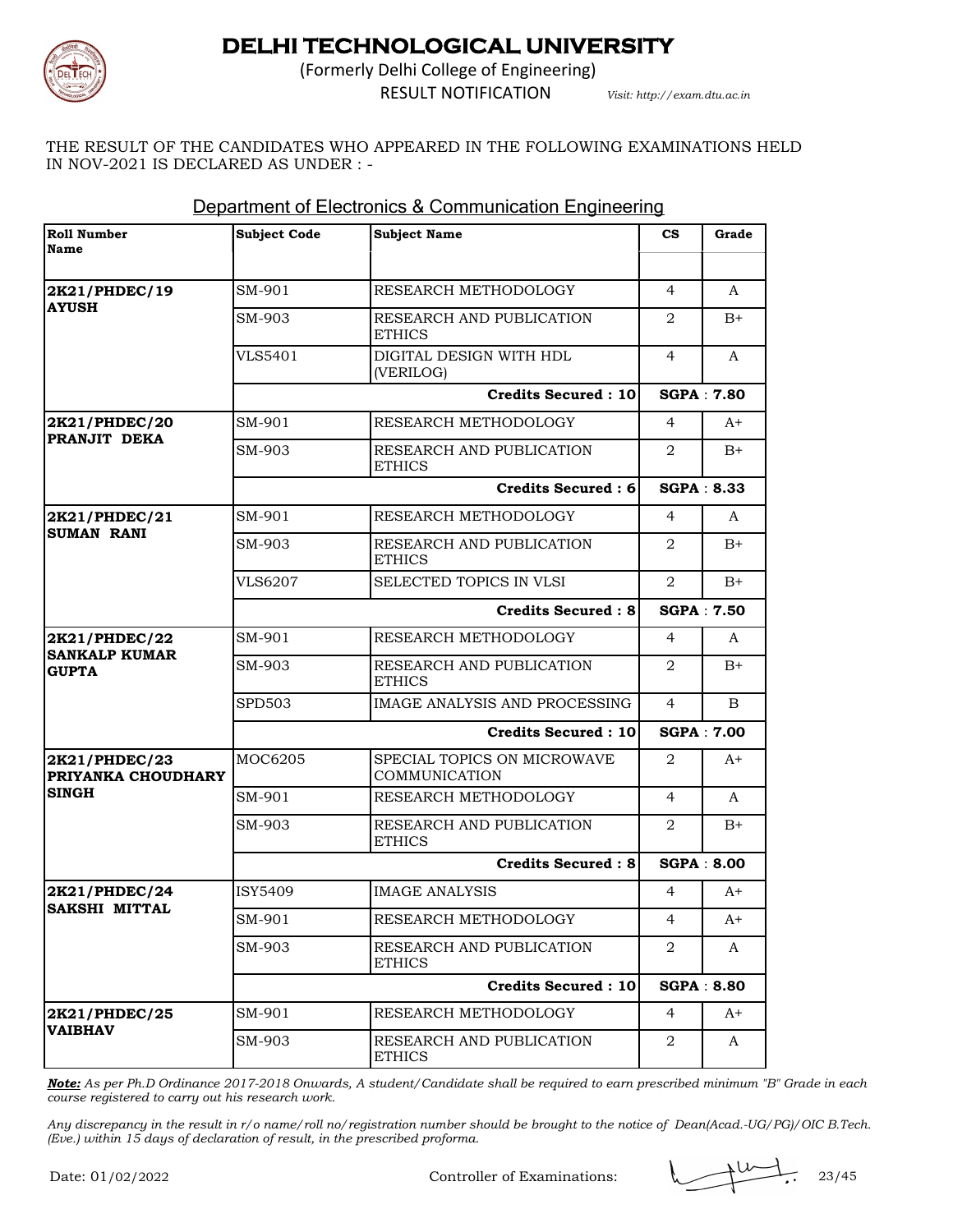# DELHI TECHNOLOGICAL UNIVERSITY

(Formerly Delhi College of Engineering)

RESULT NOTIFICATION *Visit: http://exam.dtu.ac.in*

THE RESULT OF THE CANDIDATES WHO APPEARED IN THE FOLLOWING EXAMINATIONS HELD IN NOV-2021 IS DECLARED AS UNDER : -

## Department of Electronics & Communication Engineering

| Roll Number Name | Subject Code | Subject Name | CS | Grade |
|---|---|---|---|---|
| **2K21/PHDEC/19 AYUSH** | SM-901 | RESEARCH METHODOLOGY | 4 | A |
| | SM-903 | RESEARCH AND PUBLICATION ETHICS | 2 | B+ |
| | VLS5401 | DIGITAL DESIGN WITH HDL (VERILOG) | 4 | A |
| | | **Credits Secured : 10** | **SGPA : 7.80** | |
| **2K21/PHDEC/20 PRANJIT DEKA** | SM-901 | RESEARCH METHODOLOGY | 4 | A+ |
| | SM-903 | RESEARCH AND PUBLICATION ETHICS | 2 | B+ |
| | | **Credits Secured : 6** | **SGPA : 8.33** | |
| **2K21/PHDEC/21 SUMAN RANI** | SM-901 | RESEARCH METHODOLOGY | 4 | A |
| | SM-903 | RESEARCH AND PUBLICATION ETHICS | 2 | B+ |
| | VLS6207 | SELECTED TOPICS IN VLSI | 2 | B+ |
| | | **Credits Secured : 8** | **SGPA : 7.50** | |
| **2K21/PHDEC/22 SANKALP KUMAR GUPTA** | SM-901 | RESEARCH METHODOLOGY | 4 | A |
| | SM-903 | RESEARCH AND PUBLICATION ETHICS | 2 | B+ |
| | SPD503 | IMAGE ANALYSIS AND PROCESSING | 4 | B |
| | | **Credits Secured : 10** | **SGPA : 7.00** | |
| **2K21/PHDEC/23 PRIYANKA CHOUDHARY SINGH** | MOC6205 | SPECIAL TOPICS ON MICROWAVE COMMUNICATION | 2 | A+ |
| | SM-901 | RESEARCH METHODOLOGY | 4 | A |
| | SM-903 | RESEARCH AND PUBLICATION ETHICS | 2 | B+ |
| | | **Credits Secured : 8** | **SGPA : 8.00** | |
| **2K21/PHDEC/24 SAKSHI MITTAL** | ISY5409 | IMAGE ANALYSIS | 4 | A+ |
| | SM-901 | RESEARCH METHODOLOGY | 4 | A+ |
| | SM-903 | RESEARCH AND PUBLICATION ETHICS | 2 | A |
| | | **Credits Secured : 10** | **SGPA : 8.80** | |
| **2K21/PHDEC/25 VAIBHAV** | SM-901 | RESEARCH METHODOLOGY | 4 | A+ |
| | SM-903 | RESEARCH AND PUBLICATION ETHICS | 2 | A |

***Note:*** *As per Ph.D Ordinance 2017-2018 Onwards, A student/Candidate shall be required to earn prescribed minimum "B" Grade in each course registered to carry out his research work.*

*Any discrepancy in the result in r/o name/roll no/registration number should be brought to the notice of Dean(Acad.-UG/PG)/OIC B.Tech. (Eve.) within 15 days of declaration of result, in the prescribed proforma.*

Date: 01/02/2022 Controller of Examinations: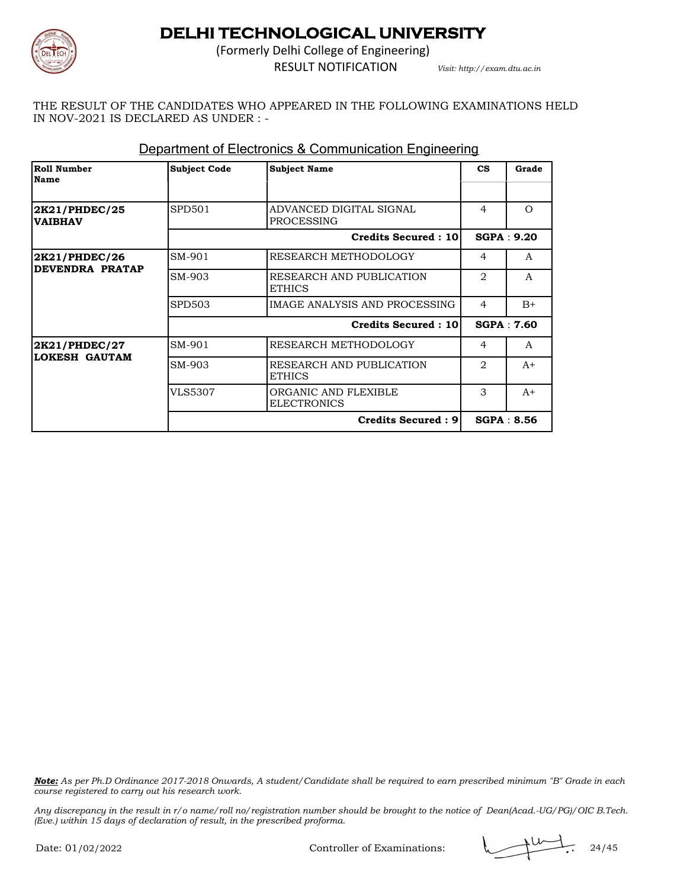# DELHI TECHNOLOGICAL UNIVERSITY

(Formerly Delhi College of Engineering)

RESULT NOTIFICATION *Visit: http://exam.dtu.ac.in*

THE RESULT OF THE CANDIDATES WHO APPEARED IN THE FOLLOWING EXAMINATIONS HELD IN NOV-2021 IS DECLARED AS UNDER : -

## Department of Electronics & Communication Engineering

| Roll Number<br>Name | Subject Code | Subject Name | CS | Grade |
|---|---|---|---|---|
| **2K21/PHDEC/25**<br>**VAIBHAV** | SPD501 | ADVANCED DIGITAL SIGNAL PROCESSING | 4 | O |
| | | **Credits Secured : 10** | **SGPA : 9.20** | |
| **2K21/PHDEC/26**<br>**DEVENDRA PRATAP** | SM-901 | RESEARCH METHODOLOGY | 4 | A |
| | SM-903 | RESEARCH AND PUBLICATION ETHICS | 2 | A |
| | SPD503 | IMAGE ANALYSIS AND PROCESSING | 4 | B+ |
| | | **Credits Secured : 10** | **SGPA : 7.60** | |
| **2K21/PHDEC/27**<br>**LOKESH GAUTAM** | SM-901 | RESEARCH METHODOLOGY | 4 | A |
| | SM-903 | RESEARCH AND PUBLICATION ETHICS | 2 | A+ |
| | VLS5307 | ORGANIC AND FLEXIBLE ELECTRONICS | 3 | A+ |
| | | **Credits Secured : 9** | **SGPA : 8.56** | |

***Note:*** *As per Ph.D Ordinance 2017-2018 Onwards, A student/Candidate shall be required to earn prescribed minimum "B" Grade in each course registered to carry out his research work.*

*Any discrepancy in the result in r/o name/roll no/registration number should be brought to the notice of Dean(Acad.-UG/PG)/OIC B.Tech. (Eve.) within 15 days of declaration of result, in the prescribed proforma.*

Date: 01/02/2022 Controller of Examinations: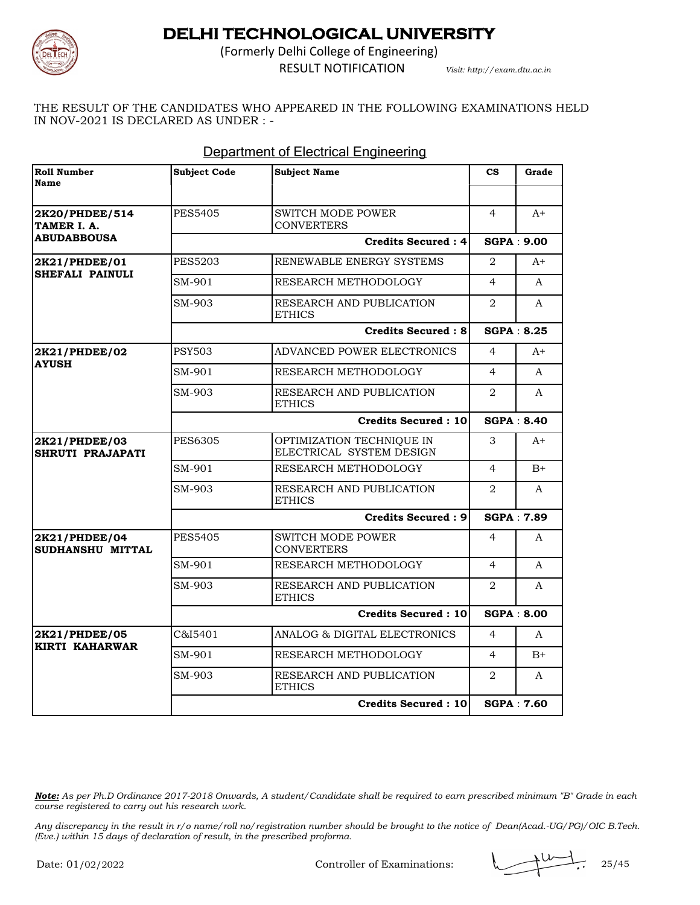# DELHI TECHNOLOGICAL UNIVERSITY

(Formerly Delhi College of Engineering)

RESULT NOTIFICATION *Visit: http://exam.dtu.ac.in*

THE RESULT OF THE CANDIDATES WHO APPEARED IN THE FOLLOWING EXAMINATIONS HELD IN NOV-2021 IS DECLARED AS UNDER : -

## Department of Electrical Engineering

| Roll Number Name | Subject Code | Subject Name | CS | Grade |
|---|---|---|---|---|
| **2K20/PHDEE/514 TAMER I. A. ABUDABBOUSA** | PES5405 | SWITCH MODE POWER CONVERTERS | 4 | A+ |
| | | **Credits Secured : 4** | **SGPA : 9.00** | |
| **2K21/PHDEE/01 SHEFALI PAINULI** | PES5203 | RENEWABLE ENERGY SYSTEMS | 2 | A+ |
| | SM-901 | RESEARCH METHODOLOGY | 4 | A |
| | SM-903 | RESEARCH AND PUBLICATION ETHICS | 2 | A |
| | | **Credits Secured : 8** | **SGPA : 8.25** | |
| **2K21/PHDEE/02 AYUSH** | PSY503 | ADVANCED POWER ELECTRONICS | 4 | A+ |
| | SM-901 | RESEARCH METHODOLOGY | 4 | A |
| | SM-903 | RESEARCH AND PUBLICATION ETHICS | 2 | A |
| | | **Credits Secured : 10** | **SGPA : 8.40** | |
| **2K21/PHDEE/03 SHRUTI PRAJAPATI** | PES6305 | OPTIMIZATION TECHNIQUE IN ELECTRICAL SYSTEM DESIGN | 3 | A+ |
| | SM-901 | RESEARCH METHODOLOGY | 4 | B+ |
| | SM-903 | RESEARCH AND PUBLICATION ETHICS | 2 | A |
| | | **Credits Secured : 9** | **SGPA : 7.89** | |
| **2K21/PHDEE/04 SUDHANSHU MITTAL** | PES5405 | SWITCH MODE POWER CONVERTERS | 4 | A |
| | SM-901 | RESEARCH METHODOLOGY | 4 | A |
| | SM-903 | RESEARCH AND PUBLICATION ETHICS | 2 | A |
| | | **Credits Secured : 10** | **SGPA : 8.00** | |
| **2K21/PHDEE/05 KIRTI KAHARWAR** | C&I5401 | ANALOG & DIGITAL ELECTRONICS | 4 | A |
| | SM-901 | RESEARCH METHODOLOGY | 4 | B+ |
| | SM-903 | RESEARCH AND PUBLICATION ETHICS | 2 | A |
| | | **Credits Secured : 10** | **SGPA : 7.60** | |

***Note:*** *As per Ph.D Ordinance 2017-2018 Onwards, A student/Candidate shall be required to earn prescribed minimum "B" Grade in each course registered to carry out his research work.*

*Any discrepancy in the result in r/o name/roll no/registration number should be brought to the notice of Dean(Acad.-UG/PG)/OIC B.Tech. (Eve.) within 15 days of declaration of result, in the prescribed proforma.*

Date: 01/02/2022 Controller of Examinations: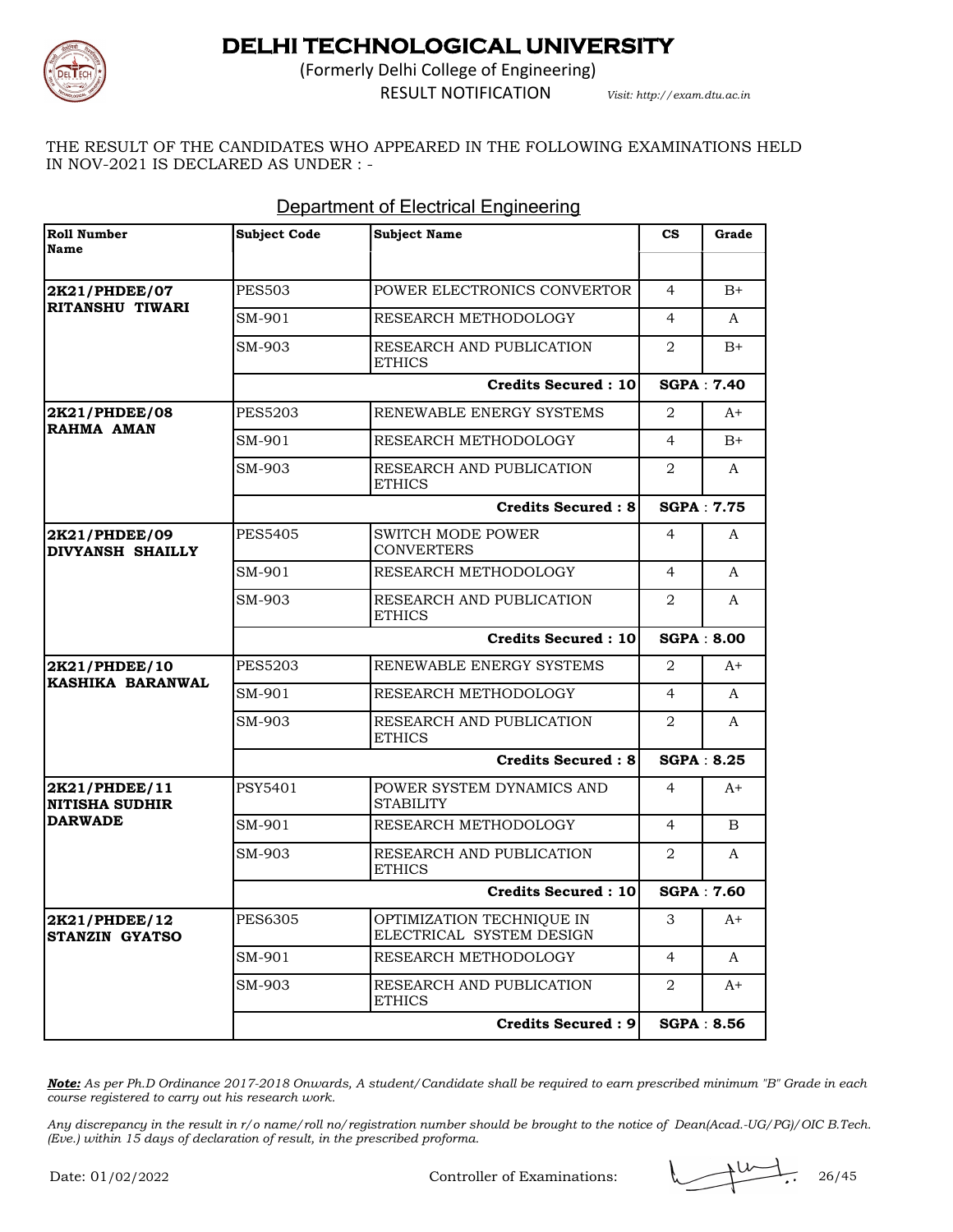# DELHI TECHNOLOGICAL UNIVERSITY

(Formerly Delhi College of Engineering)

RESULT NOTIFICATION *Visit: http://exam.dtu.ac.in*

THE RESULT OF THE CANDIDATES WHO APPEARED IN THE FOLLOWING EXAMINATIONS HELD IN NOV-2021 IS DECLARED AS UNDER : -

## Department of Electrical Engineering

| Roll Number Name | Subject Code | Subject Name | CS | Grade |
|---|---|---|---|---|
| **2K21/PHDEE/07 RITANSHU TIWARI** | PES503 | POWER ELECTRONICS CONVERTOR | 4 | B+ |
| | SM-901 | RESEARCH METHODOLOGY | 4 | A |
| | SM-903 | RESEARCH AND PUBLICATION ETHICS | 2 | B+ |
| | | **Credits Secured : 10** | **SGPA : 7.40** | |
| **2K21/PHDEE/08 RAHMA AMAN** | PES5203 | RENEWABLE ENERGY SYSTEMS | 2 | A+ |
| | SM-901 | RESEARCH METHODOLOGY | 4 | B+ |
| | SM-903 | RESEARCH AND PUBLICATION ETHICS | 2 | A |
| | | **Credits Secured : 8** | **SGPA : 7.75** | |
| **2K21/PHDEE/09 DIVYANSH SHAILLY** | PES5405 | SWITCH MODE POWER CONVERTERS | 4 | A |
| | SM-901 | RESEARCH METHODOLOGY | 4 | A |
| | SM-903 | RESEARCH AND PUBLICATION ETHICS | 2 | A |
| | | **Credits Secured : 10** | **SGPA : 8.00** | |
| **2K21/PHDEE/10 KASHIKA BARANWAL** | PES5203 | RENEWABLE ENERGY SYSTEMS | 2 | A+ |
| | SM-901 | RESEARCH METHODOLOGY | 4 | A |
| | SM-903 | RESEARCH AND PUBLICATION ETHICS | 2 | A |
| | | **Credits Secured : 8** | **SGPA : 8.25** | |
| **2K21/PHDEE/11 NITISHA SUDHIR DARWADE** | PSY5401 | POWER SYSTEM DYNAMICS AND STABILITY | 4 | A+ |
| | SM-901 | RESEARCH METHODOLOGY | 4 | B |
| | SM-903 | RESEARCH AND PUBLICATION ETHICS | 2 | A |
| | | **Credits Secured : 10** | **SGPA : 7.60** | |
| **2K21/PHDEE/12 STANZIN GYATSO** | PES6305 | OPTIMIZATION TECHNIQUE IN ELECTRICAL SYSTEM DESIGN | 3 | A+ |
| | SM-901 | RESEARCH METHODOLOGY | 4 | A |
| | SM-903 | RESEARCH AND PUBLICATION ETHICS | 2 | A+ |
| | | **Credits Secured : 9** | **SGPA : 8.56** | |

***Note:*** *As per Ph.D Ordinance 2017-2018 Onwards, A student/Candidate shall be required to earn prescribed minimum "B" Grade in each course registered to carry out his research work.*

*Any discrepancy in the result in r/o name/roll no/registration number should be brought to the notice of Dean(Acad.-UG/PG)/OIC B.Tech. (Eve.) within 15 days of declaration of result, in the prescribed proforma.*

Date: 01/02/2022 Controller of Examinations: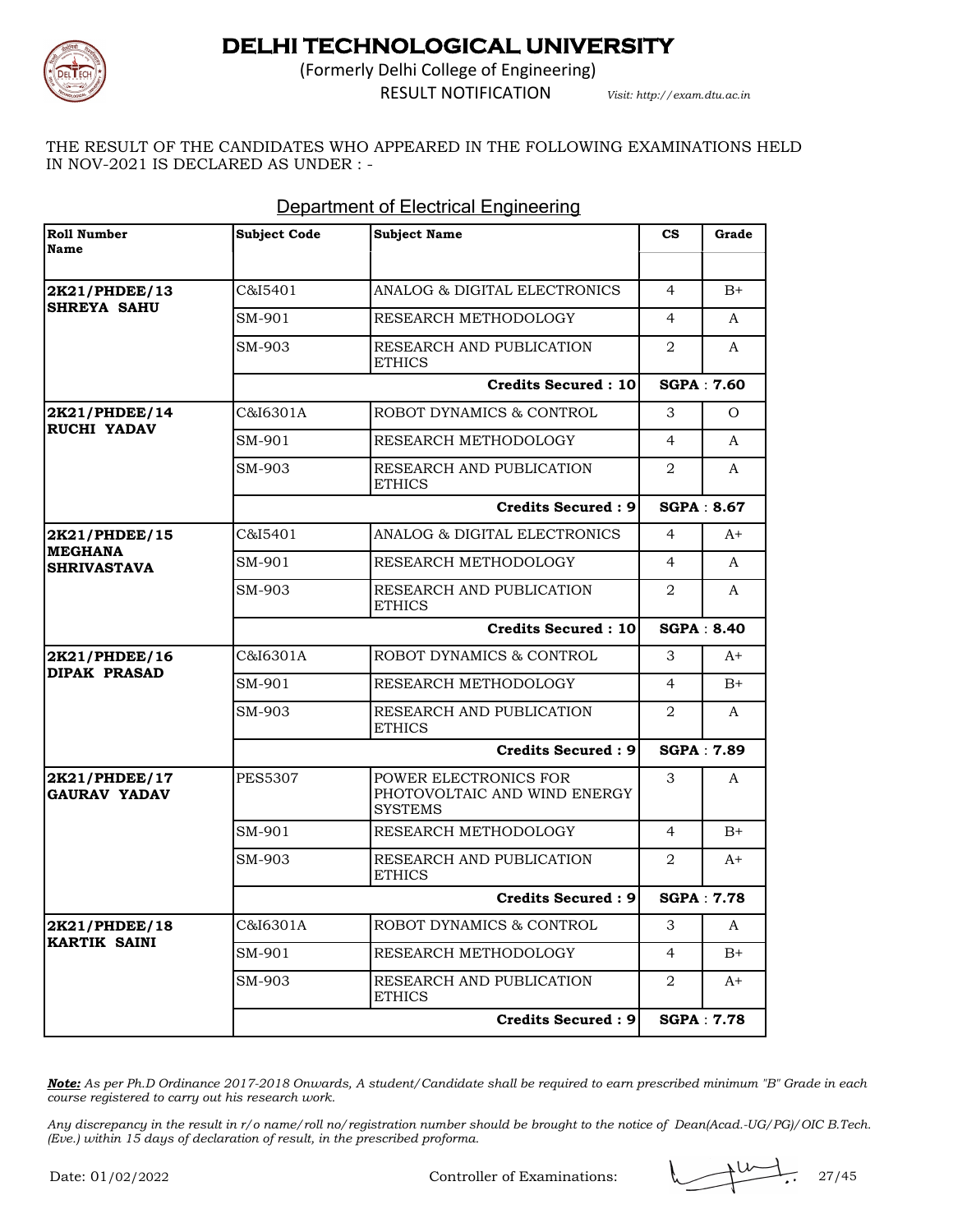# DELHI TECHNOLOGICAL UNIVERSITY

(Formerly Delhi College of Engineering)

RESULT NOTIFICATION *Visit: http://exam.dtu.ac.in*

THE RESULT OF THE CANDIDATES WHO APPEARED IN THE FOLLOWING EXAMINATIONS HELD IN NOV-2021 IS DECLARED AS UNDER : -

## Department of Electrical Engineering

| Roll Number Name | Subject Code | Subject Name | CS | Grade |
|---|---|---|---|---|
| **2K21/PHDEE/13 SHREYA SAHU** | C&I5401 | ANALOG & DIGITAL ELECTRONICS | 4 | B+ |
| | SM-901 | RESEARCH METHODOLOGY | 4 | A |
| | SM-903 | RESEARCH AND PUBLICATION ETHICS | 2 | A |
| | | **Credits Secured : 10** | **SGPA : 7.60** | |
| **2K21/PHDEE/14 RUCHI YADAV** | C&I6301A | ROBOT DYNAMICS & CONTROL | 3 | O |
| | SM-901 | RESEARCH METHODOLOGY | 4 | A |
| | SM-903 | RESEARCH AND PUBLICATION ETHICS | 2 | A |
| | | **Credits Secured : 9** | **SGPA : 8.67** | |
| **2K21/PHDEE/15 MEGHANA SHRIVASTAVA** | C&I5401 | ANALOG & DIGITAL ELECTRONICS | 4 | A+ |
| | SM-901 | RESEARCH METHODOLOGY | 4 | A |
| | SM-903 | RESEARCH AND PUBLICATION ETHICS | 2 | A |
| | | **Credits Secured : 10** | **SGPA : 8.40** | |
| **2K21/PHDEE/16 DIPAK PRASAD** | C&I6301A | ROBOT DYNAMICS & CONTROL | 3 | A+ |
| | SM-901 | RESEARCH METHODOLOGY | 4 | B+ |
| | SM-903 | RESEARCH AND PUBLICATION ETHICS | 2 | A |
| | | **Credits Secured : 9** | **SGPA : 7.89** | |
| **2K21/PHDEE/17 GAURAV YADAV** | PES5307 | POWER ELECTRONICS FOR PHOTOVOLTAIC AND WIND ENERGY SYSTEMS | 3 | A |
| | SM-901 | RESEARCH METHODOLOGY | 4 | B+ |
| | SM-903 | RESEARCH AND PUBLICATION ETHICS | 2 | A+ |
| | | **Credits Secured : 9** | **SGPA : 7.78** | |
| **2K21/PHDEE/18 KARTIK SAINI** | C&I6301A | ROBOT DYNAMICS & CONTROL | 3 | A |
| | SM-901 | RESEARCH METHODOLOGY | 4 | B+ |
| | SM-903 | RESEARCH AND PUBLICATION ETHICS | 2 | A+ |
| | | **Credits Secured : 9** | **SGPA : 7.78** | |

***Note:*** *As per Ph.D Ordinance 2017-2018 Onwards, A student/Candidate shall be required to earn prescribed minimum "B" Grade in each course registered to carry out his research work.*

*Any discrepancy in the result in r/o name/roll no/registration number should be brought to the notice of Dean(Acad.-UG/PG)/OIC B.Tech. (Eve.) within 15 days of declaration of result, in the prescribed proforma.*

Date: 01/02/2022 Controller of Examinations: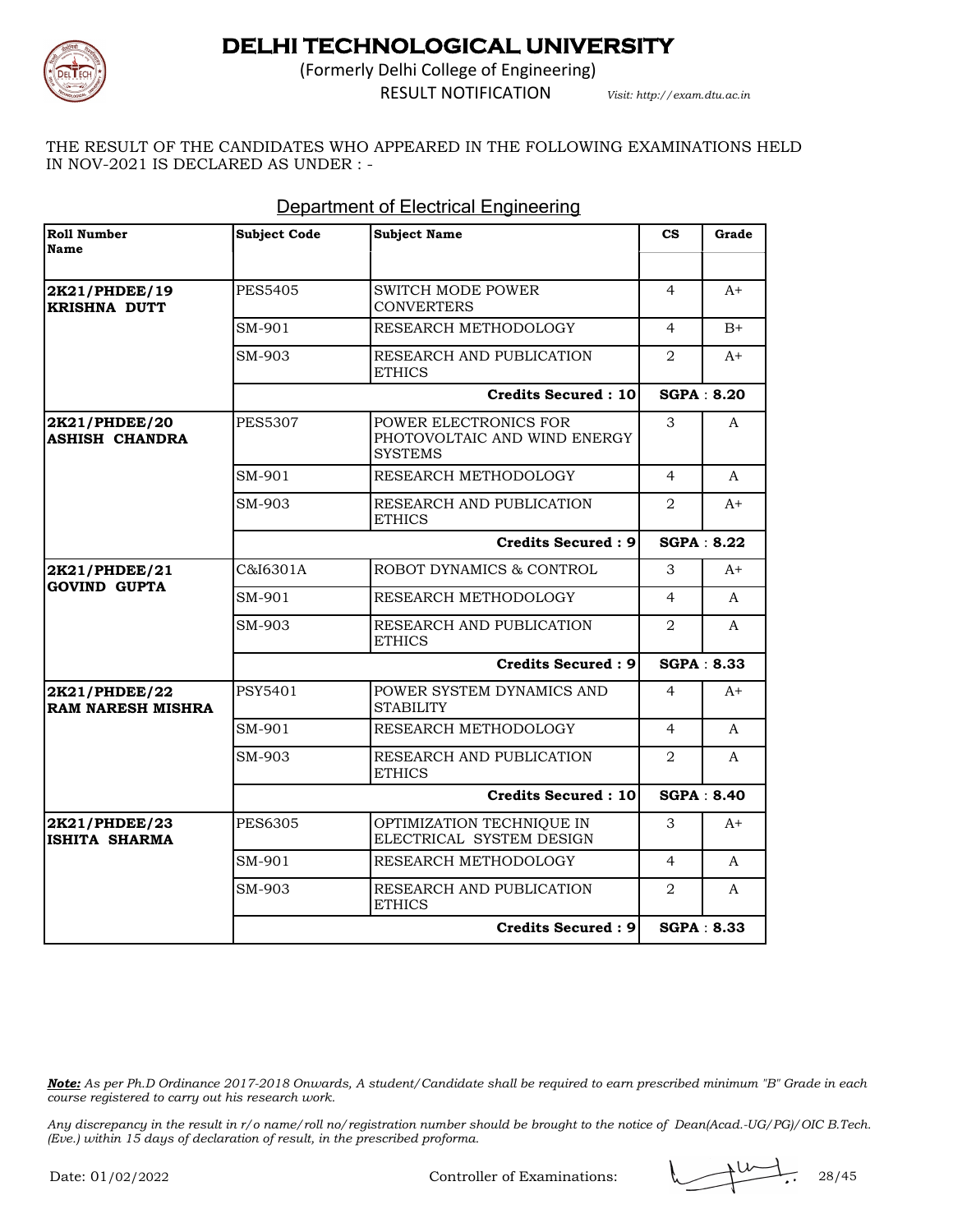# DELHI TECHNOLOGICAL UNIVERSITY

(Formerly Delhi College of Engineering)

RESULT NOTIFICATION *Visit: http://exam.dtu.ac.in*

THE RESULT OF THE CANDIDATES WHO APPEARED IN THE FOLLOWING EXAMINATIONS HELD IN NOV-2021 IS DECLARED AS UNDER : -

## Department of Electrical Engineering

| Roll Number Name | Subject Code | Subject Name | CS | Grade |
|---|---|---|---|---|
| **2K21/PHDEE/19 KRISHNA DUTT** | PES5405 | SWITCH MODE POWER CONVERTERS | 4 | A+ |
| | SM-901 | RESEARCH METHODOLOGY | 4 | B+ |
| | SM-903 | RESEARCH AND PUBLICATION ETHICS | 2 | A+ |
| | | **Credits Secured : 10** | **SGPA : 8.20** | |
| **2K21/PHDEE/20 ASHISH CHANDRA** | PES5307 | POWER ELECTRONICS FOR PHOTOVOLTAIC AND WIND ENERGY SYSTEMS | 3 | A |
| | SM-901 | RESEARCH METHODOLOGY | 4 | A |
| | SM-903 | RESEARCH AND PUBLICATION ETHICS | 2 | A+ |
| | | **Credits Secured : 9** | **SGPA : 8.22** | |
| **2K21/PHDEE/21 GOVIND GUPTA** | C&I6301A | ROBOT DYNAMICS & CONTROL | 3 | A+ |
| | SM-901 | RESEARCH METHODOLOGY | 4 | A |
| | SM-903 | RESEARCH AND PUBLICATION ETHICS | 2 | A |
| | | **Credits Secured : 9** | **SGPA : 8.33** | |
| **2K21/PHDEE/22 RAM NARESH MISHRA** | PSY5401 | POWER SYSTEM DYNAMICS AND STABILITY | 4 | A+ |
| | SM-901 | RESEARCH METHODOLOGY | 4 | A |
| | SM-903 | RESEARCH AND PUBLICATION ETHICS | 2 | A |
| | | **Credits Secured : 10** | **SGPA : 8.40** | |
| **2K21/PHDEE/23 ISHITA SHARMA** | PES6305 | OPTIMIZATION TECHNIQUE IN ELECTRICAL SYSTEM DESIGN | 3 | A+ |
| | SM-901 | RESEARCH METHODOLOGY | 4 | A |
| | SM-903 | RESEARCH AND PUBLICATION ETHICS | 2 | A |
| | | **Credits Secured : 9** | **SGPA : 8.33** | |

***Note:*** *As per Ph.D Ordinance 2017-2018 Onwards, A student/Candidate shall be required to earn prescribed minimum "B" Grade in each course registered to carry out his research work.*

*Any discrepancy in the result in r/o name/roll no/registration number should be brought to the notice of Dean(Acad.-UG/PG)/OIC B.Tech. (Eve.) within 15 days of declaration of result, in the prescribed proforma.*

Date: 01/02/2022 Controller of Examinations: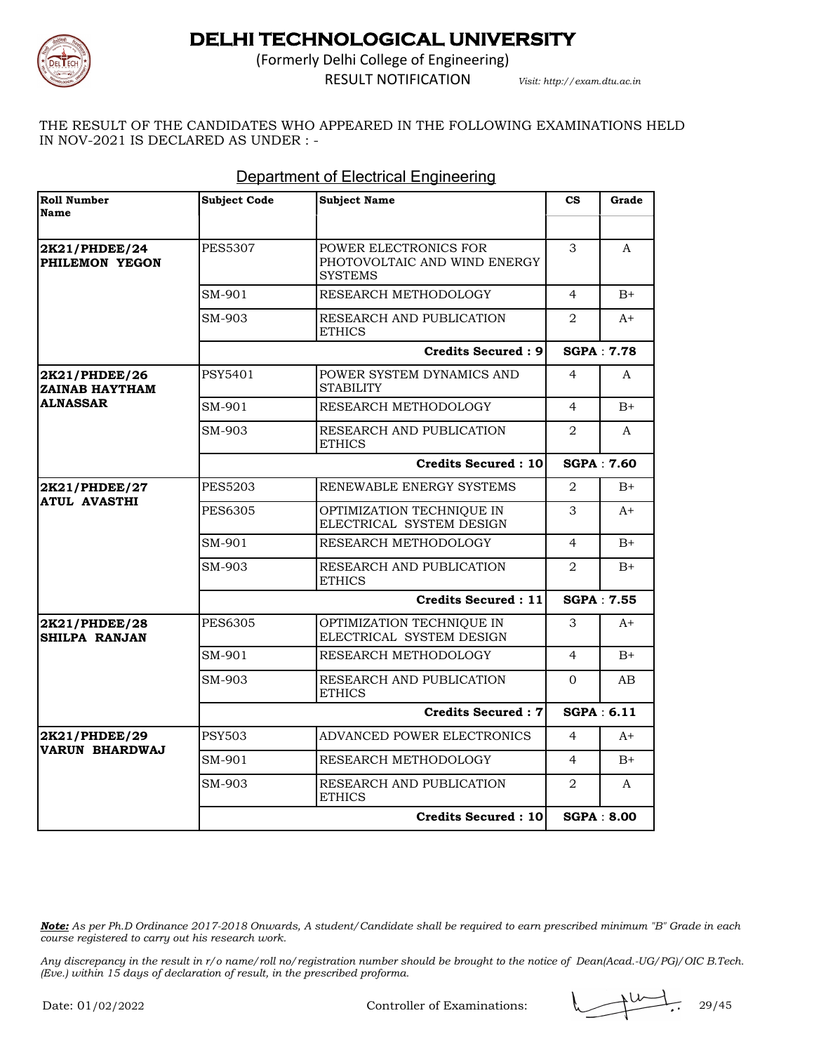# DELHI TECHNOLOGICAL UNIVERSITY

(Formerly Delhi College of Engineering)

RESULT NOTIFICATION

*Visit: http://exam.dtu.ac.in*

THE RESULT OF THE CANDIDATES WHO APPEARED IN THE FOLLOWING EXAMINATIONS HELD IN NOV-2021 IS DECLARED AS UNDER : -

## Department of Electrical Engineering

| Roll Number Name | Subject Code | Subject Name | CS | Grade |
|---|---|---|---|---|
| **2K21/PHDEE/24 PHILEMON YEGON** | PES5307 | POWER ELECTRONICS FOR PHOTOVOLTAIC AND WIND ENERGY SYSTEMS | 3 | A |
| | SM-901 | RESEARCH METHODOLOGY | 4 | B+ |
| | SM-903 | RESEARCH AND PUBLICATION ETHICS | 2 | A+ |
| | | **Credits Secured : 9** | **SGPA : 7.78** | |
| **2K21/PHDEE/26 ZAINAB HAYTHAM ALNASSAR** | PSY5401 | POWER SYSTEM DYNAMICS AND STABILITY | 4 | A |
| | SM-901 | RESEARCH METHODOLOGY | 4 | B+ |
| | SM-903 | RESEARCH AND PUBLICATION ETHICS | 2 | A |
| | | **Credits Secured : 10** | **SGPA : 7.60** | |
| **2K21/PHDEE/27 ATUL AVASTHI** | PES5203 | RENEWABLE ENERGY SYSTEMS | 2 | B+ |
| | PES6305 | OPTIMIZATION TECHNIQUE IN ELECTRICAL SYSTEM DESIGN | 3 | A+ |
| | SM-901 | RESEARCH METHODOLOGY | 4 | B+ |
| | SM-903 | RESEARCH AND PUBLICATION ETHICS | 2 | B+ |
| | | **Credits Secured : 11** | **SGPA : 7.55** | |
| **2K21/PHDEE/28 SHILPA RANJAN** | PES6305 | OPTIMIZATION TECHNIQUE IN ELECTRICAL SYSTEM DESIGN | 3 | A+ |
| | SM-901 | RESEARCH METHODOLOGY | 4 | B+ |
| | SM-903 | RESEARCH AND PUBLICATION ETHICS | 0 | AB |
| | | **Credits Secured : 7** | **SGPA : 6.11** | |
| **2K21/PHDEE/29 VARUN BHARDWAJ** | PSY503 | ADVANCED POWER ELECTRONICS | 4 | A+ |
| | SM-901 | RESEARCH METHODOLOGY | 4 | B+ |
| | SM-903 | RESEARCH AND PUBLICATION ETHICS | 2 | A |
| | | **Credits Secured : 10** | **SGPA : 8.00** | |

***Note:*** *As per Ph.D Ordinance 2017-2018 Onwards, A student/Candidate shall be required to earn prescribed minimum "B" Grade in each course registered to carry out his research work.*

*Any discrepancy in the result in r/o name/roll no/registration number should be brought to the notice of Dean(Acad.-UG/PG)/OIC B.Tech. (Eve.) within 15 days of declaration of result, in the prescribed proforma.*

Date: 01/02/2022

Controller of Examinations: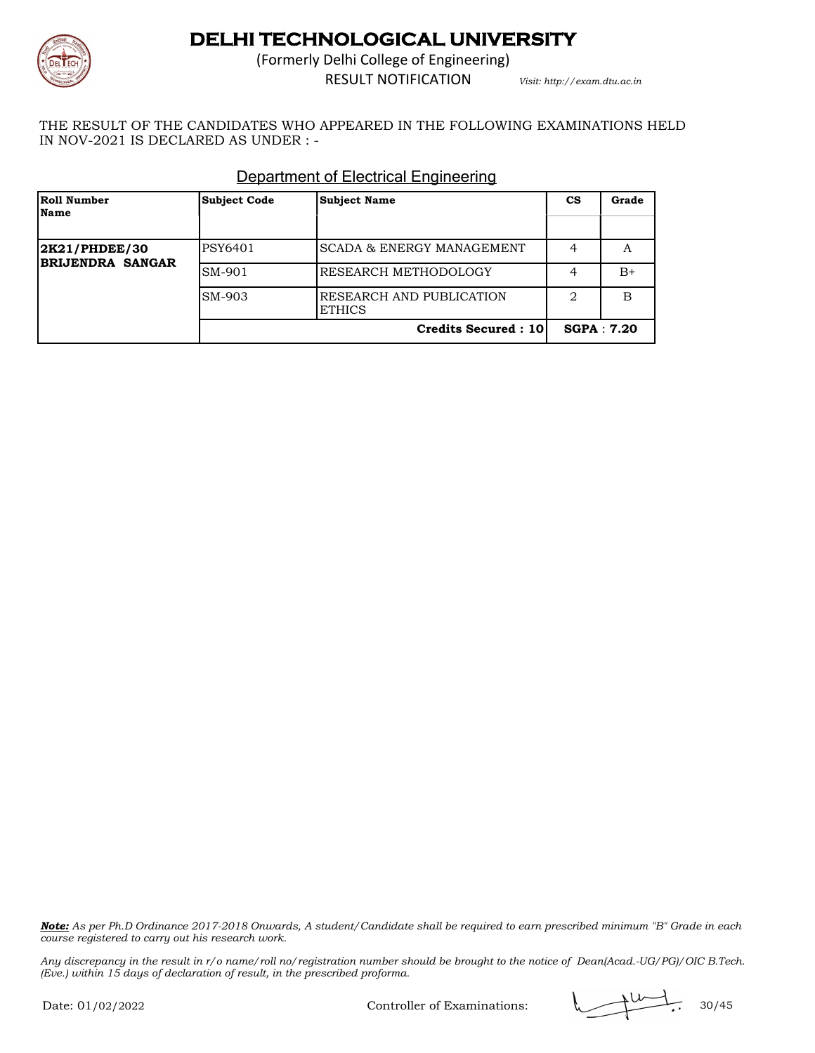# DELHI TECHNOLOGICAL UNIVERSITY

(Formerly Delhi College of Engineering)

RESULT NOTIFICATION *Visit: http://exam.dtu.ac.in*

THE RESULT OF THE CANDIDATES WHO APPEARED IN THE FOLLOWING EXAMINATIONS HELD IN NOV-2021 IS DECLARED AS UNDER : -

## Department of Electrical Engineering

| Roll Number Name | Subject Code | Subject Name | CS | Grade |
|---|---|---|---|---|
| **2K21/PHDEE/30 BRIJENDRA SANGAR** | PSY6401 | SCADA & ENERGY MANAGEMENT | 4 | A |
| | SM-901 | RESEARCH METHODOLOGY | 4 | B+ |
| | SM-903 | RESEARCH AND PUBLICATION ETHICS | 2 | B |
| | | **Credits Secured : 10** | **SGPA : 7.20** | |

***Note:*** *As per Ph.D Ordinance 2017-2018 Onwards, A student/Candidate shall be required to earn prescribed minimum "B" Grade in each course registered to carry out his research work.*

*Any discrepancy in the result in r/o name/roll no/registration number should be brought to the notice of Dean(Acad.-UG/PG)/OIC B.Tech. (Eve.) within 15 days of declaration of result, in the prescribed proforma.*

Date: 01/02/2022 Controller of Examinations: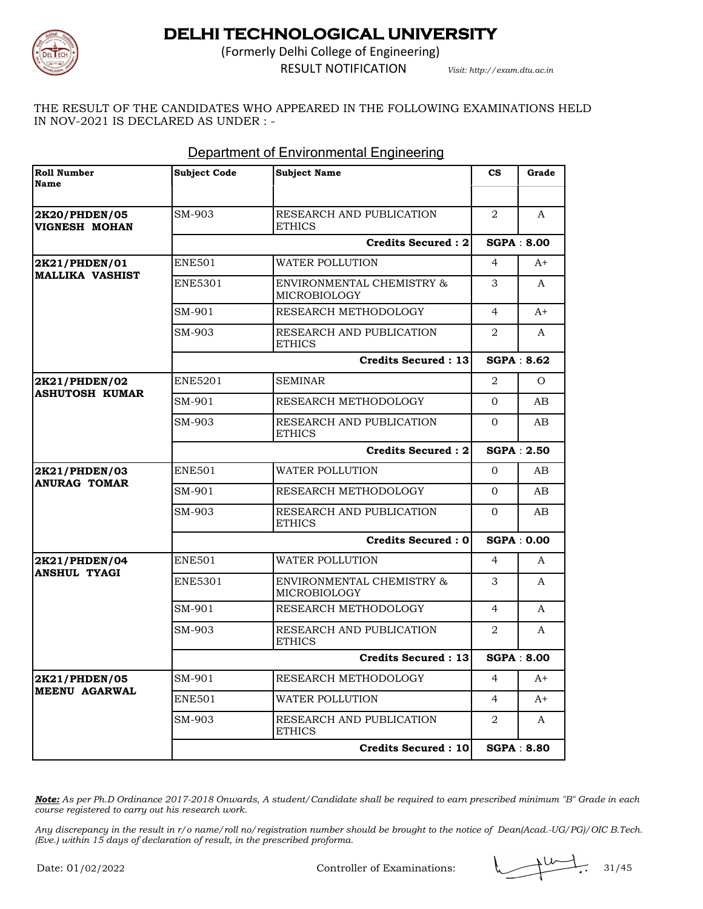# DELHI TECHNOLOGICAL UNIVERSITY

(Formerly Delhi College of Engineering)

RESULT NOTIFICATION *Visit: http://exam.dtu.ac.in*

THE RESULT OF THE CANDIDATES WHO APPEARED IN THE FOLLOWING EXAMINATIONS HELD IN NOV-2021 IS DECLARED AS UNDER : -

## Department of Environmental Engineering

| Roll Number Name | Subject Code | Subject Name | CS | Grade |
|---|---|---|---|---|
| **2K20/PHDEN/05 VIGNESH MOHAN** | SM-903 | RESEARCH AND PUBLICATION ETHICS | 2 | A |
| | | **Credits Secured : 2** | **SGPA : 8.00** | |
| **2K21/PHDEN/01 MALLIKA VASHIST** | ENE501 | WATER POLLUTION | 4 | A+ |
| | ENE5301 | ENVIRONMENTAL CHEMISTRY & MICROBIOLOGY | 3 | A |
| | SM-901 | RESEARCH METHODOLOGY | 4 | A+ |
| | SM-903 | RESEARCH AND PUBLICATION ETHICS | 2 | A |
| | | **Credits Secured : 13** | **SGPA : 8.62** | |
| **2K21/PHDEN/02 ASHUTOSH KUMAR** | ENE5201 | SEMINAR | 2 | O |
| | SM-901 | RESEARCH METHODOLOGY | 0 | AB |
| | SM-903 | RESEARCH AND PUBLICATION ETHICS | 0 | AB |
| | | **Credits Secured : 2** | **SGPA : 2.50** | |
| **2K21/PHDEN/03 ANURAG TOMAR** | ENE501 | WATER POLLUTION | 0 | AB |
| | SM-901 | RESEARCH METHODOLOGY | 0 | AB |
| | SM-903 | RESEARCH AND PUBLICATION ETHICS | 0 | AB |
| | | **Credits Secured : 0** | **SGPA : 0.00** | |
| **2K21/PHDEN/04 ANSHUL TYAGI** | ENE501 | WATER POLLUTION | 4 | A |
| | ENE5301 | ENVIRONMENTAL CHEMISTRY & MICROBIOLOGY | 3 | A |
| | SM-901 | RESEARCH METHODOLOGY | 4 | A |
| | SM-903 | RESEARCH AND PUBLICATION ETHICS | 2 | A |
| | | **Credits Secured : 13** | **SGPA : 8.00** | |
| **2K21/PHDEN/05 MEENU AGARWAL** | SM-901 | RESEARCH METHODOLOGY | 4 | A+ |
| | ENE501 | WATER POLLUTION | 4 | A+ |
| | SM-903 | RESEARCH AND PUBLICATION ETHICS | 2 | A |
| | | **Credits Secured : 10** | **SGPA : 8.80** | |

***Note:*** *As per Ph.D Ordinance 2017-2018 Onwards, A student/Candidate shall be required to earn prescribed minimum "B" Grade in each course registered to carry out his research work.*

*Any discrepancy in the result in r/o name/roll no/registration number should be brought to the notice of Dean(Acad.-UG/PG)/OIC B.Tech. (Eve.) within 15 days of declaration of result, in the prescribed proforma.*

Date: 01/02/2022 Controller of Examinations: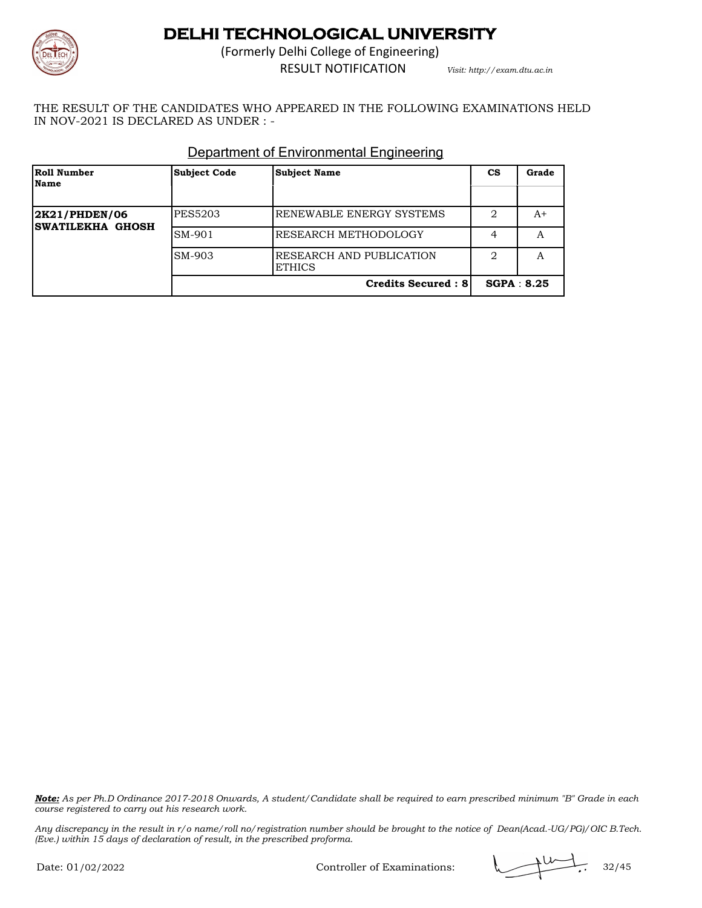# DELHI TECHNOLOGICAL UNIVERSITY

(Formerly Delhi College of Engineering)

RESULT NOTIFICATION *Visit: http://exam.dtu.ac.in*

THE RESULT OF THE CANDIDATES WHO APPEARED IN THE FOLLOWING EXAMINATIONS HELD IN NOV-2021 IS DECLARED AS UNDER : -

## Department of Environmental Engineering

| Roll Number Name | Subject Code | Subject Name | CS | Grade |
|---|---|---|---|---|
| **2K21/PHDEN/06 SWATILEKHA GHOSH** | PES5203 | RENEWABLE ENERGY SYSTEMS | 2 | A+ |
| | SM-901 | RESEARCH METHODOLOGY | 4 | A |
| | SM-903 | RESEARCH AND PUBLICATION ETHICS | 2 | A |
| | | **Credits Secured : 8** | **SGPA : 8.25** | |

***Note:*** *As per Ph.D Ordinance 2017-2018 Onwards, A student/Candidate shall be required to earn prescribed minimum "B" Grade in each course registered to carry out his research work.*

*Any discrepancy in the result in r/o name/roll no/registration number should be brought to the notice of Dean(Acad.-UG/PG)/OIC B.Tech. (Eve.) within 15 days of declaration of result, in the prescribed proforma.*

Date: 01/02/2022 Controller of Examinations: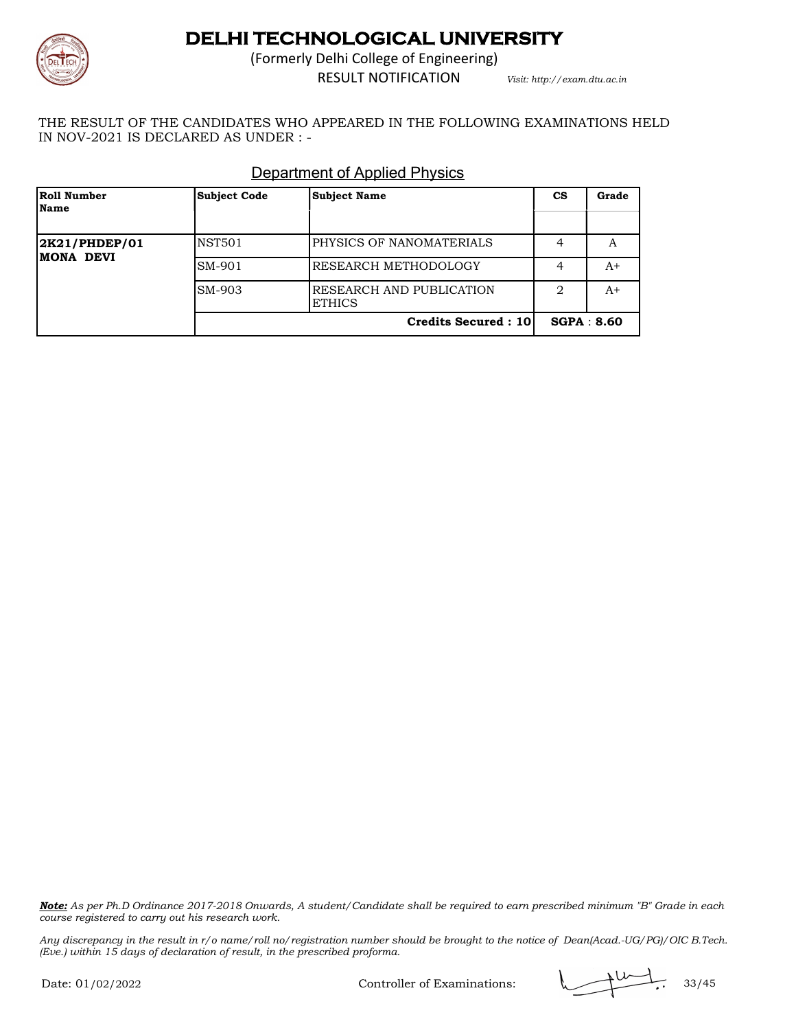# DELHI TECHNOLOGICAL UNIVERSITY

(Formerly Delhi College of Engineering)

RESULT NOTIFICATION *Visit: http://exam.dtu.ac.in*

THE RESULT OF THE CANDIDATES WHO APPEARED IN THE FOLLOWING EXAMINATIONS HELD IN NOV-2021 IS DECLARED AS UNDER : -

## Department of Applied Physics

| Roll Number Name | Subject Code | Subject Name | CS | Grade |
|---|---|---|---|---|
| **2K21/PHDEP/01 MONA DEVI** | NST501 | PHYSICS OF NANOMATERIALS | 4 | A |
| | SM-901 | RESEARCH METHODOLOGY | 4 | A+ |
| | SM-903 | RESEARCH AND PUBLICATION ETHICS | 2 | A+ |
| | | **Credits Secured : 10** | **SGPA : 8.60** | |

***Note:*** *As per Ph.D Ordinance 2017-2018 Onwards, A student/Candidate shall be required to earn prescribed minimum "B" Grade in each course registered to carry out his research work.*

*Any discrepancy in the result in r/o name/roll no/registration number should be brought to the notice of Dean(Acad.-UG/PG)/OIC B.Tech. (Eve.) within 15 days of declaration of result, in the prescribed proforma.*

Date: 01/02/2022 Controller of Examinations: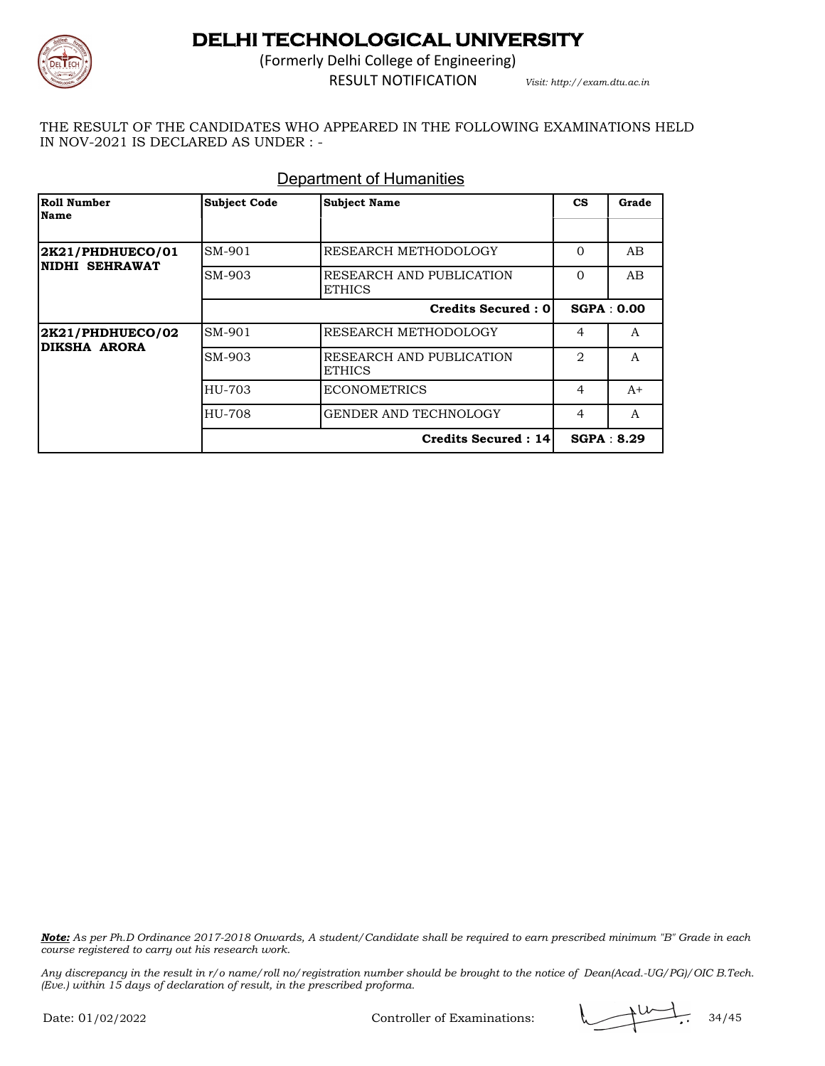# DELHI TECHNOLOGICAL UNIVERSITY

(Formerly Delhi College of Engineering)

RESULT NOTIFICATION *Visit: http://exam.dtu.ac.in*

THE RESULT OF THE CANDIDATES WHO APPEARED IN THE FOLLOWING EXAMINATIONS HELD IN NOV-2021 IS DECLARED AS UNDER : -

## Department of Humanities

| Roll Number Name | Subject Code | Subject Name | CS | Grade |
|---|---|---|---|---|
| **2K21/PHDHUECO/01 NIDHI SEHRAWAT** | SM-901 | RESEARCH METHODOLOGY | 0 | AB |
| | SM-903 | RESEARCH AND PUBLICATION ETHICS | 0 | AB |
| | | **Credits Secured : 0** | **SGPA : 0.00** | |
| **2K21/PHDHUECO/02 DIKSHA ARORA** | SM-901 | RESEARCH METHODOLOGY | 4 | A |
| | SM-903 | RESEARCH AND PUBLICATION ETHICS | 2 | A |
| | HU-703 | ECONOMETRICS | 4 | A+ |
| | HU-708 | GENDER AND TECHNOLOGY | 4 | A |
| | | **Credits Secured : 14** | **SGPA : 8.29** | |

***Note:*** *As per Ph.D Ordinance 2017-2018 Onwards, A student/Candidate shall be required to earn prescribed minimum "B" Grade in each course registered to carry out his research work.*

*Any discrepancy in the result in r/o name/roll no/registration number should be brought to the notice of Dean(Acad.-UG/PG)/OIC B.Tech. (Eve.) within 15 days of declaration of result, in the prescribed proforma.*

Date: 01/02/2022

Controller of Examinations: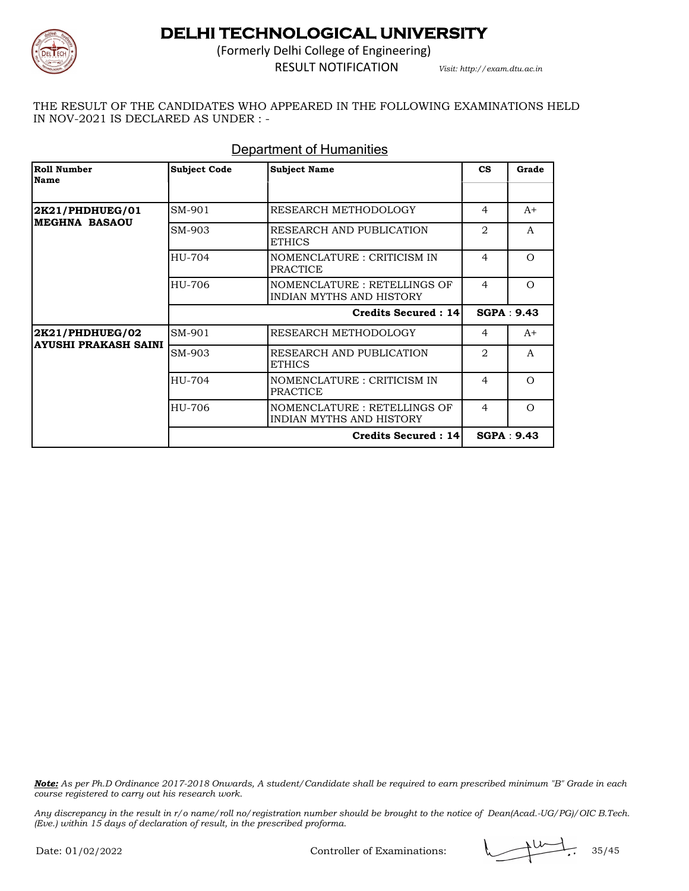# DELHI TECHNOLOGICAL UNIVERSITY

(Formerly Delhi College of Engineering)

RESULT NOTIFICATION *Visit: http://exam.dtu.ac.in*

THE RESULT OF THE CANDIDATES WHO APPEARED IN THE FOLLOWING EXAMINATIONS HELD IN NOV-2021 IS DECLARED AS UNDER : -

## Department of Humanities

| Roll Number Name | Subject Code | Subject Name | CS | Grade |
|---|---|---|---|---|
| **2K21/PHDHUEG/01 MEGHNA BASAOU** | SM-901 | RESEARCH METHODOLOGY | 4 | A+ |
| | SM-903 | RESEARCH AND PUBLICATION ETHICS | 2 | A |
| | HU-704 | NOMENCLATURE : CRITICISM IN PRACTICE | 4 | O |
| | HU-706 | NOMENCLATURE : RETELLINGS OF INDIAN MYTHS AND HISTORY | 4 | O |
| | | **Credits Secured : 14** | **SGPA : 9.43** | |
| **2K21/PHDHUEG/02 AYUSHI PRAKASH SAINI** | SM-901 | RESEARCH METHODOLOGY | 4 | A+ |
| | SM-903 | RESEARCH AND PUBLICATION ETHICS | 2 | A |
| | HU-704 | NOMENCLATURE : CRITICISM IN PRACTICE | 4 | O |
| | HU-706 | NOMENCLATURE : RETELLINGS OF INDIAN MYTHS AND HISTORY | 4 | O |
| | | **Credits Secured : 14** | **SGPA : 9.43** | |

***Note:*** *As per Ph.D Ordinance 2017-2018 Onwards, A student/Candidate shall be required to earn prescribed minimum "B" Grade in each course registered to carry out his research work.*

*Any discrepancy in the result in r/o name/roll no/registration number should be brought to the notice of Dean(Acad.-UG/PG)/OIC B.Tech. (Eve.) within 15 days of declaration of result, in the prescribed proforma.*

Date: 01/02/2022 Controller of Examinations: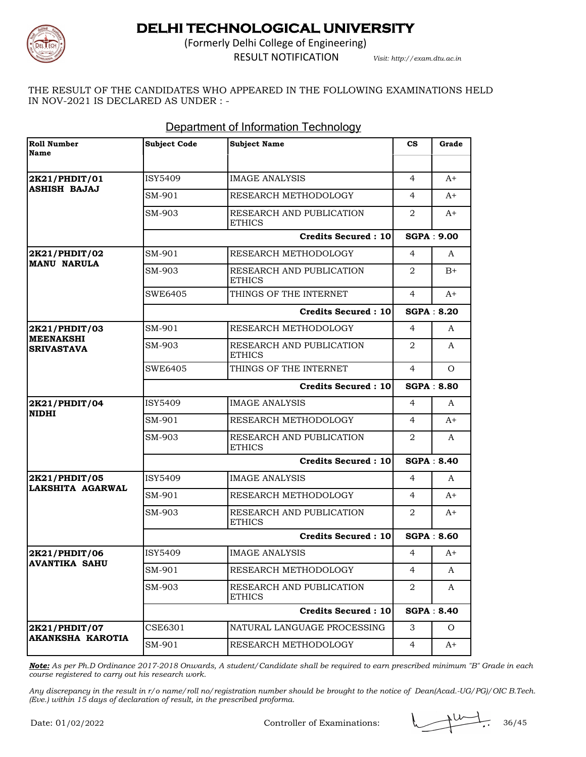# DELHI TECHNOLOGICAL UNIVERSITY

(Formerly Delhi College of Engineering)

RESULT NOTIFICATION

*Visit: http://exam.dtu.ac.in*

THE RESULT OF THE CANDIDATES WHO APPEARED IN THE FOLLOWING EXAMINATIONS HELD IN NOV-2021 IS DECLARED AS UNDER : -

## Department of Information Technology

| Roll Number Name | Subject Code | Subject Name | CS | Grade |
|---|---|---|---|---|
| **2K21/PHDIT/01 ASHISH BAJAJ** | ISY5409 | IMAGE ANALYSIS | 4 | A+ |
| | SM-901 | RESEARCH METHODOLOGY | 4 | A+ |
| | SM-903 | RESEARCH AND PUBLICATION ETHICS | 2 | A+ |
| | | **Credits Secured : 10** | **SGPA : 9.00** | |
| **2K21/PHDIT/02 MANU NARULA** | SM-901 | RESEARCH METHODOLOGY | 4 | A |
| | SM-903 | RESEARCH AND PUBLICATION ETHICS | 2 | B+ |
| | SWE6405 | THINGS OF THE INTERNET | 4 | A+ |
| | | **Credits Secured : 10** | **SGPA : 8.20** | |
| **2K21/PHDIT/03 MEENAKSHI SRIVASTAVA** | SM-901 | RESEARCH METHODOLOGY | 4 | A |
| | SM-903 | RESEARCH AND PUBLICATION ETHICS | 2 | A |
| | SWE6405 | THINGS OF THE INTERNET | 4 | O |
| | | **Credits Secured : 10** | **SGPA : 8.80** | |
| **2K21/PHDIT/04 NIDHI** | ISY5409 | IMAGE ANALYSIS | 4 | A |
| | SM-901 | RESEARCH METHODOLOGY | 4 | A+ |
| | SM-903 | RESEARCH AND PUBLICATION ETHICS | 2 | A |
| | | **Credits Secured : 10** | **SGPA : 8.40** | |
| **2K21/PHDIT/05 LAKSHITA AGARWAL** | ISY5409 | IMAGE ANALYSIS | 4 | A |
| | SM-901 | RESEARCH METHODOLOGY | 4 | A+ |
| | SM-903 | RESEARCH AND PUBLICATION ETHICS | 2 | A+ |
| | | **Credits Secured : 10** | **SGPA : 8.60** | |
| **2K21/PHDIT/06 AVANTIKA SAHU** | ISY5409 | IMAGE ANALYSIS | 4 | A+ |
| | SM-901 | RESEARCH METHODOLOGY | 4 | A |
| | SM-903 | RESEARCH AND PUBLICATION ETHICS | 2 | A |
| | | **Credits Secured : 10** | **SGPA : 8.40** | |
| **2K21/PHDIT/07 AKANKSHA KAROTIA** | CSE6301 | NATURAL LANGUAGE PROCESSING | 3 | O |
| | SM-901 | RESEARCH METHODOLOGY | 4 | A+ |

***Note:*** *As per Ph.D Ordinance 2017-2018 Onwards, A student/Candidate shall be required to earn prescribed minimum "B" Grade in each course registered to carry out his research work.*

*Any discrepancy in the result in r/o name/roll no/registration number should be brought to the notice of Dean(Acad.-UG/PG)/OIC B.Tech. (Eve.) within 15 days of declaration of result, in the prescribed proforma.*

Date: 01/02/2022

Controller of Examinations: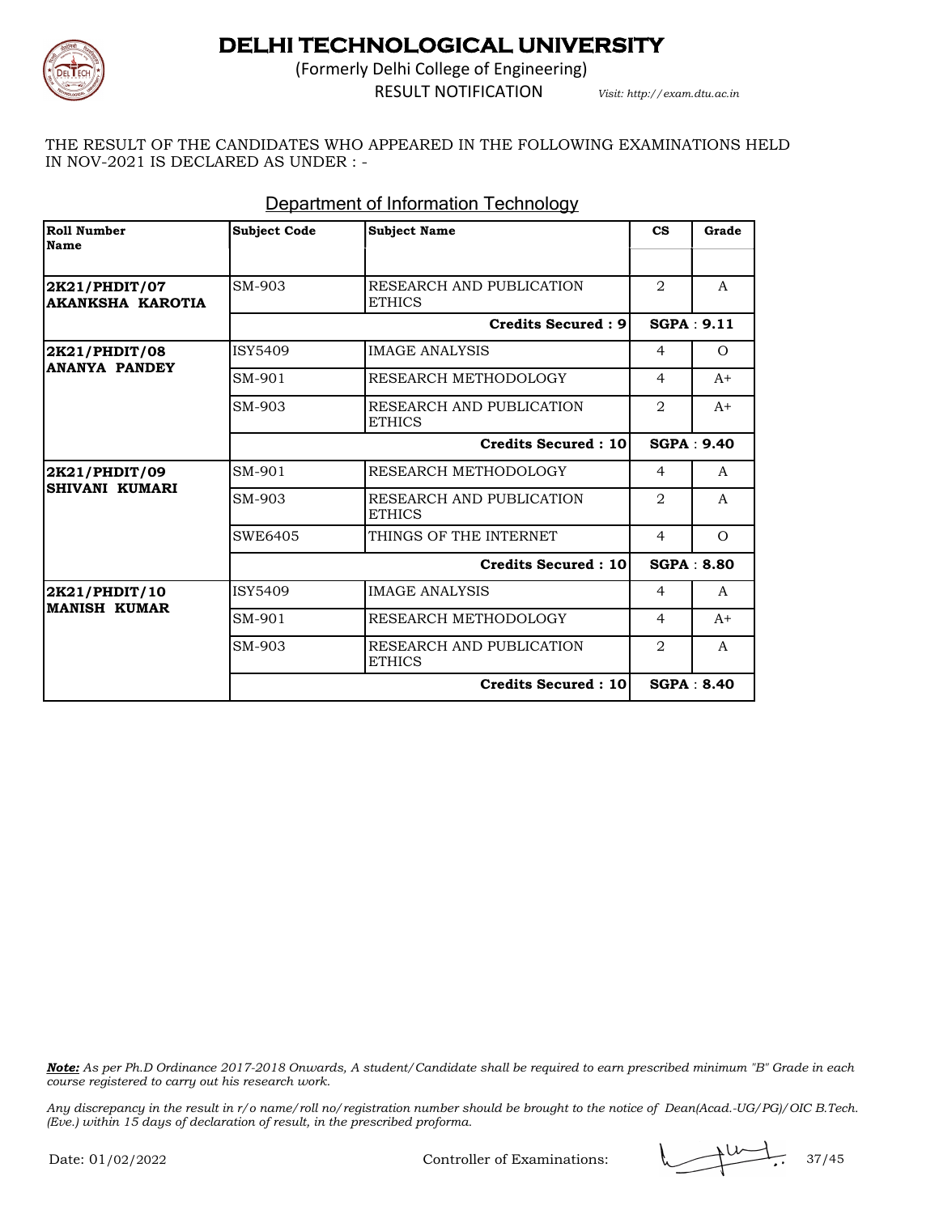# DELHI TECHNOLOGICAL UNIVERSITY

(Formerly Delhi College of Engineering)

RESULT NOTIFICATION

*Visit: http://exam.dtu.ac.in*

THE RESULT OF THE CANDIDATES WHO APPEARED IN THE FOLLOWING EXAMINATIONS HELD IN NOV-2021 IS DECLARED AS UNDER : -

## Department of Information Technology

| Roll Number Name | Subject Code | Subject Name | CS | Grade |
|---|---|---|---|---|
| **2K21/PHDIT/07 AKANKSHA KAROTIA** | SM-903 | RESEARCH AND PUBLICATION ETHICS | 2 | A |
| | | **Credits Secured : 9** | **SGPA : 9.11** | |
| **2K21/PHDIT/08 ANANYA PANDEY** | ISY5409 | IMAGE ANALYSIS | 4 | O |
| | SM-901 | RESEARCH METHODOLOGY | 4 | A+ |
| | SM-903 | RESEARCH AND PUBLICATION ETHICS | 2 | A+ |
| | | **Credits Secured : 10** | **SGPA : 9.40** | |
| **2K21/PHDIT/09 SHIVANI KUMARI** | SM-901 | RESEARCH METHODOLOGY | 4 | A |
| | SM-903 | RESEARCH AND PUBLICATION ETHICS | 2 | A |
| | SWE6405 | THINGS OF THE INTERNET | 4 | O |
| | | **Credits Secured : 10** | **SGPA : 8.80** | |
| **2K21/PHDIT/10 MANISH KUMAR** | ISY5409 | IMAGE ANALYSIS | 4 | A |
| | SM-901 | RESEARCH METHODOLOGY | 4 | A+ |
| | SM-903 | RESEARCH AND PUBLICATION ETHICS | 2 | A |
| | | **Credits Secured : 10** | **SGPA : 8.40** | |

***Note:*** *As per Ph.D Ordinance 2017-2018 Onwards, A student/Candidate shall be required to earn prescribed minimum "B" Grade in each course registered to carry out his research work.*

*Any discrepancy in the result in r/o name/roll no/registration number should be brought to the notice of Dean(Acad.-UG/PG)/OIC B.Tech. (Eve.) within 15 days of declaration of result, in the prescribed proforma.*

Date: 01/02/2022

Controller of Examinations: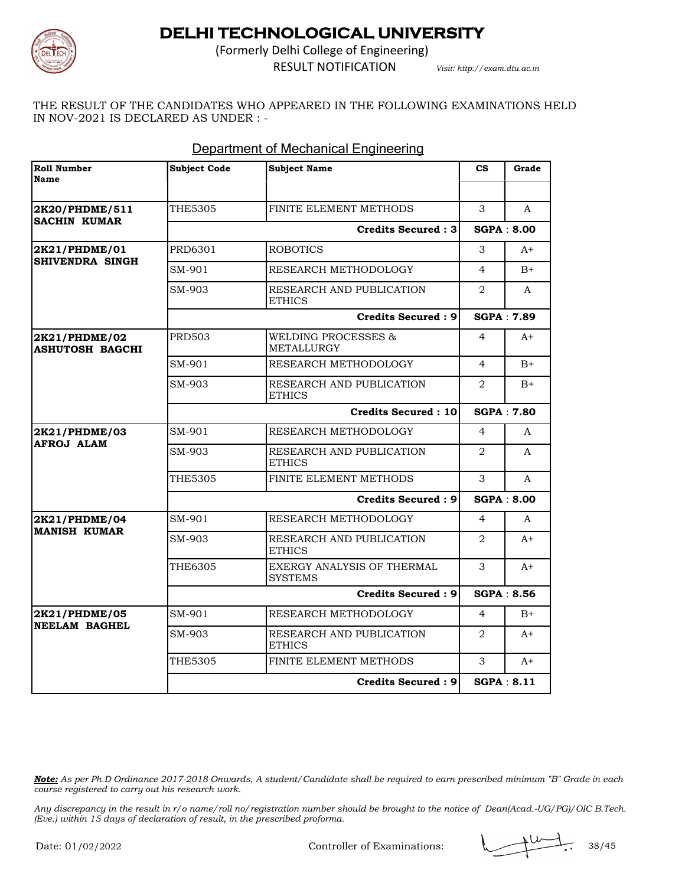# DELHI TECHNOLOGICAL UNIVERSITY

(Formerly Delhi College of Engineering)

RESULT NOTIFICATION

*Visit: http://exam.dtu.ac.in*

THE RESULT OF THE CANDIDATES WHO APPEARED IN THE FOLLOWING EXAMINATIONS HELD IN NOV-2021 IS DECLARED AS UNDER : -

## Department of Mechanical Engineering

| Roll Number Name | Subject Code | Subject Name | CS | Grade |
|---|---|---|---|---|
| **2K20/PHDME/511 SACHIN KUMAR** | THE5305 | FINITE ELEMENT METHODS | 3 | A |
| | | **Credits Secured : 3** | **SGPA : 8.00** | |
| **2K21/PHDME/01 SHIVENDRA SINGH** | PRD6301 | ROBOTICS | 3 | A+ |
| | SM-901 | RESEARCH METHODOLOGY | 4 | B+ |
| | SM-903 | RESEARCH AND PUBLICATION ETHICS | 2 | A |
| | | **Credits Secured : 9** | **SGPA : 7.89** | |
| **2K21/PHDME/02 ASHUTOSH BAGCHI** | PRD503 | WELDING PROCESSES & METALLURGY | 4 | A+ |
| | SM-901 | RESEARCH METHODOLOGY | 4 | B+ |
| | SM-903 | RESEARCH AND PUBLICATION ETHICS | 2 | B+ |
| | | **Credits Secured : 10** | **SGPA : 7.80** | |
| **2K21/PHDME/03 AFROJ ALAM** | SM-901 | RESEARCH METHODOLOGY | 4 | A |
| | SM-903 | RESEARCH AND PUBLICATION ETHICS | 2 | A |
| | THE5305 | FINITE ELEMENT METHODS | 3 | A |
| | | **Credits Secured : 9** | **SGPA : 8.00** | |
| **2K21/PHDME/04 MANISH KUMAR** | SM-901 | RESEARCH METHODOLOGY | 4 | A |
| | SM-903 | RESEARCH AND PUBLICATION ETHICS | 2 | A+ |
| | THE6305 | EXERGY ANALYSIS OF THERMAL SYSTEMS | 3 | A+ |
| | | **Credits Secured : 9** | **SGPA : 8.56** | |
| **2K21/PHDME/05 NEELAM BAGHEL** | SM-901 | RESEARCH METHODOLOGY | 4 | B+ |
| | SM-903 | RESEARCH AND PUBLICATION ETHICS | 2 | A+ |
| | THE5305 | FINITE ELEMENT METHODS | 3 | A+ |
| | | **Credits Secured : 9** | **SGPA : 8.11** | |

***Note:*** *As per Ph.D Ordinance 2017-2018 Onwards, A student/Candidate shall be required to earn prescribed minimum "B" Grade in each course registered to carry out his research work.*

*Any discrepancy in the result in r/o name/roll no/registration number should be brought to the notice of Dean(Acad.-UG/PG)/OIC B.Tech. (Eve.) within 15 days of declaration of result, in the prescribed proforma.*

Date: 01/02/2022

Controller of Examinations: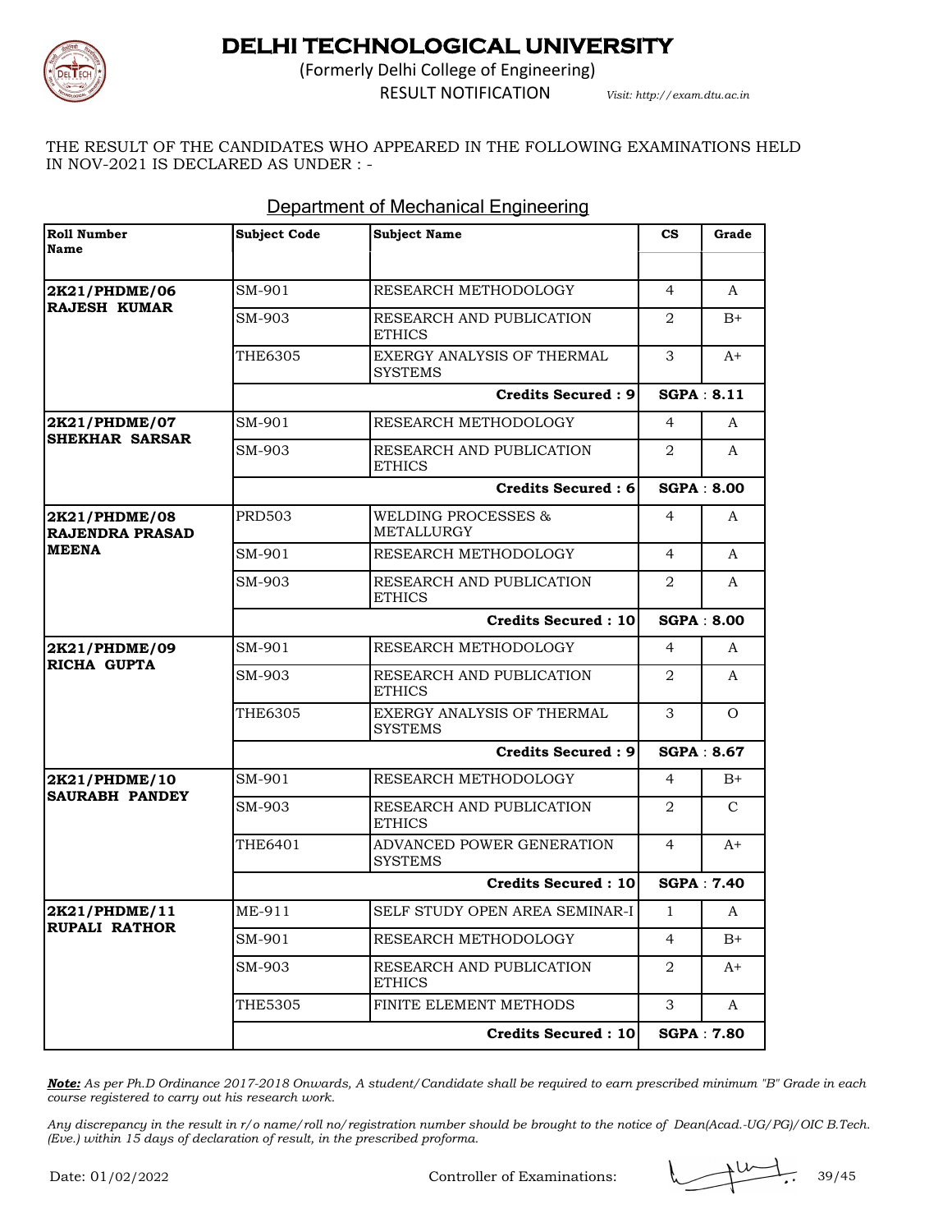# DELHI TECHNOLOGICAL UNIVERSITY

(Formerly Delhi College of Engineering)

RESULT NOTIFICATION *Visit: http://exam.dtu.ac.in*

THE RESULT OF THE CANDIDATES WHO APPEARED IN THE FOLLOWING EXAMINATIONS HELD IN NOV-2021 IS DECLARED AS UNDER : -

## Department of Mechanical Engineering

| Roll Number Name | Subject Code | Subject Name | CS | Grade |
|---|---|---|---|---|
| **2K21/PHDME/06 RAJESH KUMAR** | SM-901 | RESEARCH METHODOLOGY | 4 | A |
| | SM-903 | RESEARCH AND PUBLICATION ETHICS | 2 | B+ |
| | THE6305 | EXERGY ANALYSIS OF THERMAL SYSTEMS | 3 | A+ |
| | | **Credits Secured : 9** | **SGPA : 8.11** | |
| **2K21/PHDME/07 SHEKHAR SARSAR** | SM-901 | RESEARCH METHODOLOGY | 4 | A |
| | SM-903 | RESEARCH AND PUBLICATION ETHICS | 2 | A |
| | | **Credits Secured : 6** | **SGPA : 8.00** | |
| **2K21/PHDME/08 RAJENDRA PRASAD MEENA** | PRD503 | WELDING PROCESSES & METALLURGY | 4 | A |
| | SM-901 | RESEARCH METHODOLOGY | 4 | A |
| | SM-903 | RESEARCH AND PUBLICATION ETHICS | 2 | A |
| | | **Credits Secured : 10** | **SGPA : 8.00** | |
| **2K21/PHDME/09 RICHA GUPTA** | SM-901 | RESEARCH METHODOLOGY | 4 | A |
| | SM-903 | RESEARCH AND PUBLICATION ETHICS | 2 | A |
| | THE6305 | EXERGY ANALYSIS OF THERMAL SYSTEMS | 3 | O |
| | | **Credits Secured : 9** | **SGPA : 8.67** | |
| **2K21/PHDME/10 SAURABH PANDEY** | SM-901 | RESEARCH METHODOLOGY | 4 | B+ |
| | SM-903 | RESEARCH AND PUBLICATION ETHICS | 2 | C |
| | THE6401 | ADVANCED POWER GENERATION SYSTEMS | 4 | A+ |
| | | **Credits Secured : 10** | **SGPA : 7.40** | |
| **2K21/PHDME/11 RUPALI RATHOR** | ME-911 | SELF STUDY OPEN AREA SEMINAR-I | 1 | A |
| | SM-901 | RESEARCH METHODOLOGY | 4 | B+ |
| | SM-903 | RESEARCH AND PUBLICATION ETHICS | 2 | A+ |
| | THE5305 | FINITE ELEMENT METHODS | 3 | A |
| | | **Credits Secured : 10** | **SGPA : 7.80** | |

***Note:*** *As per Ph.D Ordinance 2017-2018 Onwards, A student/Candidate shall be required to earn prescribed minimum "B" Grade in each course registered to carry out his research work.*

*Any discrepancy in the result in r/o name/roll no/registration number should be brought to the notice of Dean(Acad.-UG/PG)/OIC B.Tech. (Eve.) within 15 days of declaration of result, in the prescribed proforma.*

Date: 01/02/2022 Controller of Examinations: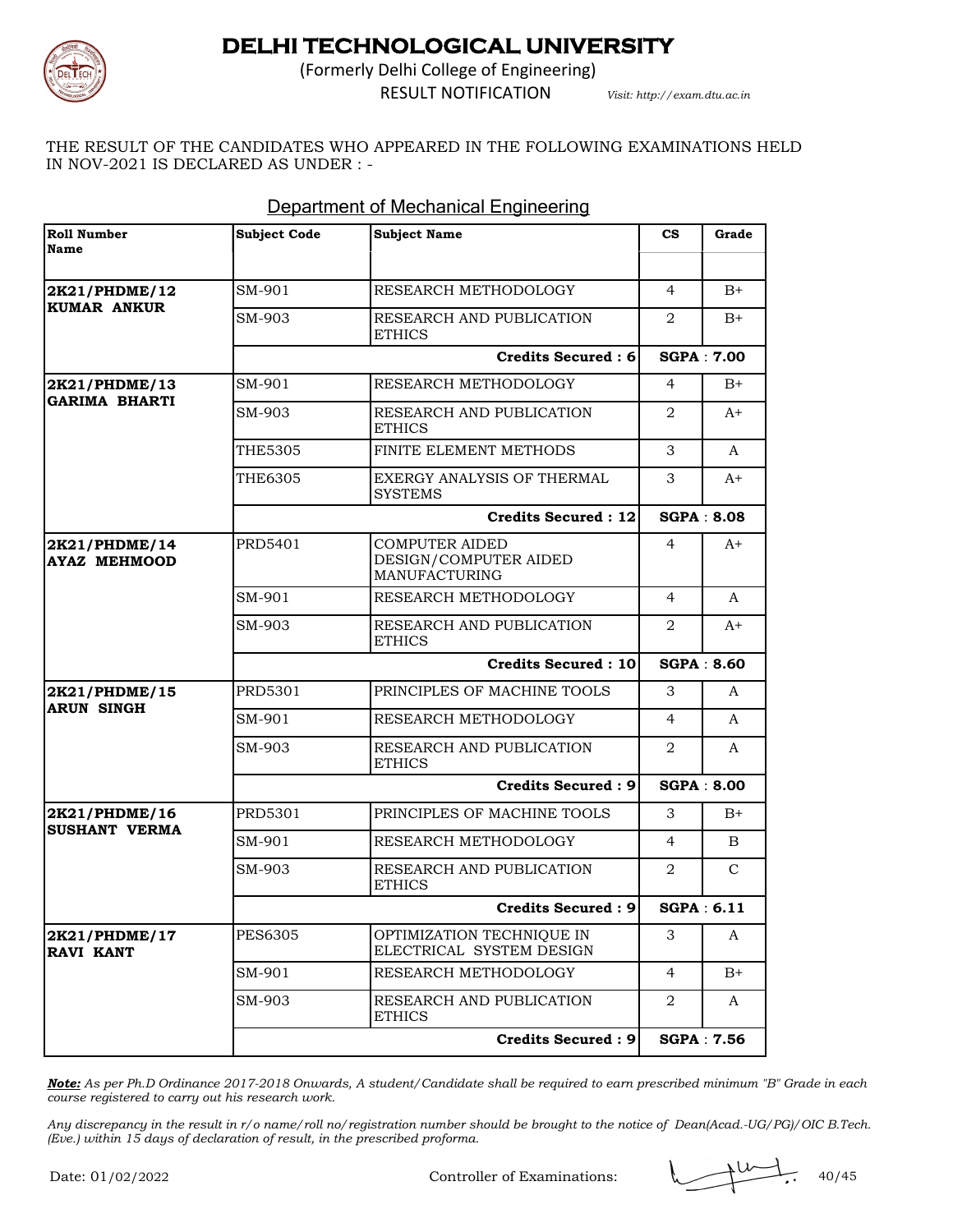# DELHI TECHNOLOGICAL UNIVERSITY

(Formerly Delhi College of Engineering)

RESULT NOTIFICATION *Visit: http://exam.dtu.ac.in*

THE RESULT OF THE CANDIDATES WHO APPEARED IN THE FOLLOWING EXAMINATIONS HELD IN NOV-2021 IS DECLARED AS UNDER : -

## Department of Mechanical Engineering

| Roll Number Name | Subject Code | Subject Name | CS | Grade |
|---|---|---|---|---|
| **2K21/PHDME/12 KUMAR ANKUR** | SM-901 | RESEARCH METHODOLOGY | 4 | B+ |
| | SM-903 | RESEARCH AND PUBLICATION ETHICS | 2 | B+ |
| | | **Credits Secured : 6** | **SGPA : 7.00** | |
| **2K21/PHDME/13 GARIMA BHARTI** | SM-901 | RESEARCH METHODOLOGY | 4 | B+ |
| | SM-903 | RESEARCH AND PUBLICATION ETHICS | 2 | A+ |
| | THE5305 | FINITE ELEMENT METHODS | 3 | A |
| | THE6305 | EXERGY ANALYSIS OF THERMAL SYSTEMS | 3 | A+ |
| | | **Credits Secured : 12** | **SGPA : 8.08** | |
| **2K21/PHDME/14 AYAZ MEHMOOD** | PRD5401 | COMPUTER AIDED DESIGN/COMPUTER AIDED MANUFACTURING | 4 | A+ |
| | SM-901 | RESEARCH METHODOLOGY | 4 | A |
| | SM-903 | RESEARCH AND PUBLICATION ETHICS | 2 | A+ |
| | | **Credits Secured : 10** | **SGPA : 8.60** | |
| **2K21/PHDME/15 ARUN SINGH** | PRD5301 | PRINCIPLES OF MACHINE TOOLS | 3 | A |
| | SM-901 | RESEARCH METHODOLOGY | 4 | A |
| | SM-903 | RESEARCH AND PUBLICATION ETHICS | 2 | A |
| | | **Credits Secured : 9** | **SGPA : 8.00** | |
| **2K21/PHDME/16 SUSHANT VERMA** | PRD5301 | PRINCIPLES OF MACHINE TOOLS | 3 | B+ |
| | SM-901 | RESEARCH METHODOLOGY | 4 | B |
| | SM-903 | RESEARCH AND PUBLICATION ETHICS | 2 | C |
| | | **Credits Secured : 9** | **SGPA : 6.11** | |
| **2K21/PHDME/17 RAVI KANT** | PES6305 | OPTIMIZATION TECHNIQUE IN ELECTRICAL SYSTEM DESIGN | 3 | A |
| | SM-901 | RESEARCH METHODOLOGY | 4 | B+ |
| | SM-903 | RESEARCH AND PUBLICATION ETHICS | 2 | A |
| | | **Credits Secured : 9** | **SGPA : 7.56** | |

***Note:*** *As per Ph.D Ordinance 2017-2018 Onwards, A student/Candidate shall be required to earn prescribed minimum "B" Grade in each course registered to carry out his research work.*

*Any discrepancy in the result in r/o name/roll no/registration number should be brought to the notice of Dean(Acad.-UG/PG)/OIC B.Tech. (Eve.) within 15 days of declaration of result, in the prescribed proforma.*

Date: 01/02/2022 Controller of Examinations: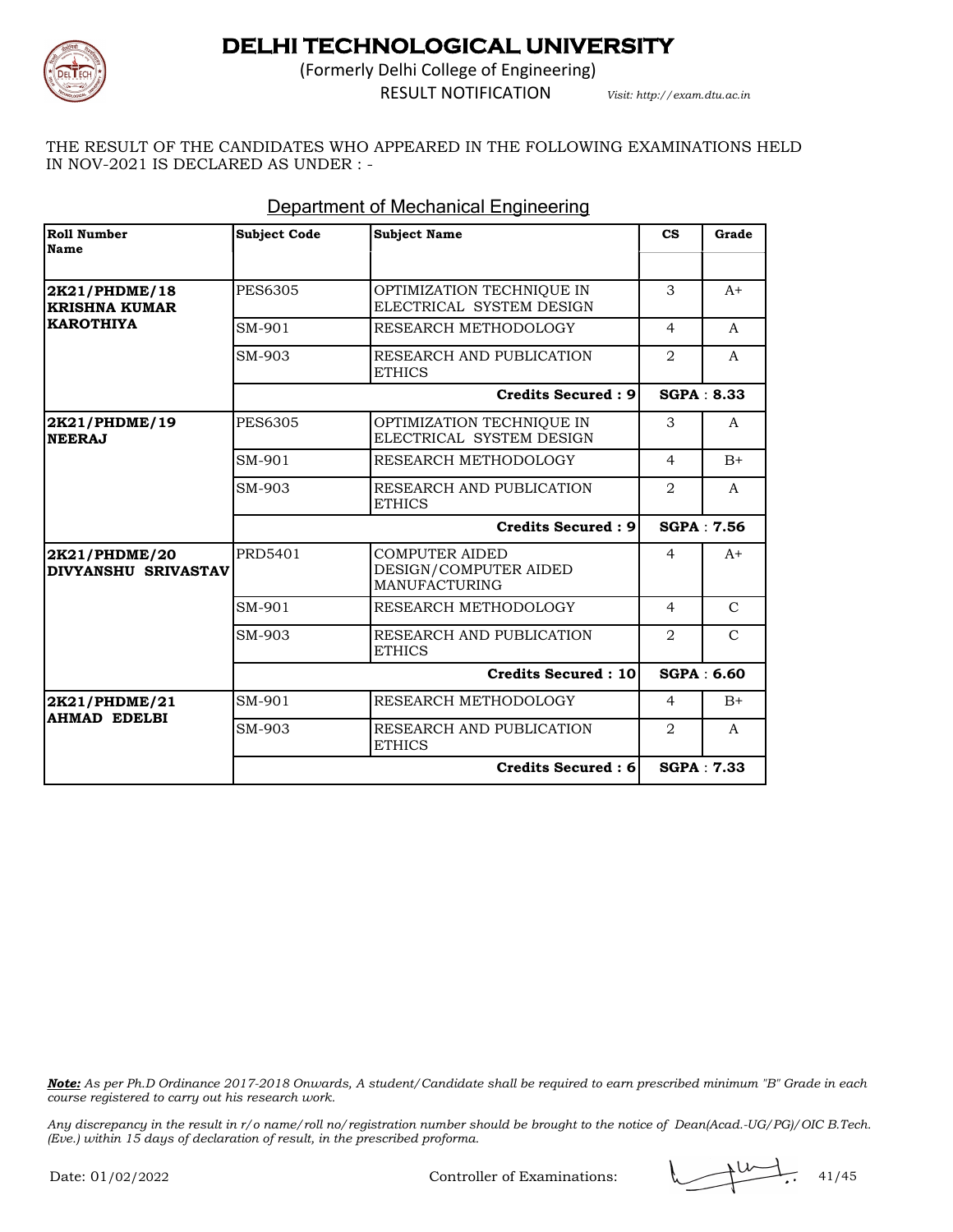# DELHI TECHNOLOGICAL UNIVERSITY

(Formerly Delhi College of Engineering)

RESULT NOTIFICATION *Visit: http://exam.dtu.ac.in*

THE RESULT OF THE CANDIDATES WHO APPEARED IN THE FOLLOWING EXAMINATIONS HELD IN NOV-2021 IS DECLARED AS UNDER : -

## Department of Mechanical Engineering

| Roll Number Name | Subject Code | Subject Name | CS | Grade |
|---|---|---|---|---|
| **2K21/PHDME/18 KRISHNA KUMAR KAROTHIYA** | PES6305 | OPTIMIZATION TECHNIQUE IN ELECTRICAL SYSTEM DESIGN | 3 | A+ |
| | SM-901 | RESEARCH METHODOLOGY | 4 | A |
| | SM-903 | RESEARCH AND PUBLICATION ETHICS | 2 | A |
| | | **Credits Secured : 9** | **SGPA : 8.33** | |
| **2K21/PHDME/19 NEERAJ** | PES6305 | OPTIMIZATION TECHNIQUE IN ELECTRICAL SYSTEM DESIGN | 3 | A |
| | SM-901 | RESEARCH METHODOLOGY | 4 | B+ |
| | SM-903 | RESEARCH AND PUBLICATION ETHICS | 2 | A |
| | | **Credits Secured : 9** | **SGPA : 7.56** | |
| **2K21/PHDME/20 DIVYANSHU SRIVASTAV** | PRD5401 | COMPUTER AIDED DESIGN/COMPUTER AIDED MANUFACTURING | 4 | A+ |
| | SM-901 | RESEARCH METHODOLOGY | 4 | C |
| | SM-903 | RESEARCH AND PUBLICATION ETHICS | 2 | C |
| | | **Credits Secured : 10** | **SGPA : 6.60** | |
| **2K21/PHDME/21 AHMAD EDELBI** | SM-901 | RESEARCH METHODOLOGY | 4 | B+ |
| | SM-903 | RESEARCH AND PUBLICATION ETHICS | 2 | A |
| | | **Credits Secured : 6** | **SGPA : 7.33** | |

***Note:*** *As per Ph.D Ordinance 2017-2018 Onwards, A student/Candidate shall be required to earn prescribed minimum "B" Grade in each course registered to carry out his research work.*

*Any discrepancy in the result in r/o name/roll no/registration number should be brought to the notice of Dean(Acad.-UG/PG)/OIC B.Tech. (Eve.) within 15 days of declaration of result, in the prescribed proforma.*

Date: 01/02/2022 Controller of Examinations: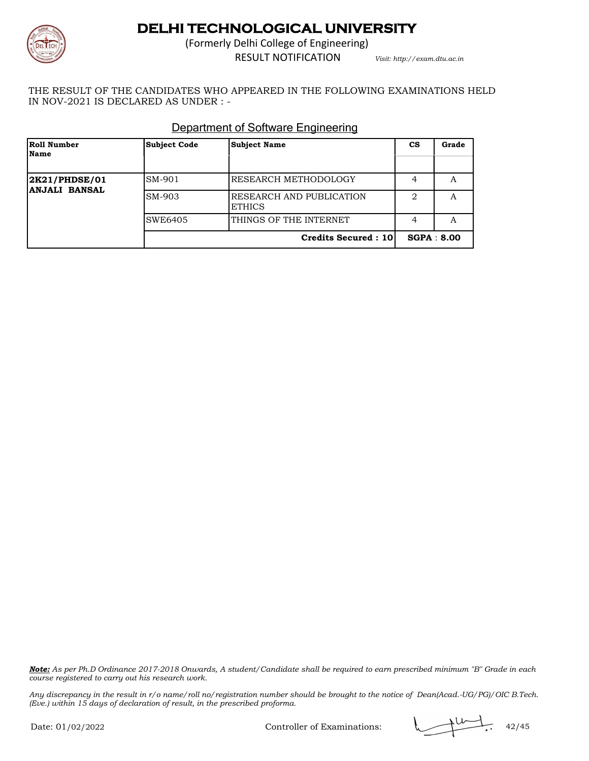# DELHI TECHNOLOGICAL UNIVERSITY

(Formerly Delhi College of Engineering)

RESULT NOTIFICATION

*Visit: http://exam.dtu.ac.in*

THE RESULT OF THE CANDIDATES WHO APPEARED IN THE FOLLOWING EXAMINATIONS HELD IN NOV-2021 IS DECLARED AS UNDER : -

## Department of Software Engineering

| Roll Number Name | Subject Code | Subject Name | CS | Grade |
|---|---|---|---|---|
| **2K21/PHDSE/01 ANJALI BANSAL** | SM-901 | RESEARCH METHODOLOGY | 4 | A |
| | SM-903 | RESEARCH AND PUBLICATION ETHICS | 2 | A |
| | SWE6405 | THINGS OF THE INTERNET | 4 | A |
| | | **Credits Secured : 10** | **SGPA : 8.00** | |

***Note:*** *As per Ph.D Ordinance 2017-2018 Onwards, A student/Candidate shall be required to earn prescribed minimum "B" Grade in each course registered to carry out his research work.*

*Any discrepancy in the result in r/o name/roll no/registration number should be brought to the notice of Dean(Acad.-UG/PG)/OIC B.Tech. (Eve.) within 15 days of declaration of result, in the prescribed proforma.*

Date: 01/02/2022

Controller of Examinations: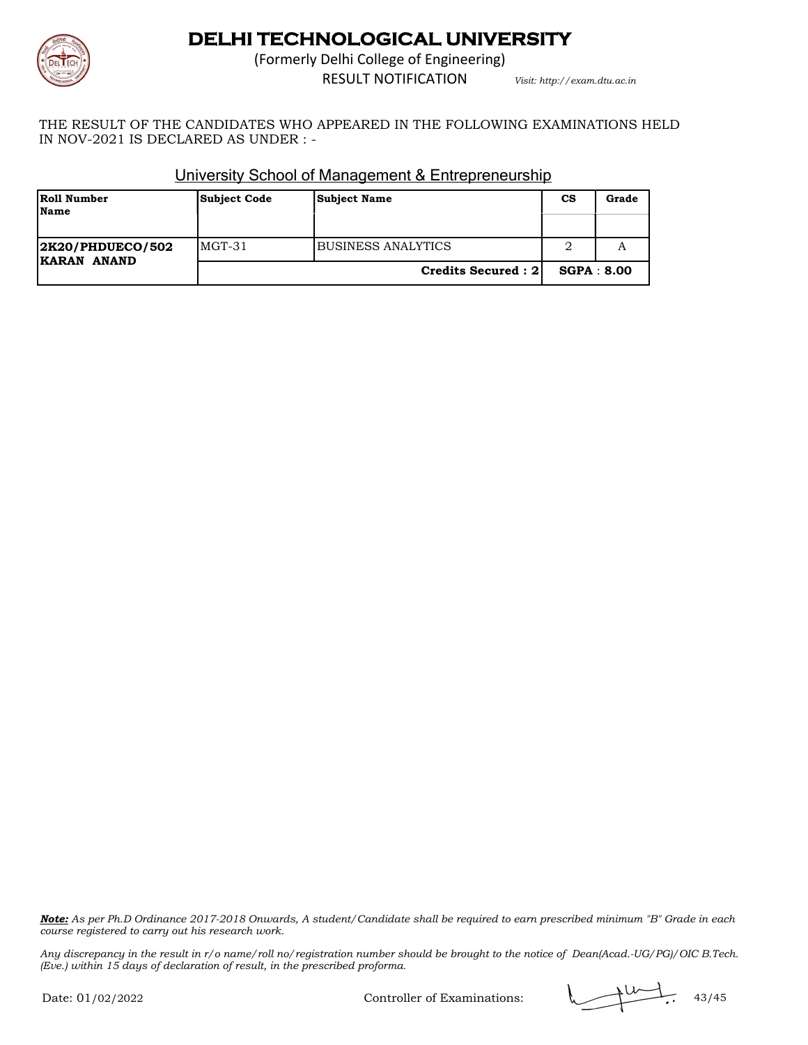# DELHI TECHNOLOGICAL UNIVERSITY

(Formerly Delhi College of Engineering)

RESULT NOTIFICATION *Visit: http://exam.dtu.ac.in*

THE RESULT OF THE CANDIDATES WHO APPEARED IN THE FOLLOWING EXAMINATIONS HELD IN NOV-2021 IS DECLARED AS UNDER : -

## University School of Management & Entrepreneurship

| Roll Number Name | Subject Code | Subject Name | CS | Grade |
|---|---|---|---|---|
| **2K20/PHDUECO/502 KARAN ANAND** | MGT-31 | BUSINESS ANALYTICS | 2 | A |
| | | **Credits Secured : 2** | **SGPA : 8.00** | |

***Note:*** *As per Ph.D Ordinance 2017-2018 Onwards, A student/Candidate shall be required to earn prescribed minimum "B" Grade in each course registered to carry out his research work.*

*Any discrepancy in the result in r/o name/roll no/registration number should be brought to the notice of Dean(Acad.-UG/PG)/OIC B.Tech. (Eve.) within 15 days of declaration of result, in the prescribed proforma.*

Date: 01/02/2022

Controller of Examinations: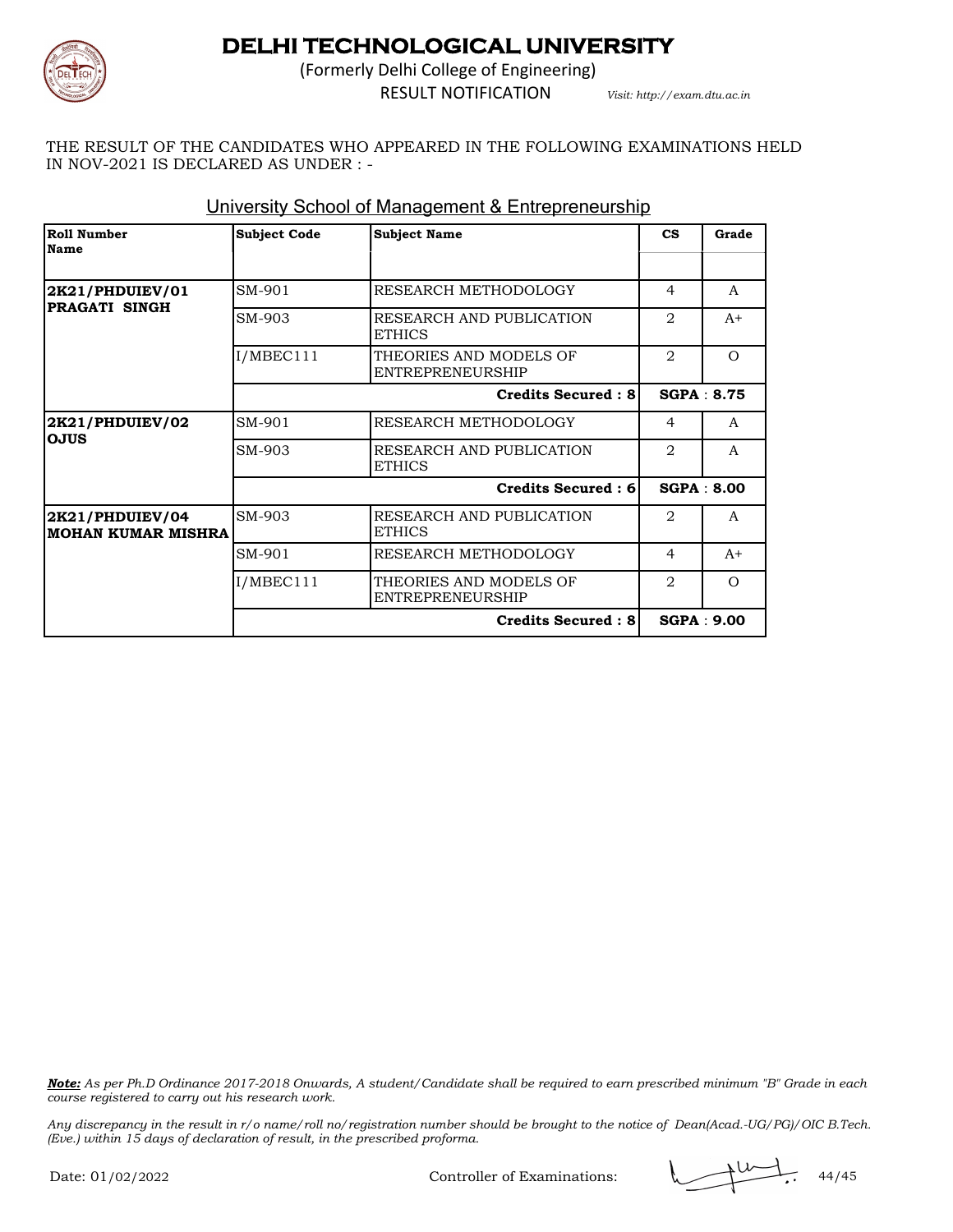# DELHI TECHNOLOGICAL UNIVERSITY

(Formerly Delhi College of Engineering)

RESULT NOTIFICATION *Visit: http://exam.dtu.ac.in*

THE RESULT OF THE CANDIDATES WHO APPEARED IN THE FOLLOWING EXAMINATIONS HELD IN NOV-2021 IS DECLARED AS UNDER : -

## University School of Management & Entrepreneurship

| Roll Number Name | Subject Code | Subject Name | CS | Grade |
|---|---|---|---|---|
| **2K21/PHDUIEV/01 PRAGATI SINGH** | SM-901 | RESEARCH METHODOLOGY | 4 | A |
| | SM-903 | RESEARCH AND PUBLICATION ETHICS | 2 | A+ |
| | I/MBEC111 | THEORIES AND MODELS OF ENTREPRENEURSHIP | 2 | O |
| | | **Credits Secured : 8** | **SGPA : 8.75** | |
| **2K21/PHDUIEV/02 OJUS** | SM-901 | RESEARCH METHODOLOGY | 4 | A |
| | SM-903 | RESEARCH AND PUBLICATION ETHICS | 2 | A |
| | | **Credits Secured : 6** | **SGPA : 8.00** | |
| **2K21/PHDUIEV/04 MOHAN KUMAR MISHRA** | SM-903 | RESEARCH AND PUBLICATION ETHICS | 2 | A |
| | SM-901 | RESEARCH METHODOLOGY | 4 | A+ |
| | I/MBEC111 | THEORIES AND MODELS OF ENTREPRENEURSHIP | 2 | O |
| | | **Credits Secured : 8** | **SGPA : 9.00** | |

***Note:*** *As per Ph.D Ordinance 2017-2018 Onwards, A student/Candidate shall be required to earn prescribed minimum "B" Grade in each course registered to carry out his research work.*

*Any discrepancy in the result in r/o name/roll no/registration number should be brought to the notice of Dean(Acad.-UG/PG)/OIC B.Tech. (Eve.) within 15 days of declaration of result, in the prescribed proforma.*

Date: 01/02/2022 Controller of Examinations: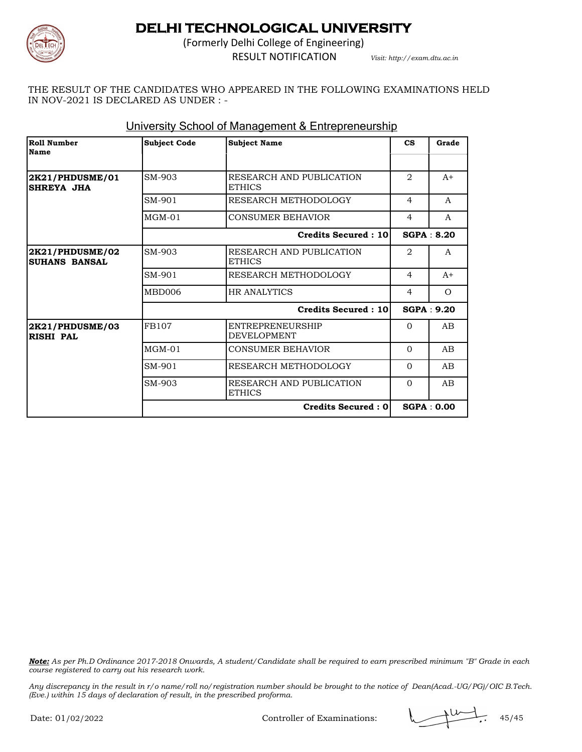# DELHI TECHNOLOGICAL UNIVERSITY

(Formerly Delhi College of Engineering)

RESULT NOTIFICATION *Visit: http://exam.dtu.ac.in*

THE RESULT OF THE CANDIDATES WHO APPEARED IN THE FOLLOWING EXAMINATIONS HELD IN NOV-2021 IS DECLARED AS UNDER : -

## University School of Management & Entrepreneurship

| Roll Number Name | Subject Code | Subject Name | CS | Grade |
|---|---|---|---|---|
| **2K21/PHDUSME/01 SHREYA JHA** | SM-903 | RESEARCH AND PUBLICATION ETHICS | 2 | A+ |
| | SM-901 | RESEARCH METHODOLOGY | 4 | A |
| | MGM-01 | CONSUMER BEHAVIOR | 4 | A |
| | | **Credits Secured : 10** | **SGPA : 8.20** | |
| **2K21/PHDUSME/02 SUHANS BANSAL** | SM-903 | RESEARCH AND PUBLICATION ETHICS | 2 | A |
| | SM-901 | RESEARCH METHODOLOGY | 4 | A+ |
| | MBD006 | HR ANALYTICS | 4 | O |
| | | **Credits Secured : 10** | **SGPA : 9.20** | |
| **2K21/PHDUSME/03 RISHI PAL** | FB107 | ENTREPRENEURSHIP DEVELOPMENT | 0 | AB |
| | MGM-01 | CONSUMER BEHAVIOR | 0 | AB |
| | SM-901 | RESEARCH METHODOLOGY | 0 | AB |
| | SM-903 | RESEARCH AND PUBLICATION ETHICS | 0 | AB |
| | | **Credits Secured : 0** | **SGPA : 0.00** | |

***Note:*** *As per Ph.D Ordinance 2017-2018 Onwards, A student/Candidate shall be required to earn prescribed minimum "B" Grade in each course registered to carry out his research work.*

*Any discrepancy in the result in r/o name/roll no/registration number should be brought to the notice of Dean(Acad.-UG/PG)/OIC B.Tech. (Eve.) within 15 days of declaration of result, in the prescribed proforma.*

Date: 01/02/2022 Controller of Examinations: